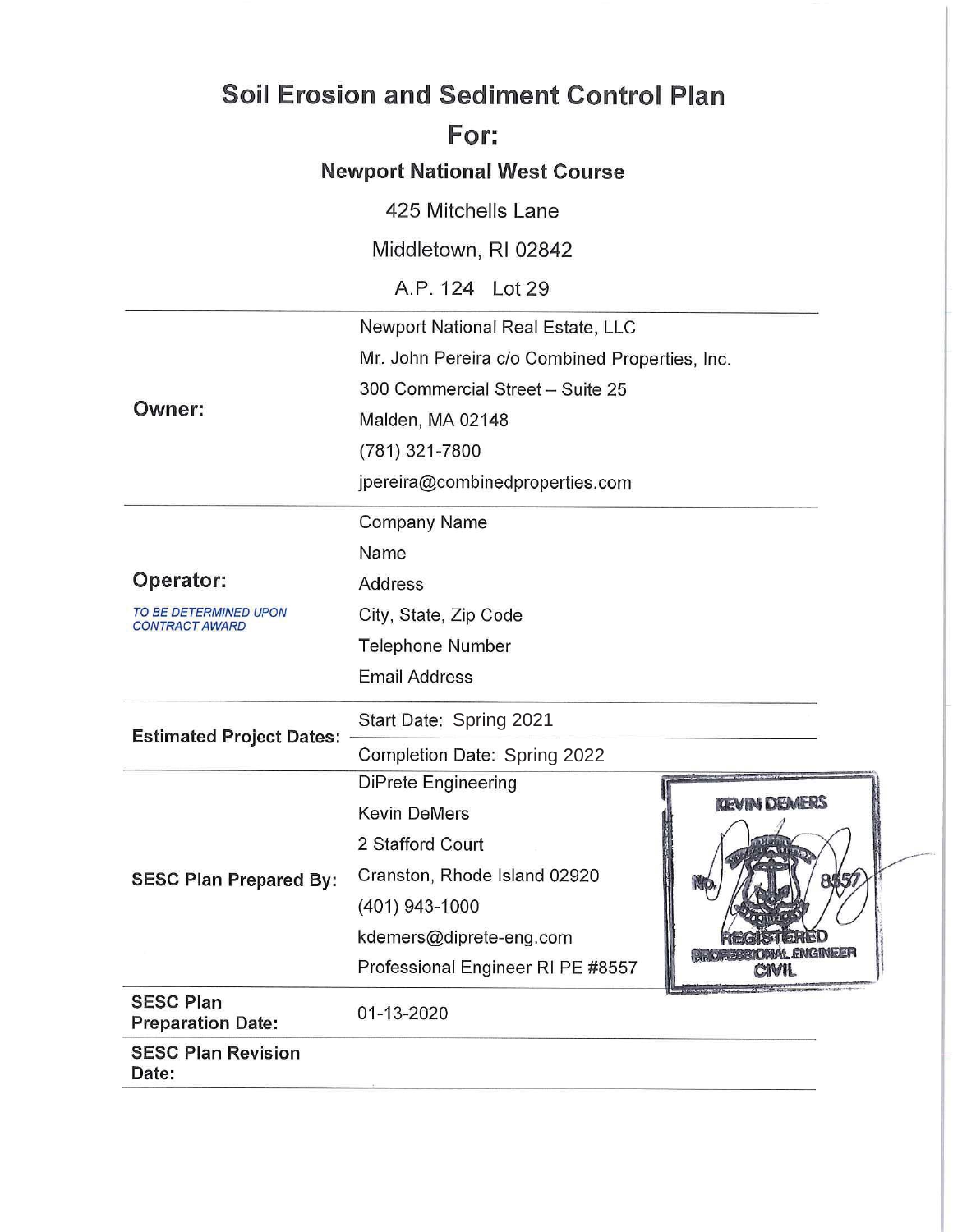# Soil Erosion and Sediment Control Plan

# For:

## Newport National West Course

425 Mitchells Lane

Middletown, RI 02842

A.P. 124 Lot 29

| | |
|---|---|
| **Owner:** | Newport National Real Estate, LLC<br>Mr. John Pereira c/o Combined Properties, Inc.<br>300 Commercial Street – Suite 25<br>Malden, MA 02148<br>(781) 321-7800<br>jpereira@combinedproperties.com |
| **Operator:**<br>*TO BE DETERMINED UPON CONTRACT AWARD* | Company Name<br>Name<br>Address<br>City, State, Zip Code<br>Telephone Number<br>Email Address |
| **Estimated Project Dates:** | Start Date: Spring 2021<br>Completion Date: Spring 2022 |
| **SESC Plan Prepared By:** | DiPrete Engineering<br>Kevin DeMers<br>2 Stafford Court<br>Cranston, Rhode Island 02920<br>(401) 943-1000<br>kdemers@diprete-eng.com<br>Professional Engineer RI PE #8557 |
| **SESC Plan Preparation Date:** | 01-13-2020 |
| **SESC Plan Revision Date:** | |

KEVIN DEMERS
No. 8557
REGISTERED PROFESSIONAL ENGINEER
CIVIL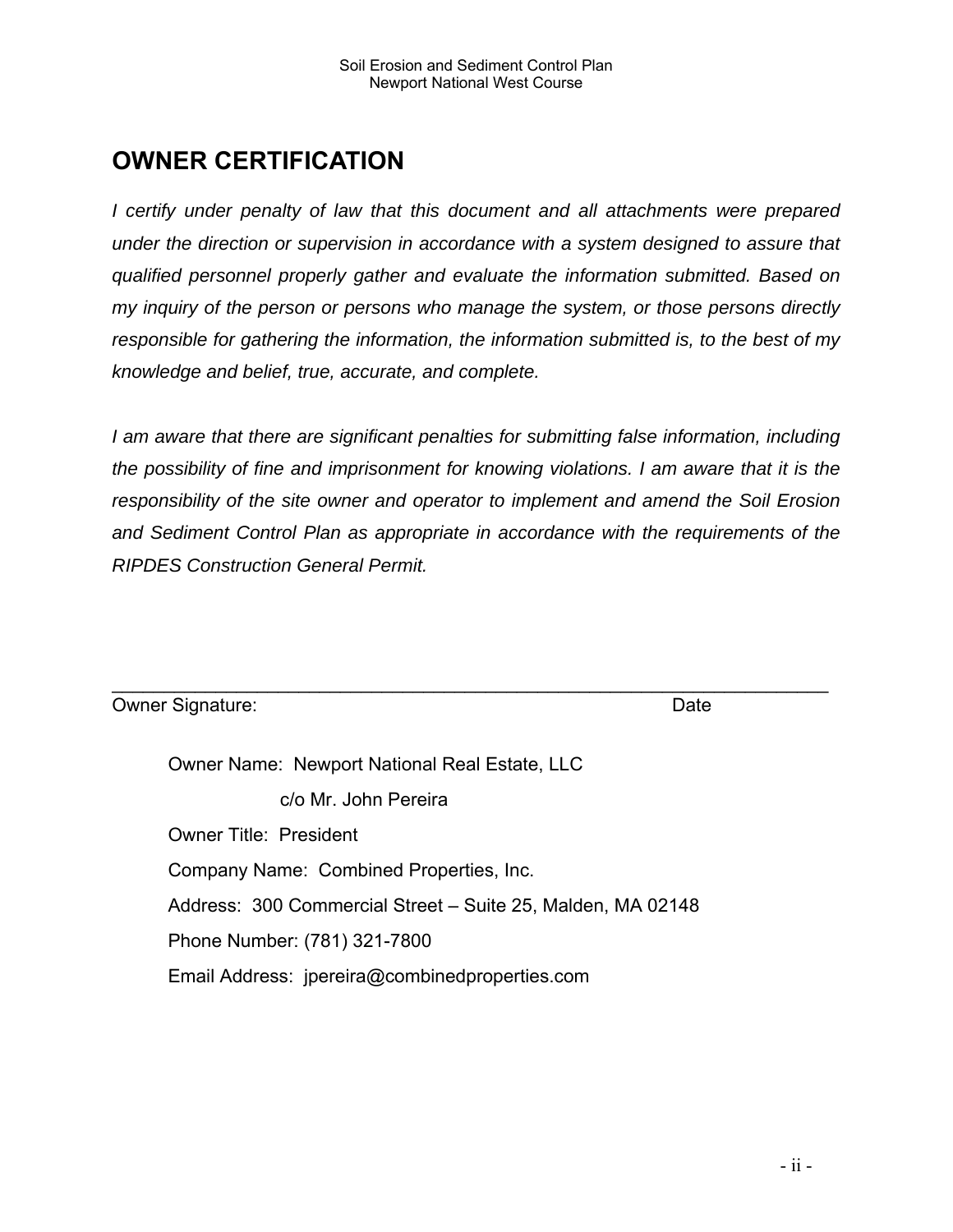# OWNER CERTIFICATION

*I certify under penalty of law that this document and all attachments were prepared under the direction or supervision in accordance with a system designed to assure that qualified personnel properly gather and evaluate the information submitted. Based on my inquiry of the person or persons who manage the system, or those persons directly responsible for gathering the information, the information submitted is, to the best of my knowledge and belief, true, accurate, and complete.*

*I am aware that there are significant penalties for submitting false information, including the possibility of fine and imprisonment for knowing violations. I am aware that it is the responsibility of the site owner and operator to implement and amend the Soil Erosion and Sediment Control Plan as appropriate in accordance with the requirements of the RIPDES Construction General Permit.*

_______________________________________________________________________

Owner Signature: Date

Owner Name: Newport National Real Estate, LLC

c/o Mr. John Pereira

Owner Title: President

Company Name: Combined Properties, Inc.

Address: 300 Commercial Street – Suite 25, Malden, MA 02148

Phone Number: (781) 321-7800

Email Address: jpereira@combinedproperties.com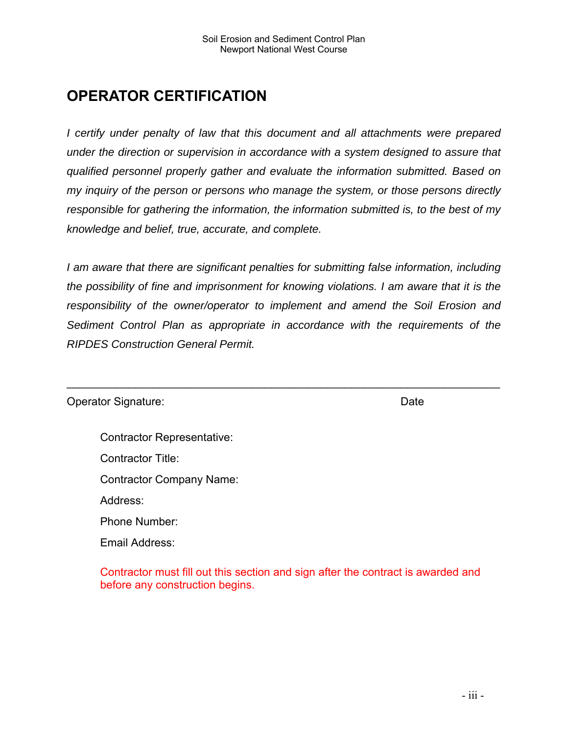# OPERATOR CERTIFICATION

*I certify under penalty of law that this document and all attachments were prepared under the direction or supervision in accordance with a system designed to assure that qualified personnel properly gather and evaluate the information submitted. Based on my inquiry of the person or persons who manage the system, or those persons directly responsible for gathering the information, the information submitted is, to the best of my knowledge and belief, true, accurate, and complete.*

*I am aware that there are significant penalties for submitting false information, including the possibility of fine and imprisonment for knowing violations. I am aware that it is the responsibility of the owner/operator to implement and amend the Soil Erosion and Sediment Control Plan as appropriate in accordance with the requirements of the RIPDES Construction General Permit.*

\_\_\_\_\_\_\_\_\_\_\_\_\_\_\_\_\_\_\_\_\_\_\_\_\_\_\_\_\_\_\_\_\_\_\_\_\_\_\_\_\_\_\_\_\_\_\_\_\_\_\_\_\_\_\_\_\_\_\_\_\_\_\_\_\_\_

Operator Signature: Date

Contractor Representative:

Contractor Title:

Contractor Company Name:

Address:

Phone Number:

Email Address:

Contractor must fill out this section and sign after the contract is awarded and before any construction begins.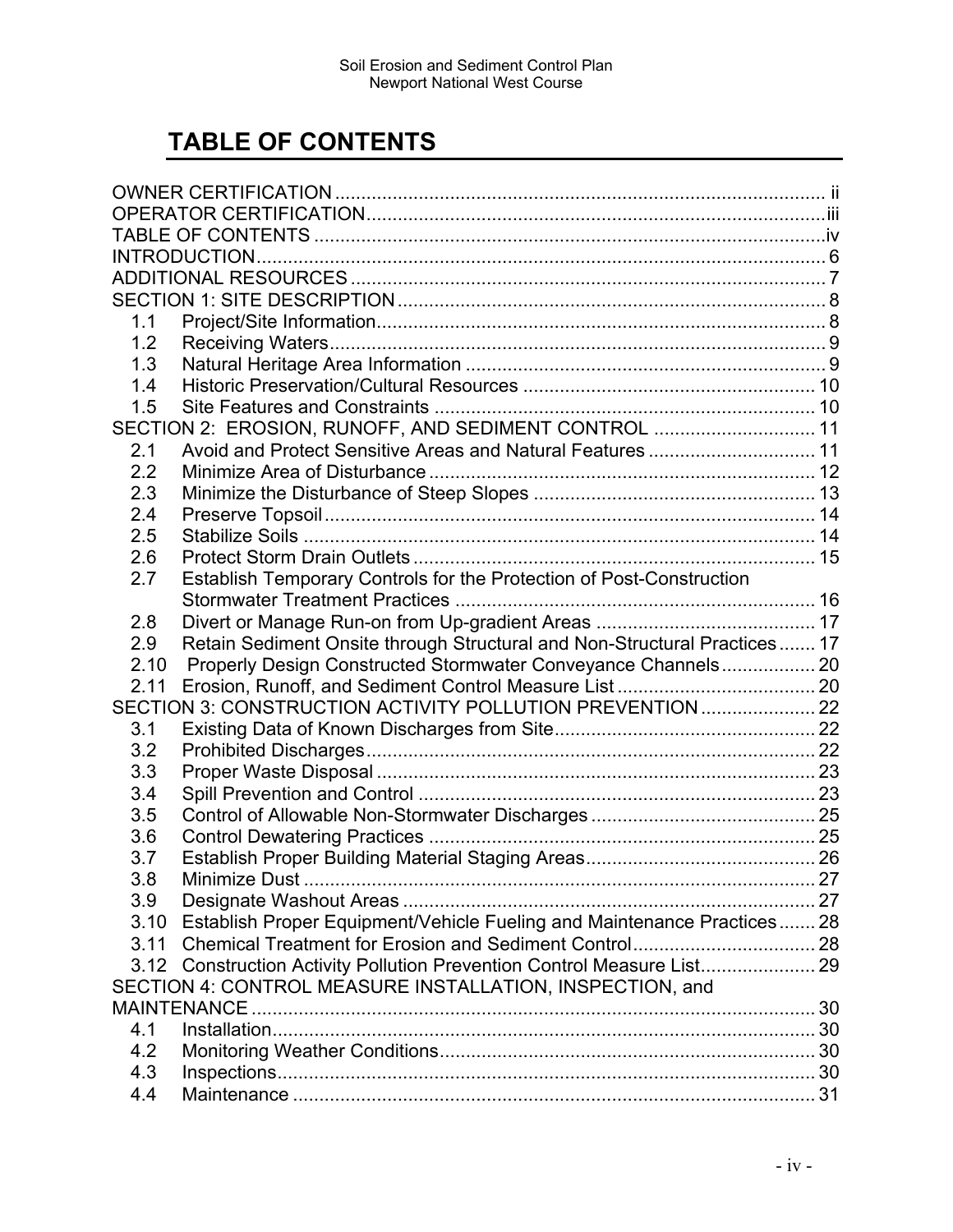# TABLE OF CONTENTS

OWNER CERTIFICATION ..... ii
OPERATOR CERTIFICATION..... iii
TABLE OF CONTENTS ..... iv
INTRODUCTION..... 6
ADDITIONAL RESOURCES ..... 7
SECTION 1: SITE DESCRIPTION ..... 8
- 1.1 Project/Site Information..... 8
- 1.2 Receiving Waters..... 9
- 1.3 Natural Heritage Area Information ..... 9
- 1.4 Historic Preservation/Cultural Resources ..... 10
- 1.5 Site Features and Constraints ..... 10

SECTION 2: EROSION, RUNOFF, AND SEDIMENT CONTROL ..... 11
- 2.1 Avoid and Protect Sensitive Areas and Natural Features ..... 11
- 2.2 Minimize Area of Disturbance ..... 12
- 2.3 Minimize the Disturbance of Steep Slopes ..... 13
- 2.4 Preserve Topsoil ..... 14
- 2.5 Stabilize Soils ..... 14
- 2.6 Protect Storm Drain Outlets ..... 15
- 2.7 Establish Temporary Controls for the Protection of Post-Construction Stormwater Treatment Practices ..... 16
- 2.8 Divert or Manage Run-on from Up-gradient Areas ..... 17
- 2.9 Retain Sediment Onsite through Structural and Non-Structural Practices ..... 17
- 2.10 Properly Design Constructed Stormwater Conveyance Channels ..... 20
- 2.11 Erosion, Runoff, and Sediment Control Measure List ..... 20

SECTION 3: CONSTRUCTION ACTIVITY POLLUTION PREVENTION ..... 22
- 3.1 Existing Data of Known Discharges from Site ..... 22
- 3.2 Prohibited Discharges ..... 22
- 3.3 Proper Waste Disposal ..... 23
- 3.4 Spill Prevention and Control ..... 23
- 3.5 Control of Allowable Non-Stormwater Discharges ..... 25
- 3.6 Control Dewatering Practices ..... 25
- 3.7 Establish Proper Building Material Staging Areas ..... 26
- 3.8 Minimize Dust ..... 27
- 3.9 Designate Washout Areas ..... 27
- 3.10 Establish Proper Equipment/Vehicle Fueling and Maintenance Practices ..... 28
- 3.11 Chemical Treatment for Erosion and Sediment Control ..... 28
- 3.12 Construction Activity Pollution Prevention Control Measure List ..... 29

SECTION 4: CONTROL MEASURE INSTALLATION, INSPECTION, and MAINTENANCE ..... 30
- 4.1 Installation ..... 30
- 4.2 Monitoring Weather Conditions ..... 30
- 4.3 Inspections ..... 30
- 4.4 Maintenance ..... 31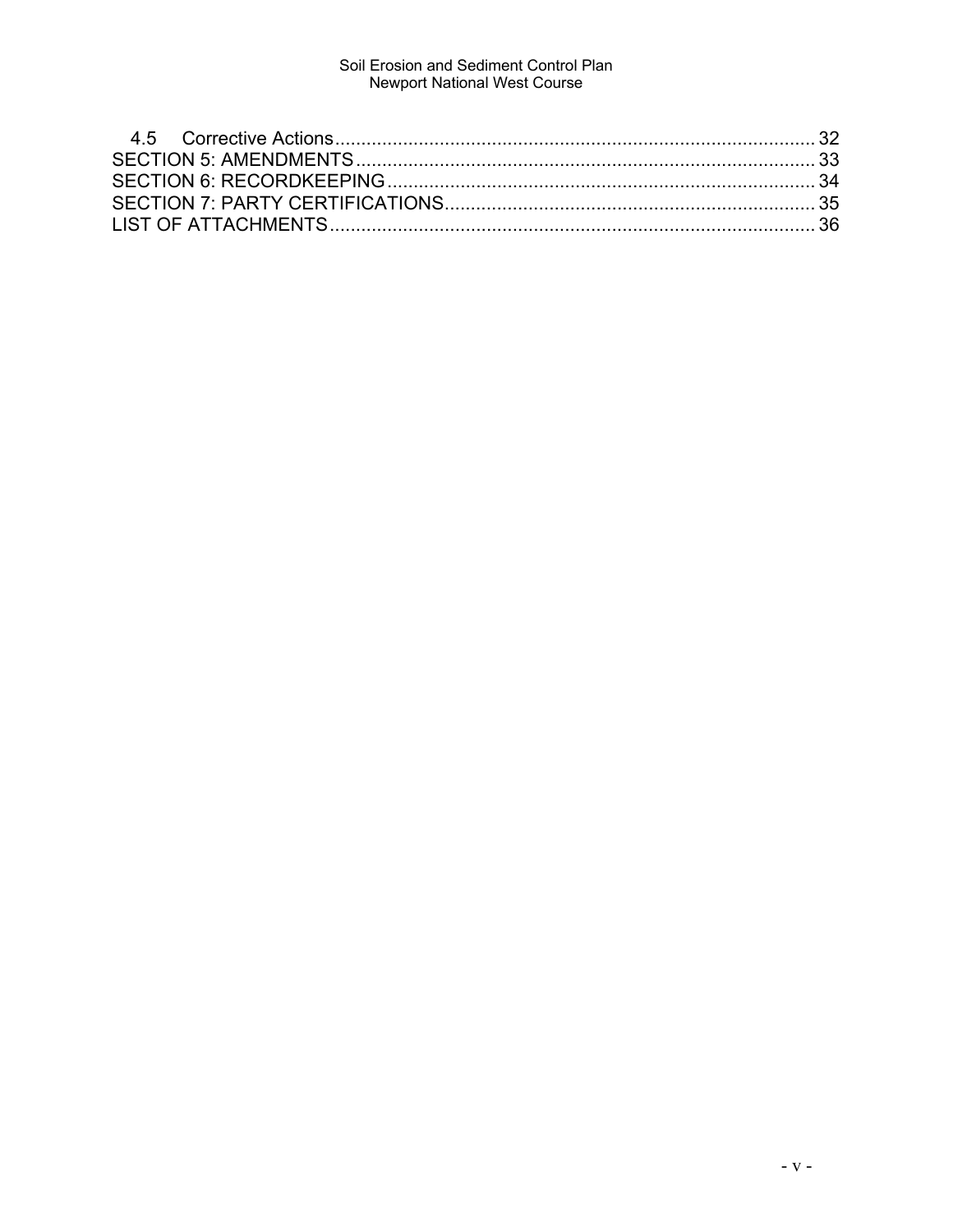4.5 Corrective Actions ........................................................................................ 32
SECTION 5: AMENDMENTS ..................................................................................... 33
SECTION 6: RECORDKEEPING ................................................................................ 34
SECTION 7: PARTY CERTIFICATIONS ...................................................................... 35
LIST OF ATTACHMENTS ......................................................................................... 36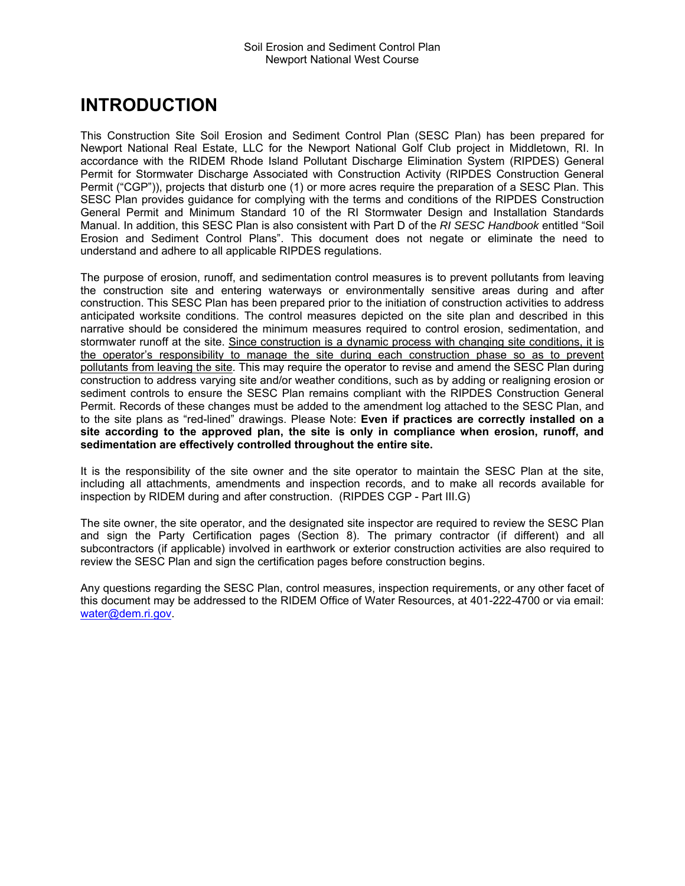# INTRODUCTION

This Construction Site Soil Erosion and Sediment Control Plan (SESC Plan) has been prepared for Newport National Real Estate, LLC for the Newport National Golf Club project in Middletown, RI. In accordance with the RIDEM Rhode Island Pollutant Discharge Elimination System (RIPDES) General Permit for Stormwater Discharge Associated with Construction Activity (RIPDES Construction General Permit ("CGP")), projects that disturb one (1) or more acres require the preparation of a SESC Plan. This SESC Plan provides guidance for complying with the terms and conditions of the RIPDES Construction General Permit and Minimum Standard 10 of the RI Stormwater Design and Installation Standards Manual. In addition, this SESC Plan is also consistent with Part D of the *RI SESC Handbook* entitled "Soil Erosion and Sediment Control Plans". This document does not negate or eliminate the need to understand and adhere to all applicable RIPDES regulations.

The purpose of erosion, runoff, and sedimentation control measures is to prevent pollutants from leaving the construction site and entering waterways or environmentally sensitive areas during and after construction. This SESC Plan has been prepared prior to the initiation of construction activities to address anticipated worksite conditions. The control measures depicted on the site plan and described in this narrative should be considered the minimum measures required to control erosion, sedimentation, and stormwater runoff at the site. <u>Since construction is a dynamic process with changing site conditions, it is the operator's responsibility to manage the site during each construction phase so as to prevent pollutants from leaving the site</u>. This may require the operator to revise and amend the SESC Plan during construction to address varying site and/or weather conditions, such as by adding or realigning erosion or sediment controls to ensure the SESC Plan remains compliant with the RIPDES Construction General Permit. Records of these changes must be added to the amendment log attached to the SESC Plan, and to the site plans as "red-lined" drawings. Please Note: **Even if practices are correctly installed on a site according to the approved plan, the site is only in compliance when erosion, runoff, and sedimentation are effectively controlled throughout the entire site.**

It is the responsibility of the site owner and the site operator to maintain the SESC Plan at the site, including all attachments, amendments and inspection records, and to make all records available for inspection by RIDEM during and after construction. (RIPDES CGP - Part III.G)

The site owner, the site operator, and the designated site inspector are required to review the SESC Plan and sign the Party Certification pages (Section 8). The primary contractor (if different) and all subcontractors (if applicable) involved in earthwork or exterior construction activities are also required to review the SESC Plan and sign the certification pages before construction begins.

Any questions regarding the SESC Plan, control measures, inspection requirements, or any other facet of this document may be addressed to the RIDEM Office of Water Resources, at 401-222-4700 or via email: water@dem.ri.gov.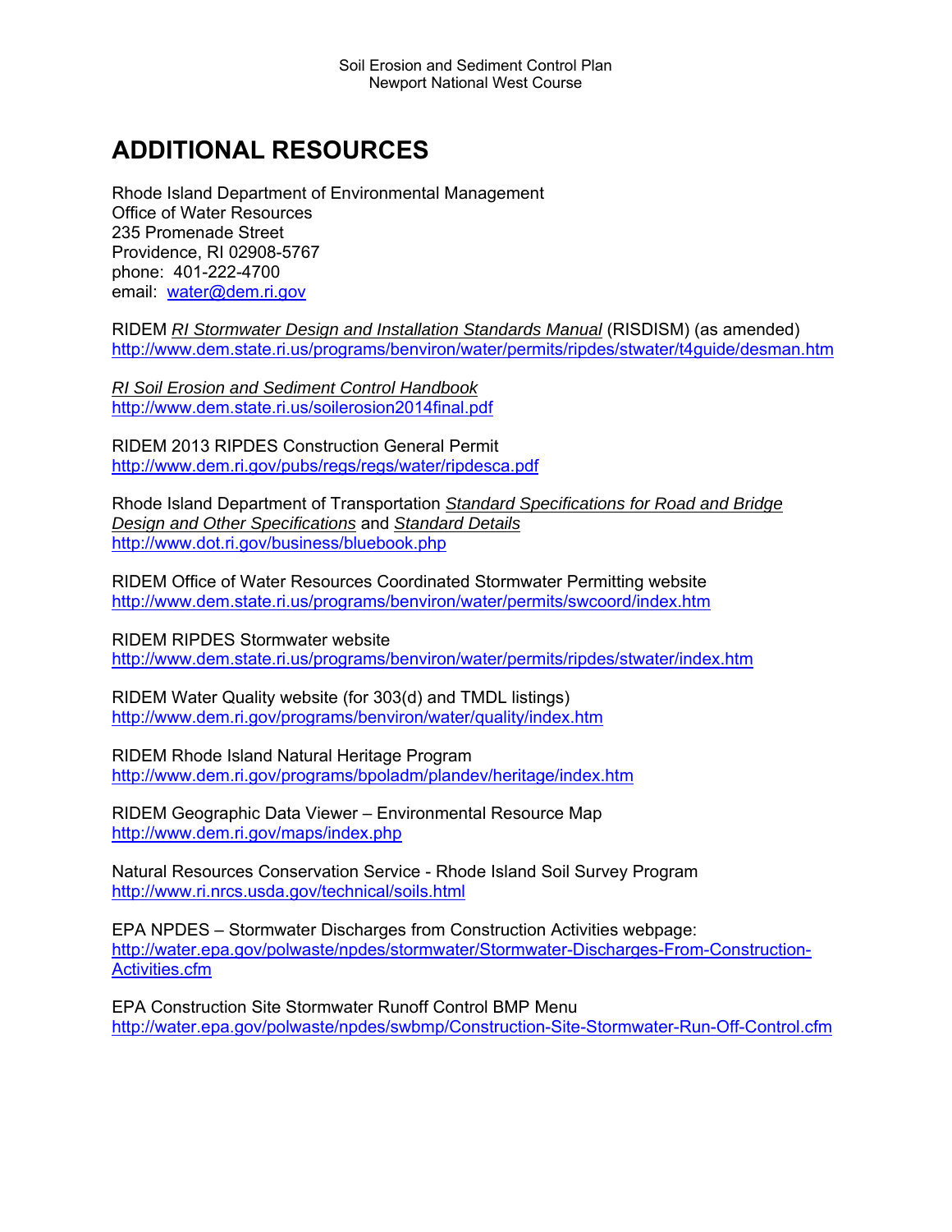# ADDITIONAL RESOURCES

Rhode Island Department of Environmental Management
Office of Water Resources
235 Promenade Street
Providence, RI 02908-5767
phone: 401-222-4700
email: water@dem.ri.gov

RIDEM *RI Stormwater Design and Installation Standards Manual* (RISDISM) (as amended)
http://www.dem.state.ri.us/programs/benviron/water/permits/ripdes/stwater/t4guide/desman.htm

*RI Soil Erosion and Sediment Control Handbook*
http://www.dem.state.ri.us/soilerosion2014final.pdf

RIDEM 2013 RIPDES Construction General Permit
http://www.dem.ri.gov/pubs/regs/regs/water/ripdesca.pdf

Rhode Island Department of Transportation *Standard Specifications for Road and Bridge Design and Other Specifications* and *Standard Details*
http://www.dot.ri.gov/business/bluebook.php

RIDEM Office of Water Resources Coordinated Stormwater Permitting website
http://www.dem.state.ri.us/programs/benviron/water/permits/swcoord/index.htm

RIDEM RIPDES Stormwater website
http://www.dem.state.ri.us/programs/benviron/water/permits/ripdes/stwater/index.htm

RIDEM Water Quality website (for 303(d) and TMDL listings)
http://www.dem.ri.gov/programs/benviron/water/quality/index.htm

RIDEM Rhode Island Natural Heritage Program
http://www.dem.ri.gov/programs/bpoladm/plandev/heritage/index.htm

RIDEM Geographic Data Viewer – Environmental Resource Map
http://www.dem.ri.gov/maps/index.php

Natural Resources Conservation Service - Rhode Island Soil Survey Program
http://www.ri.nrcs.usda.gov/technical/soils.html

EPA NPDES – Stormwater Discharges from Construction Activities webpage:
http://water.epa.gov/polwaste/npdes/stormwater/Stormwater-Discharges-From-Construction-Activities.cfm

EPA Construction Site Stormwater Runoff Control BMP Menu
http://water.epa.gov/polwaste/npdes/swbmp/Construction-Site-Stormwater-Run-Off-Control.cfm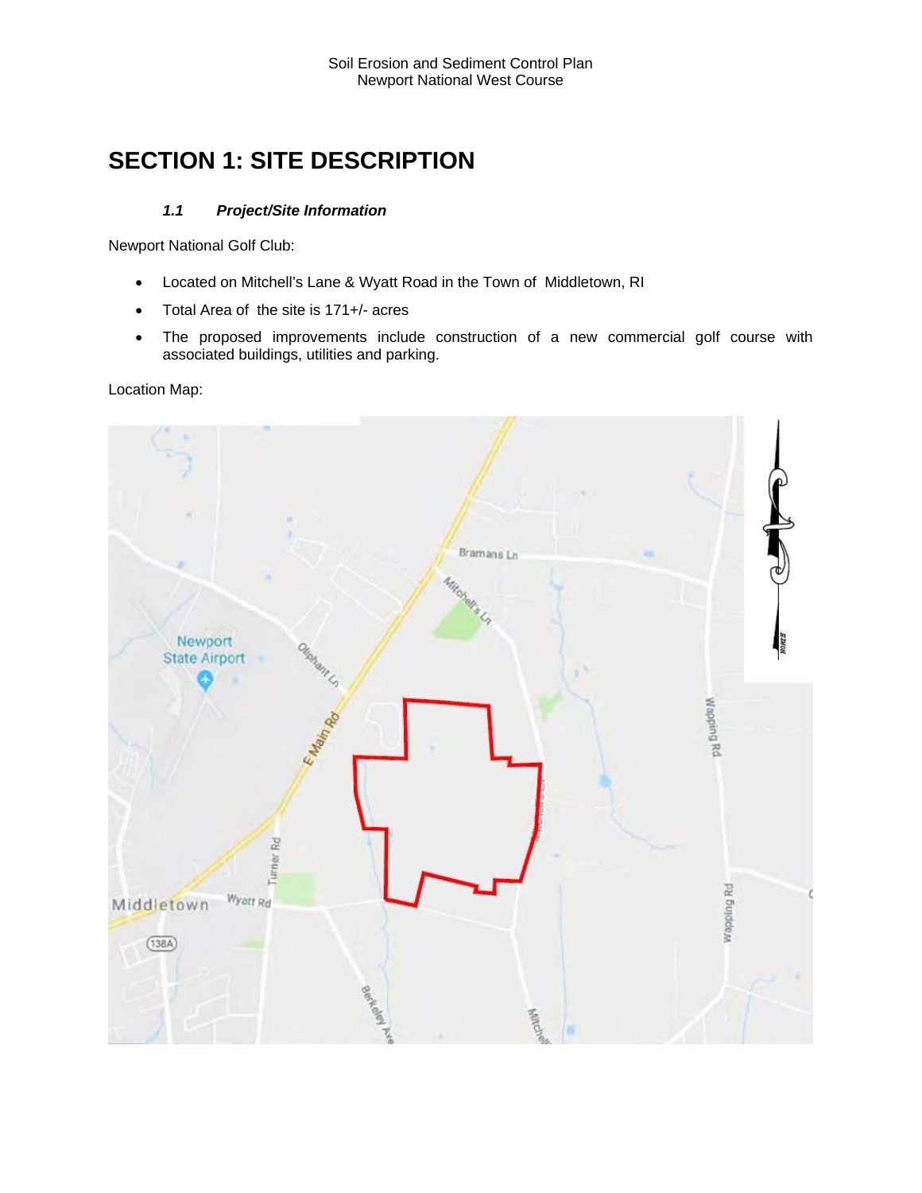# SECTION 1: SITE DESCRIPTION

### *1.1 Project/Site Information*

Newport National Golf Club:

- Located on Mitchell's Lane & Wyatt Road in the Town of Middletown, RI
- Total Area of the site is 171+/- acres
- The proposed improvements include construction of a new commercial golf course with associated buildings, utilities and parking.

Location Map: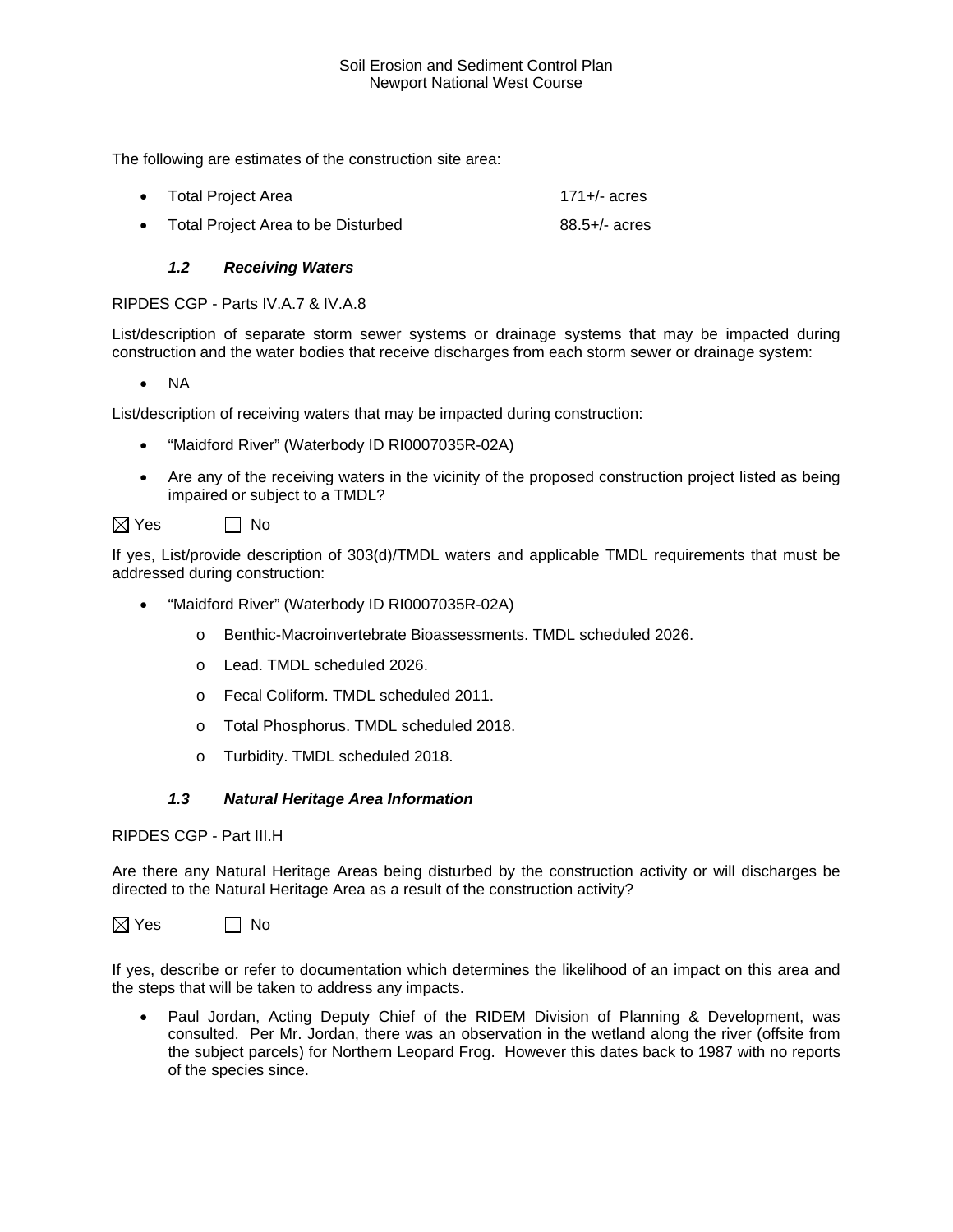The following are estimates of the construction site area:

- Total Project Area 171+/- acres
- Total Project Area to be Disturbed 88.5+/- acres

### *1.2 Receiving Waters*

RIPDES CGP - Parts IV.A.7 & IV.A.8

List/description of separate storm sewer systems or drainage systems that may be impacted during construction and the water bodies that receive discharges from each storm sewer or drainage system:

- NA

List/description of receiving waters that may be impacted during construction:

- "Maidford River" (Waterbody ID RI0007035R-02A)
- Are any of the receiving waters in the vicinity of the proposed construction project listed as being impaired or subject to a TMDL?

☒ Yes ☐ No

If yes, List/provide description of 303(d)/TMDL waters and applicable TMDL requirements that must be addressed during construction:

- "Maidford River" (Waterbody ID RI0007035R-02A)
  - Benthic-Macroinvertebrate Bioassessments. TMDL scheduled 2026.
  - Lead. TMDL scheduled 2026.
  - Fecal Coliform. TMDL scheduled 2011.
  - Total Phosphorus. TMDL scheduled 2018.
  - Turbidity. TMDL scheduled 2018.

### *1.3 Natural Heritage Area Information*

RIPDES CGP - Part III.H

Are there any Natural Heritage Areas being disturbed by the construction activity or will discharges be directed to the Natural Heritage Area as a result of the construction activity?

☒ Yes ☐ No

If yes, describe or refer to documentation which determines the likelihood of an impact on this area and the steps that will be taken to address any impacts.

- Paul Jordan, Acting Deputy Chief of the RIDEM Division of Planning & Development, was consulted. Per Mr. Jordan, there was an observation in the wetland along the river (offsite from the subject parcels) for Northern Leopard Frog. However this dates back to 1987 with no reports of the species since.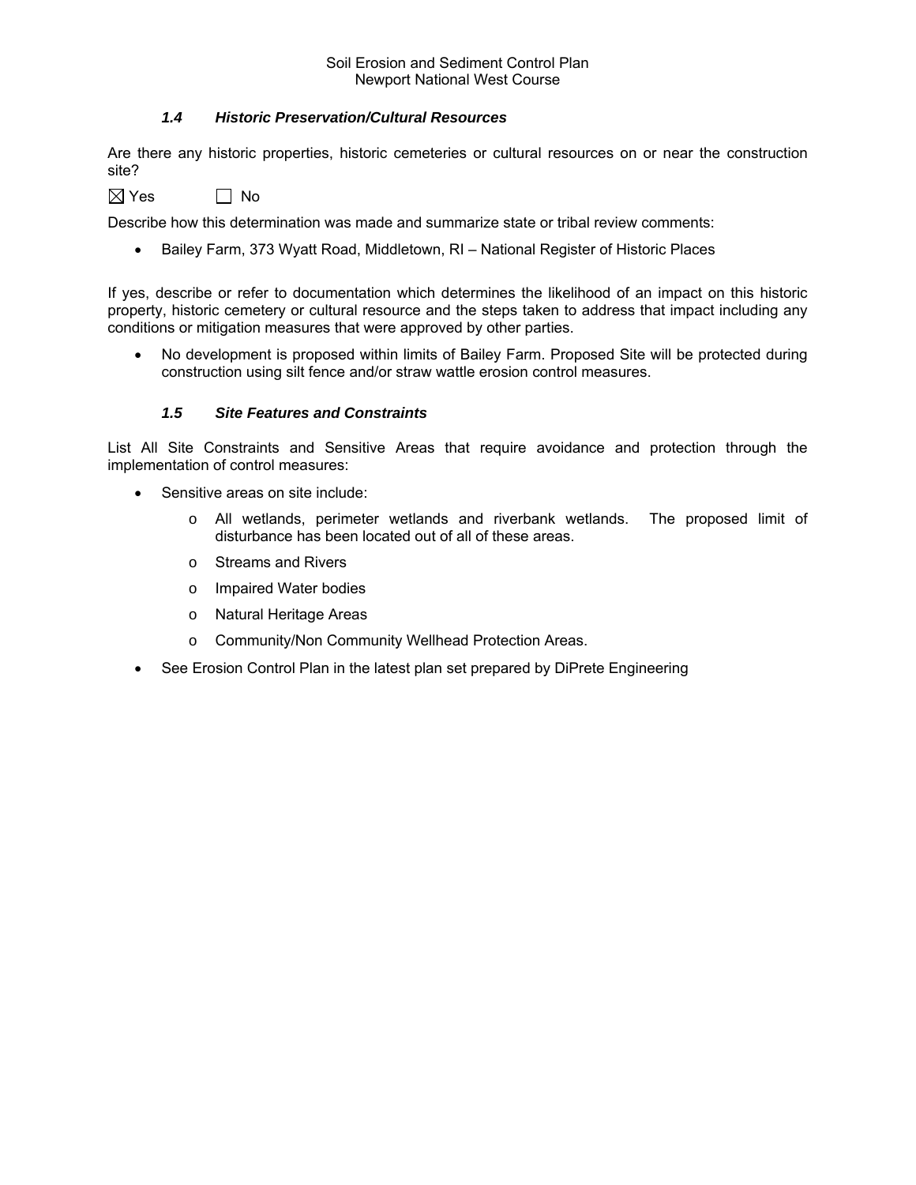### *1.4 Historic Preservation/Cultural Resources*

Are there any historic properties, historic cemeteries or cultural resources on or near the construction site?

☒ Yes ☐ No

Describe how this determination was made and summarize state or tribal review comments:

- Bailey Farm, 373 Wyatt Road, Middletown, RI – National Register of Historic Places

If yes, describe or refer to documentation which determines the likelihood of an impact on this historic property, historic cemetery or cultural resource and the steps taken to address that impact including any conditions or mitigation measures that were approved by other parties.

- No development is proposed within limits of Bailey Farm. Proposed Site will be protected during construction using silt fence and/or straw wattle erosion control measures.

### *1.5 Site Features and Constraints*

List All Site Constraints and Sensitive Areas that require avoidance and protection through the implementation of control measures:

- Sensitive areas on site include:
    - All wetlands, perimeter wetlands and riverbank wetlands. The proposed limit of disturbance has been located out of all of these areas.
    - Streams and Rivers
    - Impaired Water bodies
    - Natural Heritage Areas
    - Community/Non Community Wellhead Protection Areas.
- See Erosion Control Plan in the latest plan set prepared by DiPrete Engineering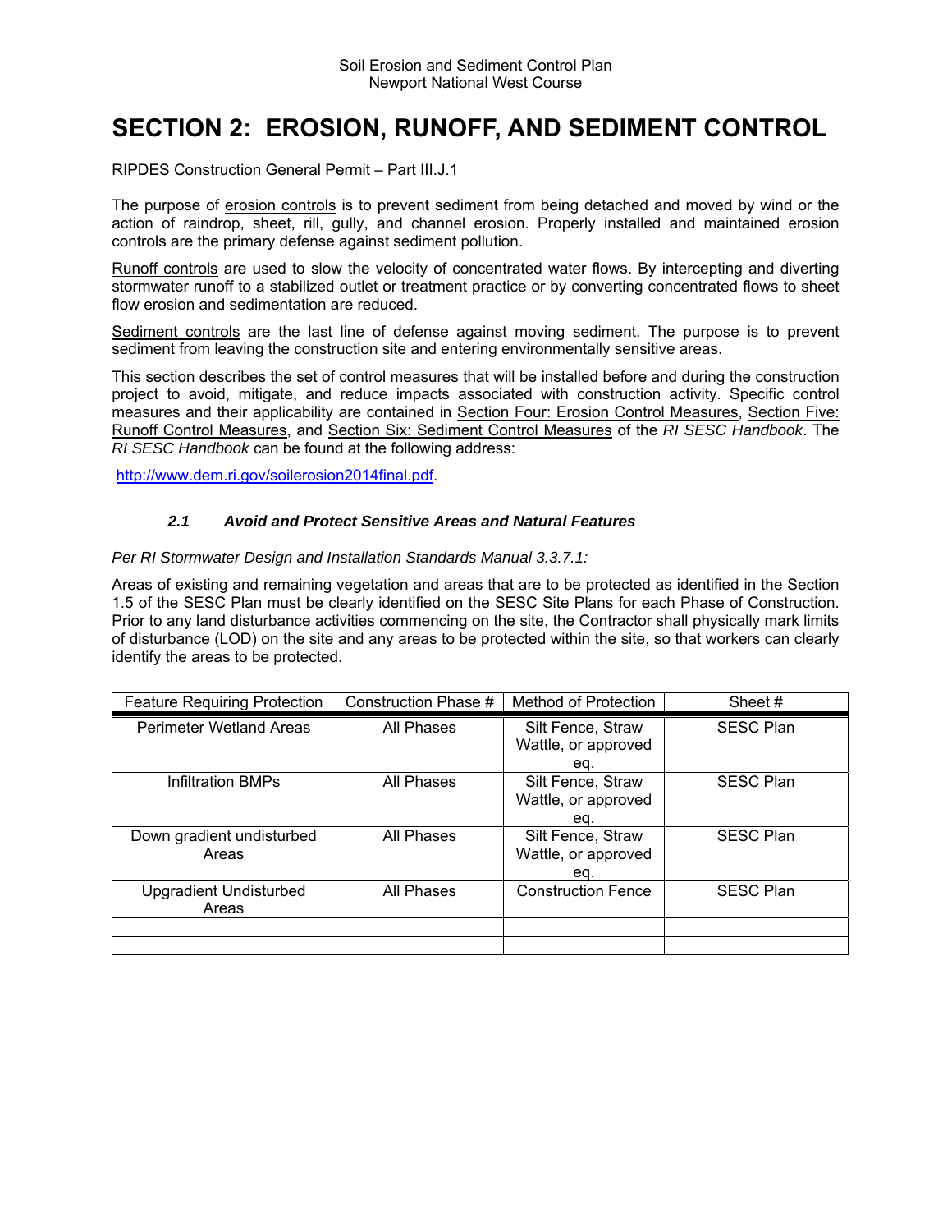# SECTION 2: EROSION, RUNOFF, AND SEDIMENT CONTROL

RIPDES Construction General Permit – Part III.J.1

The purpose of erosion controls is to prevent sediment from being detached and moved by wind or the action of raindrop, sheet, rill, gully, and channel erosion. Properly installed and maintained erosion controls are the primary defense against sediment pollution.

Runoff controls are used to slow the velocity of concentrated water flows. By intercepting and diverting stormwater runoff to a stabilized outlet or treatment practice or by converting concentrated flows to sheet flow erosion and sedimentation are reduced.

Sediment controls are the last line of defense against moving sediment. The purpose is to prevent sediment from leaving the construction site and entering environmentally sensitive areas.

This section describes the set of control measures that will be installed before and during the construction project to avoid, mitigate, and reduce impacts associated with construction activity. Specific control measures and their applicability are contained in Section Four: Erosion Control Measures, Section Five: Runoff Control Measures, and Section Six: Sediment Control Measures of the *RI SESC Handbook*. The *RI SESC Handbook* can be found at the following address:

http://www.dem.ri.gov/soilerosion2014final.pdf.

### *2.1 Avoid and Protect Sensitive Areas and Natural Features*

*Per RI Stormwater Design and Installation Standards Manual 3.3.7.1:*

Areas of existing and remaining vegetation and areas that are to be protected as identified in the Section 1.5 of the SESC Plan must be clearly identified on the SESC Site Plans for each Phase of Construction. Prior to any land disturbance activities commencing on the site, the Contractor shall physically mark limits of disturbance (LOD) on the site and any areas to be protected within the site, so that workers can clearly identify the areas to be protected.

| Feature Requiring Protection | Construction Phase # | Method of Protection | Sheet # |
|---|---|---|---|
| Perimeter Wetland Areas | All Phases | Silt Fence, Straw Wattle, or approved eq. | SESC Plan |
| Infiltration BMPs | All Phases | Silt Fence, Straw Wattle, or approved eq. | SESC Plan |
| Down gradient undisturbed Areas | All Phases | Silt Fence, Straw Wattle, or approved eq. | SESC Plan |
| Upgradient Undisturbed Areas | All Phases | Construction Fence | SESC Plan |
| | | | |
| | | | |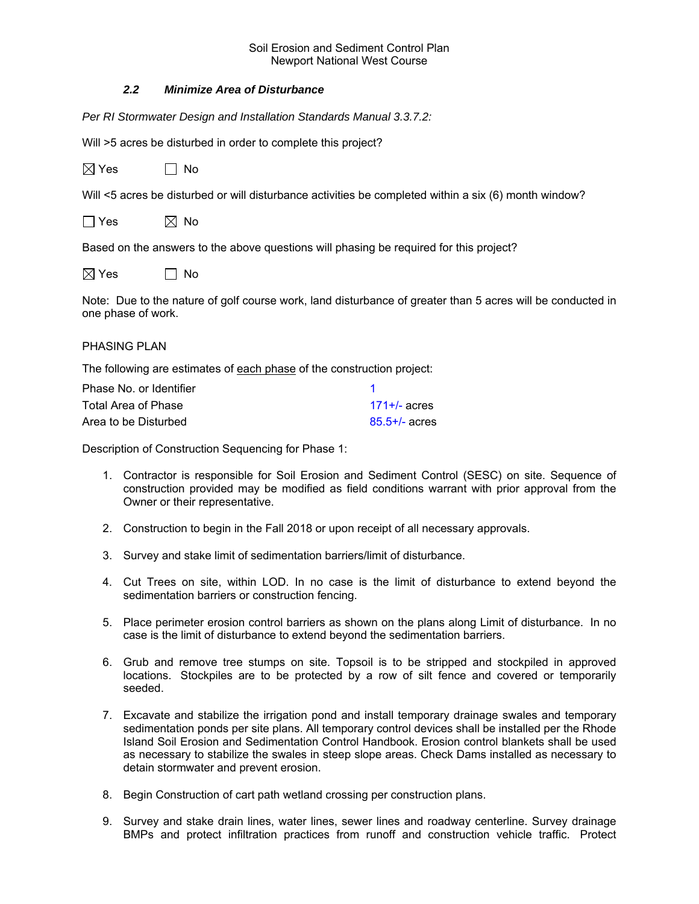### *2.2 Minimize Area of Disturbance*

*Per RI Stormwater Design and Installation Standards Manual 3.3.7.2:*

Will >5 acres be disturbed in order to complete this project?

☒ Yes ☐ No

Will <5 acres be disturbed or will disturbance activities be completed within a six (6) month window?

☐ Yes ☒ No

Based on the answers to the above questions will phasing be required for this project?

☒ Yes ☐ No

Note: Due to the nature of golf course work, land disturbance of greater than 5 acres will be conducted in one phase of work.

PHASING PLAN

The following are estimates of each phase of the construction project:

| | |
|---|---|
| Phase No. or Identifier | 1 |
| Total Area of Phase | 171+/- acres |
| Area to be Disturbed | 85.5+/- acres |

Description of Construction Sequencing for Phase 1:

1. Contractor is responsible for Soil Erosion and Sediment Control (SESC) on site. Sequence of construction provided may be modified as field conditions warrant with prior approval from the Owner or their representative.

2. Construction to begin in the Fall 2018 or upon receipt of all necessary approvals.

3. Survey and stake limit of sedimentation barriers/limit of disturbance.

4. Cut Trees on site, within LOD. In no case is the limit of disturbance to extend beyond the sedimentation barriers or construction fencing.

5. Place perimeter erosion control barriers as shown on the plans along Limit of disturbance. In no case is the limit of disturbance to extend beyond the sedimentation barriers.

6. Grub and remove tree stumps on site. Topsoil is to be stripped and stockpiled in approved locations. Stockpiles are to be protected by a row of silt fence and covered or temporarily seeded.

7. Excavate and stabilize the irrigation pond and install temporary drainage swales and temporary sedimentation ponds per site plans. All temporary control devices shall be installed per the Rhode Island Soil Erosion and Sedimentation Control Handbook. Erosion control blankets shall be used as necessary to stabilize the swales in steep slope areas. Check Dams installed as necessary to detain stormwater and prevent erosion.

8. Begin Construction of cart path wetland crossing per construction plans.

9. Survey and stake drain lines, water lines, sewer lines and roadway centerline. Survey drainage BMPs and protect infiltration practices from runoff and construction vehicle traffic. Protect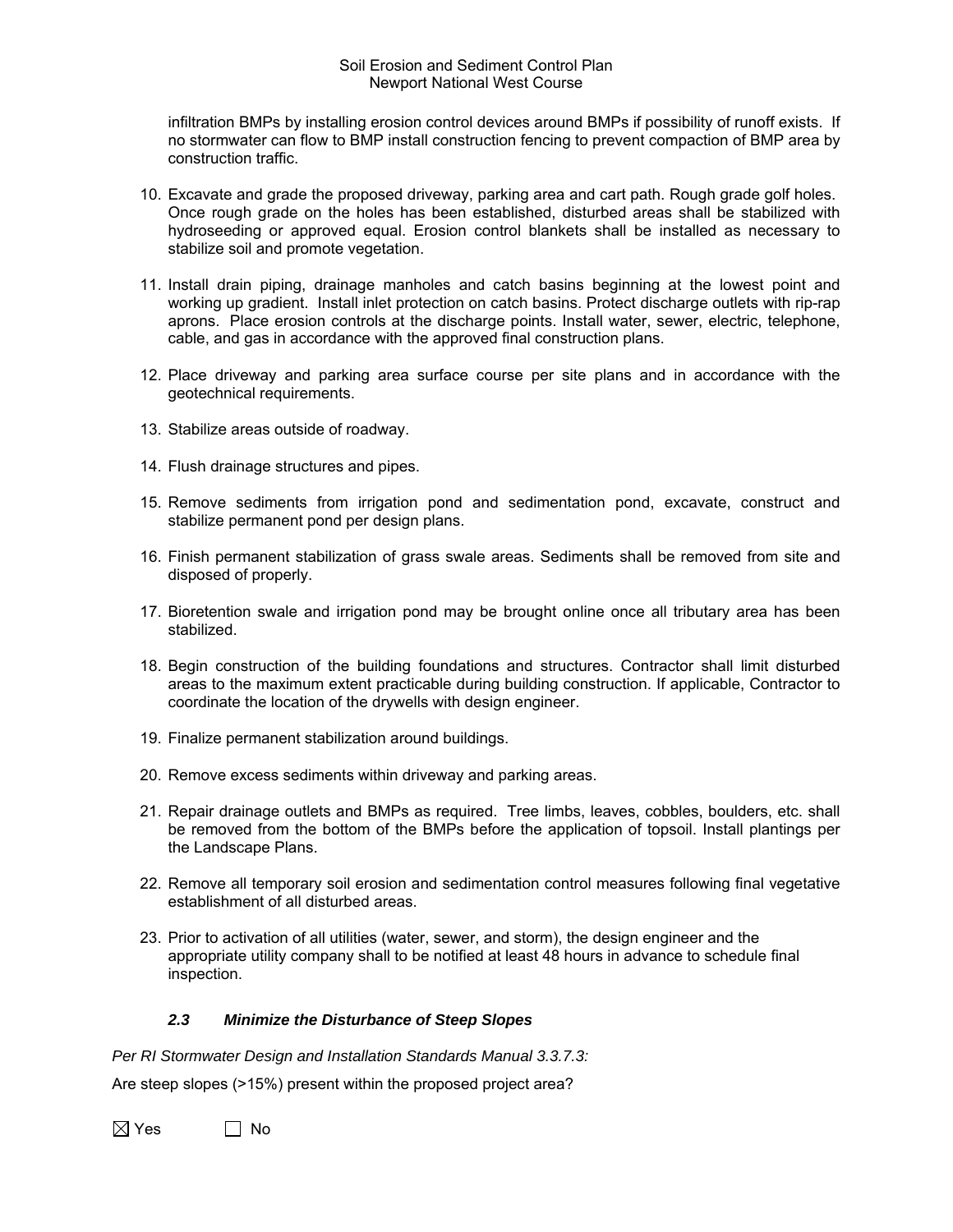infiltration BMPs by installing erosion control devices around BMPs if possibility of runoff exists. If no stormwater can flow to BMP install construction fencing to prevent compaction of BMP area by construction traffic.

10. Excavate and grade the proposed driveway, parking area and cart path. Rough grade golf holes. Once rough grade on the holes has been established, disturbed areas shall be stabilized with hydroseeding or approved equal. Erosion control blankets shall be installed as necessary to stabilize soil and promote vegetation.

11. Install drain piping, drainage manholes and catch basins beginning at the lowest point and working up gradient. Install inlet protection on catch basins. Protect discharge outlets with rip-rap aprons. Place erosion controls at the discharge points. Install water, sewer, electric, telephone, cable, and gas in accordance with the approved final construction plans.

12. Place driveway and parking area surface course per site plans and in accordance with the geotechnical requirements.

13. Stabilize areas outside of roadway.

14. Flush drainage structures and pipes.

15. Remove sediments from irrigation pond and sedimentation pond, excavate, construct and stabilize permanent pond per design plans.

16. Finish permanent stabilization of grass swale areas. Sediments shall be removed from site and disposed of properly.

17. Bioretention swale and irrigation pond may be brought online once all tributary area has been stabilized.

18. Begin construction of the building foundations and structures. Contractor shall limit disturbed areas to the maximum extent practicable during building construction. If applicable, Contractor to coordinate the location of the drywells with design engineer.

19. Finalize permanent stabilization around buildings.

20. Remove excess sediments within driveway and parking areas.

21. Repair drainage outlets and BMPs as required. Tree limbs, leaves, cobbles, boulders, etc. shall be removed from the bottom of the BMPs before the application of topsoil. Install plantings per the Landscape Plans.

22. Remove all temporary soil erosion and sedimentation control measures following final vegetative establishment of all disturbed areas.

23. Prior to activation of all utilities (water, sewer, and storm), the design engineer and the appropriate utility company shall to be notified at least 48 hours in advance to schedule final inspection.

### *2.3 Minimize the Disturbance of Steep Slopes*

*Per RI Stormwater Design and Installation Standards Manual 3.3.7.3:*

Are steep slopes (>15%) present within the proposed project area?

☒ Yes ☐ No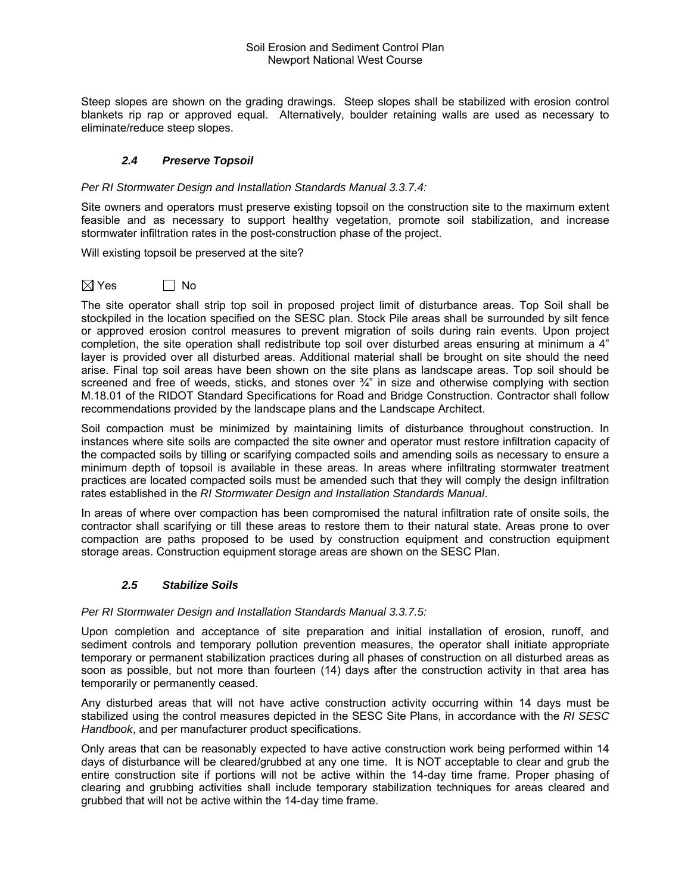Steep slopes are shown on the grading drawings. Steep slopes shall be stabilized with erosion control blankets rip rap or approved equal. Alternatively, boulder retaining walls are used as necessary to eliminate/reduce steep slopes.

### *2.4 Preserve Topsoil*

*Per RI Stormwater Design and Installation Standards Manual 3.3.7.4:*

Site owners and operators must preserve existing topsoil on the construction site to the maximum extent feasible and as necessary to support healthy vegetation, promote soil stabilization, and increase stormwater infiltration rates in the post-construction phase of the project.

Will existing topsoil be preserved at the site?

☒ Yes ☐ No

The site operator shall strip top soil in proposed project limit of disturbance areas. Top Soil shall be stockpiled in the location specified on the SESC plan. Stock Pile areas shall be surrounded by silt fence or approved erosion control measures to prevent migration of soils during rain events. Upon project completion, the site operation shall redistribute top soil over disturbed areas ensuring at minimum a 4" layer is provided over all disturbed areas. Additional material shall be brought on site should the need arise. Final top soil areas have been shown on the site plans as landscape areas. Top soil should be screened and free of weeds, sticks, and stones over ¾" in size and otherwise complying with section M.18.01 of the RIDOT Standard Specifications for Road and Bridge Construction. Contractor shall follow recommendations provided by the landscape plans and the Landscape Architect.

Soil compaction must be minimized by maintaining limits of disturbance throughout construction. In instances where site soils are compacted the site owner and operator must restore infiltration capacity of the compacted soils by tilling or scarifying compacted soils and amending soils as necessary to ensure a minimum depth of topsoil is available in these areas. In areas where infiltrating stormwater treatment practices are located compacted soils must be amended such that they will comply the design infiltration rates established in the *RI Stormwater Design and Installation Standards Manual*.

In areas of where over compaction has been compromised the natural infiltration rate of onsite soils, the contractor shall scarifying or till these areas to restore them to their natural state. Areas prone to over compaction are paths proposed to be used by construction equipment and construction equipment storage areas. Construction equipment storage areas are shown on the SESC Plan.

### *2.5 Stabilize Soils*

*Per RI Stormwater Design and Installation Standards Manual 3.3.7.5:*

Upon completion and acceptance of site preparation and initial installation of erosion, runoff, and sediment controls and temporary pollution prevention measures, the operator shall initiate appropriate temporary or permanent stabilization practices during all phases of construction on all disturbed areas as soon as possible, but not more than fourteen (14) days after the construction activity in that area has temporarily or permanently ceased.

Any disturbed areas that will not have active construction activity occurring within 14 days must be stabilized using the control measures depicted in the SESC Site Plans, in accordance with the *RI SESC Handbook*, and per manufacturer product specifications.

Only areas that can be reasonably expected to have active construction work being performed within 14 days of disturbance will be cleared/grubbed at any one time. It is NOT acceptable to clear and grub the entire construction site if portions will not be active within the 14-day time frame. Proper phasing of clearing and grubbing activities shall include temporary stabilization techniques for areas cleared and grubbed that will not be active within the 14-day time frame.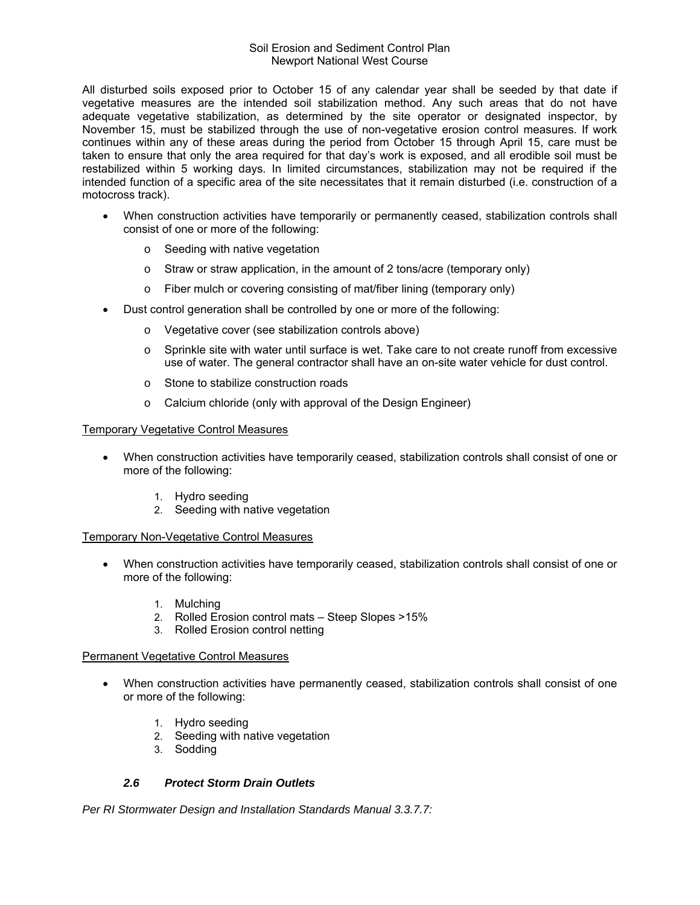All disturbed soils exposed prior to October 15 of any calendar year shall be seeded by that date if vegetative measures are the intended soil stabilization method. Any such areas that do not have adequate vegetative stabilization, as determined by the site operator or designated inspector, by November 15, must be stabilized through the use of non-vegetative erosion control measures. If work continues within any of these areas during the period from October 15 through April 15, care must be taken to ensure that only the area required for that day's work is exposed, and all erodible soil must be restabilized within 5 working days. In limited circumstances, stabilization may not be required if the intended function of a specific area of the site necessitates that it remain disturbed (i.e. construction of a motocross track).

- When construction activities have temporarily or permanently ceased, stabilization controls shall consist of one or more of the following:
  - Seeding with native vegetation
  - Straw or straw application, in the amount of 2 tons/acre (temporary only)
  - Fiber mulch or covering consisting of mat/fiber lining (temporary only)
- Dust control generation shall be controlled by one or more of the following:
  - Vegetative cover (see stabilization controls above)
  - Sprinkle site with water until surface is wet. Take care to not create runoff from excessive use of water. The general contractor shall have an on-site water vehicle for dust control.
  - Stone to stabilize construction roads
  - Calcium chloride (only with approval of the Design Engineer)

Temporary Vegetative Control Measures

- When construction activities have temporarily ceased, stabilization controls shall consist of one or more of the following:
  1. Hydro seeding
  2. Seeding with native vegetation

Temporary Non-Vegetative Control Measures

- When construction activities have temporarily ceased, stabilization controls shall consist of one or more of the following:
  1. Mulching
  2. Rolled Erosion control mats – Steep Slopes >15%
  3. Rolled Erosion control netting

Permanent Vegetative Control Measures

- When construction activities have permanently ceased, stabilization controls shall consist of one or more of the following:
  1. Hydro seeding
  2. Seeding with native vegetation
  3. Sodding

### *2.6 Protect Storm Drain Outlets*

*Per RI Stormwater Design and Installation Standards Manual 3.3.7.7:*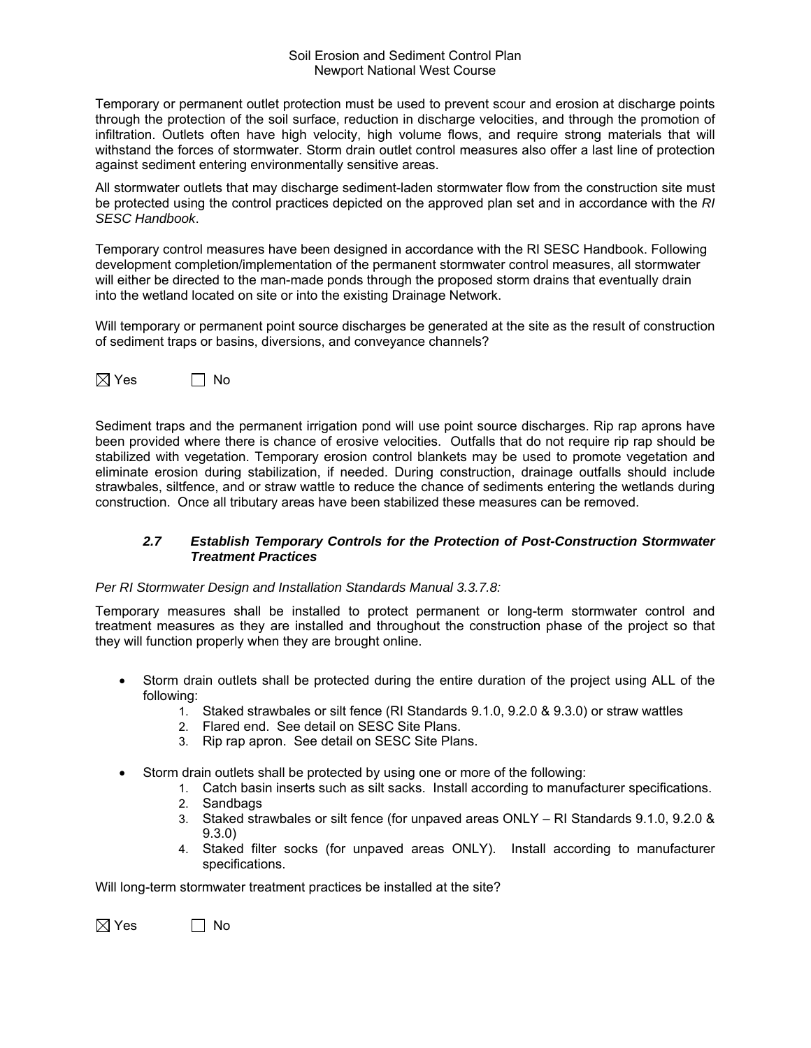Temporary or permanent outlet protection must be used to prevent scour and erosion at discharge points through the protection of the soil surface, reduction in discharge velocities, and through the promotion of infiltration. Outlets often have high velocity, high volume flows, and require strong materials that will withstand the forces of stormwater. Storm drain outlet control measures also offer a last line of protection against sediment entering environmentally sensitive areas.

All stormwater outlets that may discharge sediment-laden stormwater flow from the construction site must be protected using the control practices depicted on the approved plan set and in accordance with the *RI SESC Handbook*.

Temporary control measures have been designed in accordance with the RI SESC Handbook. Following development completion/implementation of the permanent stormwater control measures, all stormwater will either be directed to the man-made ponds through the proposed storm drains that eventually drain into the wetland located on site or into the existing Drainage Network.

Will temporary or permanent point source discharges be generated at the site as the result of construction of sediment traps or basins, diversions, and conveyance channels?

☒ Yes ☐ No

Sediment traps and the permanent irrigation pond will use point source discharges. Rip rap aprons have been provided where there is chance of erosive velocities. Outfalls that do not require rip rap should be stabilized with vegetation. Temporary erosion control blankets may be used to promote vegetation and eliminate erosion during stabilization, if needed. During construction, drainage outfalls should include strawbales, siltfence, and or straw wattle to reduce the chance of sediments entering the wetlands during construction. Once all tributary areas have been stabilized these measures can be removed.

### *2.7 Establish Temporary Controls for the Protection of Post-Construction Stormwater Treatment Practices*

*Per RI Stormwater Design and Installation Standards Manual 3.3.7.8:*

Temporary measures shall be installed to protect permanent or long-term stormwater control and treatment measures as they are installed and throughout the construction phase of the project so that they will function properly when they are brought online.

- Storm drain outlets shall be protected during the entire duration of the project using ALL of the following:
    1. Staked strawbales or silt fence (RI Standards 9.1.0, 9.2.0 & 9.3.0) or straw wattles
    2. Flared end. See detail on SESC Site Plans.
    3. Rip rap apron. See detail on SESC Site Plans.

- Storm drain outlets shall be protected by using one or more of the following:
    1. Catch basin inserts such as silt sacks. Install according to manufacturer specifications.
    2. Sandbags
    3. Staked strawbales or silt fence (for unpaved areas ONLY – RI Standards 9.1.0, 9.2.0 & 9.3.0)
    4. Staked filter socks (for unpaved areas ONLY). Install according to manufacturer specifications.

Will long-term stormwater treatment practices be installed at the site?

☒ Yes ☐ No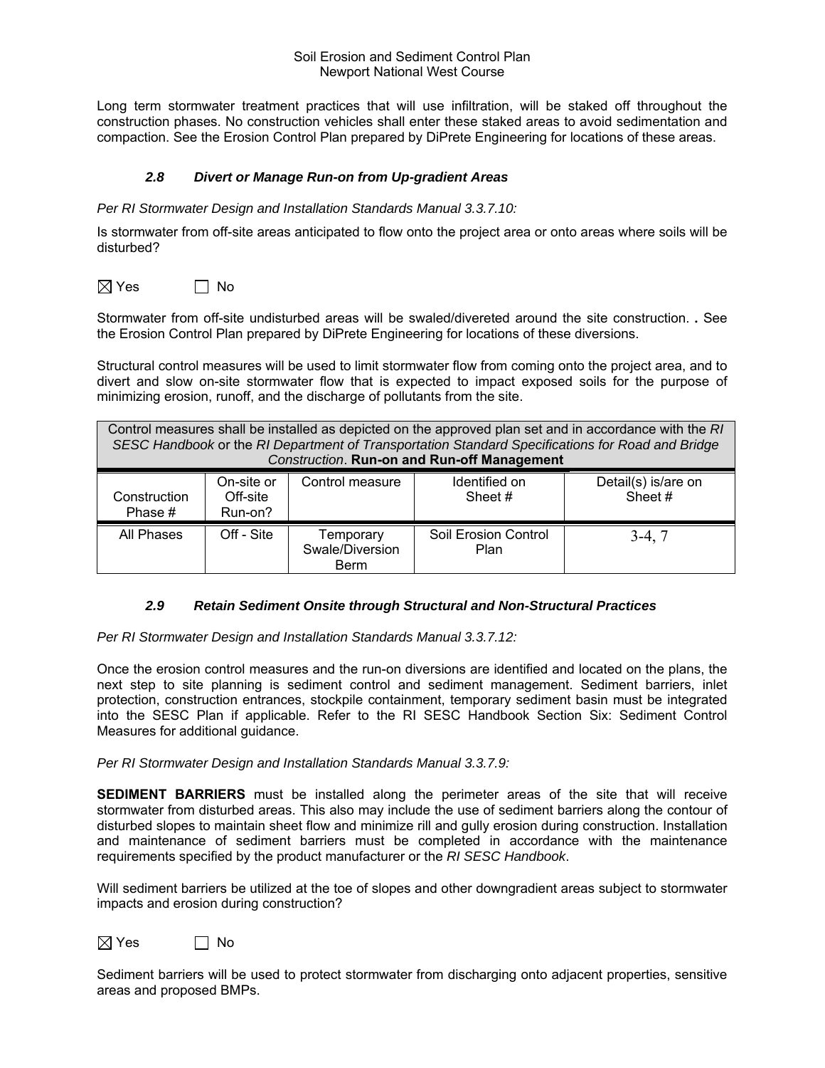Long term stormwater treatment practices that will use infiltration, will be staked off throughout the construction phases. No construction vehicles shall enter these staked areas to avoid sedimentation and compaction. See the Erosion Control Plan prepared by DiPrete Engineering for locations of these areas.

### *2.8 Divert or Manage Run-on from Up-gradient Areas*

*Per RI Stormwater Design and Installation Standards Manual 3.3.7.10:*

Is stormwater from off-site areas anticipated to flow onto the project area or onto areas where soils will be disturbed?

☒ Yes ☐ No

Stormwater from off-site undisturbed areas will be swaled/divereted around the site construction. . See the Erosion Control Plan prepared by DiPrete Engineering for locations of these diversions.

Structural control measures will be used to limit stormwater flow from coming onto the project area, and to divert and slow on-site stormwater flow that is expected to impact exposed soils for the purpose of minimizing erosion, runoff, and the discharge of pollutants from the site.

Control measures shall be installed as depicted on the approved plan set and in accordance with the *RI SESC Handbook* or the *RI Department of Transportation Standard Specifications for Road and Bridge Construction*. **Run-on and Run-off Management**

| Construction Phase # | On-site or Off-site Run-on? | Control measure | Identified on Sheet # | Detail(s) is/are on Sheet # |
|---|---|---|---|---|
| All Phases | Off - Site | Temporary Swale/Diversion Berm | Soil Erosion Control Plan | 3-4, 7 |

### *2.9 Retain Sediment Onsite through Structural and Non-Structural Practices*

*Per RI Stormwater Design and Installation Standards Manual 3.3.7.12:*

Once the erosion control measures and the run-on diversions are identified and located on the plans, the next step to site planning is sediment control and sediment management. Sediment barriers, inlet protection, construction entrances, stockpile containment, temporary sediment basin must be integrated into the SESC Plan if applicable. Refer to the RI SESC Handbook Section Six: Sediment Control Measures for additional guidance.

*Per RI Stormwater Design and Installation Standards Manual 3.3.7.9:*

**SEDIMENT BARRIERS** must be installed along the perimeter areas of the site that will receive stormwater from disturbed areas. This also may include the use of sediment barriers along the contour of disturbed slopes to maintain sheet flow and minimize rill and gully erosion during construction. Installation and maintenance of sediment barriers must be completed in accordance with the maintenance requirements specified by the product manufacturer or the *RI SESC Handbook*.

Will sediment barriers be utilized at the toe of slopes and other downgradient areas subject to stormwater impacts and erosion during construction?

☒ Yes ☐ No

Sediment barriers will be used to protect stormwater from discharging onto adjacent properties, sensitive areas and proposed BMPs.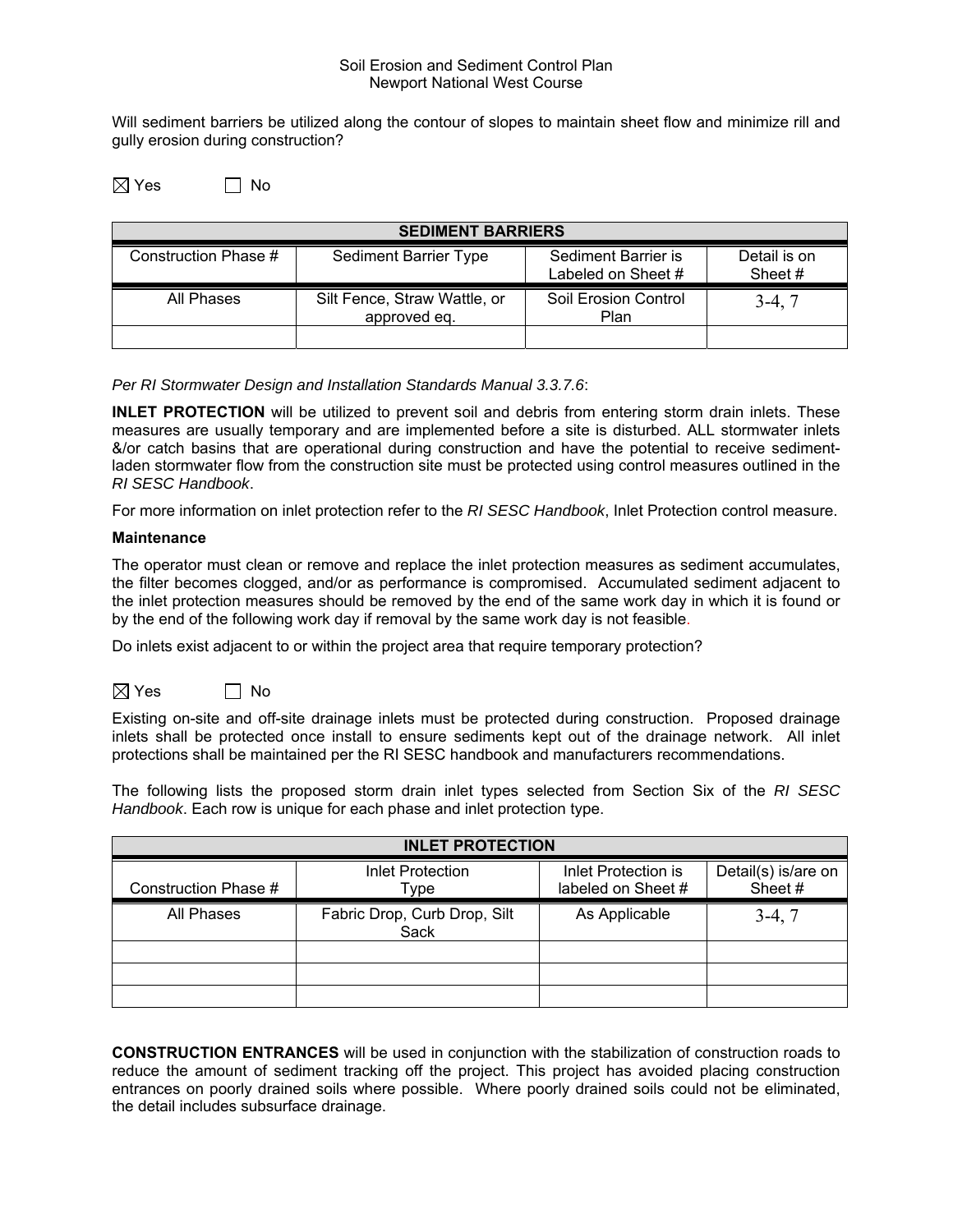Will sediment barriers be utilized along the contour of slopes to maintain sheet flow and minimize rill and gully erosion during construction?

☒ Yes ☐ No

| SEDIMENT BARRIERS | | | |
|---|---|---|---|
| Construction Phase # | Sediment Barrier Type | Sediment Barrier is Labeled on Sheet # | Detail is on Sheet # |
| All Phases | Silt Fence, Straw Wattle, or approved eq. | Soil Erosion Control Plan | 3-4, 7 |
| | | | |

*Per RI Stormwater Design and Installation Standards Manual 3.3.7.6*:

**INLET PROTECTION** will be utilized to prevent soil and debris from entering storm drain inlets. These measures are usually temporary and are implemented before a site is disturbed. ALL stormwater inlets &/or catch basins that are operational during construction and have the potential to receive sediment-laden stormwater flow from the construction site must be protected using control measures outlined in the *RI SESC Handbook*.

For more information on inlet protection refer to the *RI SESC Handbook*, Inlet Protection control measure.

**Maintenance**

The operator must clean or remove and replace the inlet protection measures as sediment accumulates, the filter becomes clogged, and/or as performance is compromised. Accumulated sediment adjacent to the inlet protection measures should be removed by the end of the same work day in which it is found or by the end of the following work day if removal by the same work day is not feasible.

Do inlets exist adjacent to or within the project area that require temporary protection?

☒ Yes ☐ No

Existing on-site and off-site drainage inlets must be protected during construction. Proposed drainage inlets shall be protected once install to ensure sediments kept out of the drainage network. All inlet protections shall be maintained per the RI SESC handbook and manufacturers recommendations.

The following lists the proposed storm drain inlet types selected from Section Six of the *RI SESC Handbook*. Each row is unique for each phase and inlet protection type.

| INLET PROTECTION | | | |
|---|---|---|---|
| Construction Phase # | Inlet Protection Type | Inlet Protection is labeled on Sheet # | Detail(s) is/are on Sheet # |
| All Phases | Fabric Drop, Curb Drop, Silt Sack | As Applicable | 3-4, 7 |
| | | | |
| | | | |
| | | | |

**CONSTRUCTION ENTRANCES** will be used in conjunction with the stabilization of construction roads to reduce the amount of sediment tracking off the project. This project has avoided placing construction entrances on poorly drained soils where possible. Where poorly drained soils could not be eliminated, the detail includes subsurface drainage.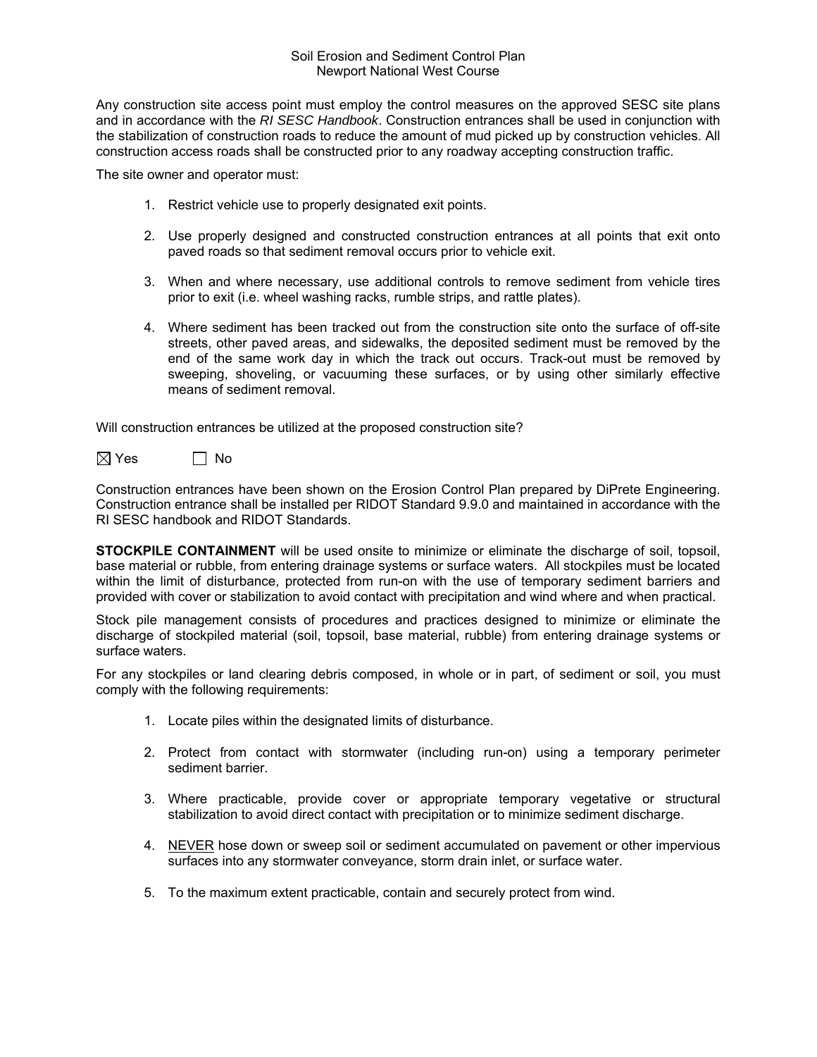Any construction site access point must employ the control measures on the approved SESC site plans and in accordance with the *RI SESC Handbook*. Construction entrances shall be used in conjunction with the stabilization of construction roads to reduce the amount of mud picked up by construction vehicles. All construction access roads shall be constructed prior to any roadway accepting construction traffic.

The site owner and operator must:

1. Restrict vehicle use to properly designated exit points.
2. Use properly designed and constructed construction entrances at all points that exit onto paved roads so that sediment removal occurs prior to vehicle exit.
3. When and where necessary, use additional controls to remove sediment from vehicle tires prior to exit (i.e. wheel washing racks, rumble strips, and rattle plates).
4. Where sediment has been tracked out from the construction site onto the surface of off-site streets, other paved areas, and sidewalks, the deposited sediment must be removed by the end of the same work day in which the track out occurs. Track-out must be removed by sweeping, shoveling, or vacuuming these surfaces, or by using other similarly effective means of sediment removal.

Will construction entrances be utilized at the proposed construction site?

☒ Yes ☐ No

Construction entrances have been shown on the Erosion Control Plan prepared by DiPrete Engineering. Construction entrance shall be installed per RIDOT Standard 9.9.0 and maintained in accordance with the RI SESC handbook and RIDOT Standards.

**STOCKPILE CONTAINMENT** will be used onsite to minimize or eliminate the discharge of soil, topsoil, base material or rubble, from entering drainage systems or surface waters. All stockpiles must be located within the limit of disturbance, protected from run-on with the use of temporary sediment barriers and provided with cover or stabilization to avoid contact with precipitation and wind where and when practical.

Stock pile management consists of procedures and practices designed to minimize or eliminate the discharge of stockpiled material (soil, topsoil, base material, rubble) from entering drainage systems or surface waters.

For any stockpiles or land clearing debris composed, in whole or in part, of sediment or soil, you must comply with the following requirements:

1. Locate piles within the designated limits of disturbance.
2. Protect from contact with stormwater (including run-on) using a temporary perimeter sediment barrier.
3. Where practicable, provide cover or appropriate temporary vegetative or structural stabilization to avoid direct contact with precipitation or to minimize sediment discharge.
4. <u>NEVER</u> hose down or sweep soil or sediment accumulated on pavement or other impervious surfaces into any stormwater conveyance, storm drain inlet, or surface water.
5. To the maximum extent practicable, contain and securely protect from wind.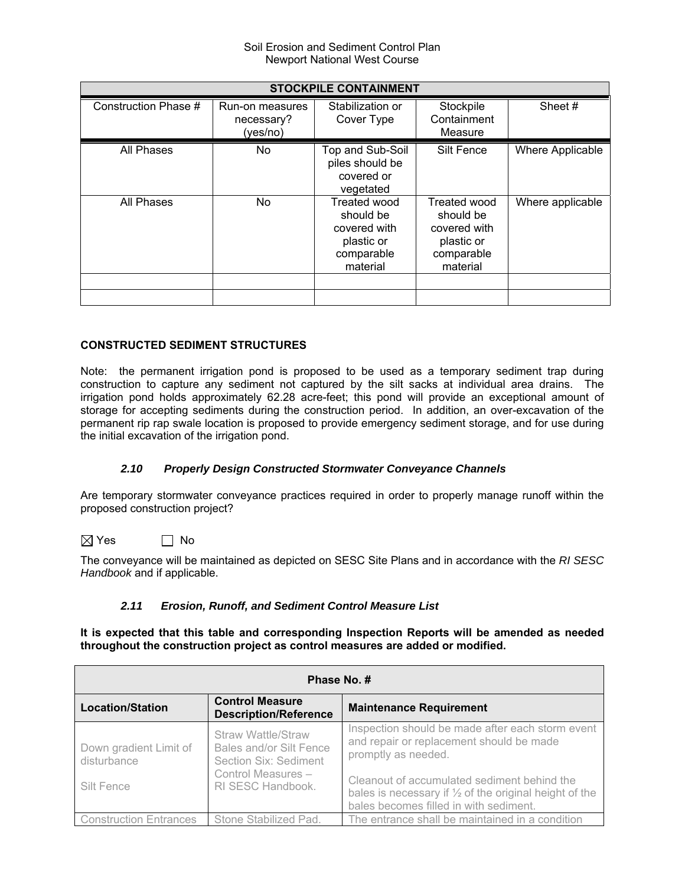| STOCKPILE CONTAINMENT | | | | |
|---|---|---|---|---|
| Construction Phase # | Run-on measures necessary? (yes/no) | Stabilization or Cover Type | Stockpile Containment Measure | Sheet # |
| All Phases | No | Top and Sub-Soil piles should be covered or vegetated | Silt Fence | Where Applicable |
| All Phases | No | Treated wood should be covered with plastic or comparable material | Treated wood should be covered with plastic or comparable material | Where applicable |
| | | | | |
| | | | | |

**CONSTRUCTED SEDIMENT STRUCTURES**

Note: the permanent irrigation pond is proposed to be used as a temporary sediment trap during construction to capture any sediment not captured by the silt sacks at individual area drains. The irrigation pond holds approximately 62.28 acre-feet; this pond will provide an exceptional amount of storage for accepting sediments during the construction period. In addition, an over-excavation of the permanent rip rap swale location is proposed to provide emergency sediment storage, and for use during the initial excavation of the irrigation pond.

### *2.10 Properly Design Constructed Stormwater Conveyance Channels*

Are temporary stormwater conveyance practices required in order to properly manage runoff within the proposed construction project?

☒ Yes ☐ No

The conveyance will be maintained as depicted on SESC Site Plans and in accordance with the *RI SESC Handbook* and if applicable.

### *2.11 Erosion, Runoff, and Sediment Control Measure List*

**It is expected that this table and corresponding Inspection Reports will be amended as needed throughout the construction project as control measures are added or modified.**

| Phase No. # | | |
|---|---|---|
| **Location/Station** | **Control Measure Description/Reference** | **Maintenance Requirement** |
| Down gradient Limit of disturbance<br><br>Silt Fence | Straw Wattle/Straw Bales and/or Silt Fence Section Six: Sediment Control Measures – RI SESC Handbook. | Inspection should be made after each storm event and repair or replacement should be made promptly as needed.<br><br>Cleanout of accumulated sediment behind the bales is necessary if ½ of the original height of the bales becomes filled in with sediment. |
| Construction Entrances | Stone Stabilized Pad. | The entrance shall be maintained in a condition |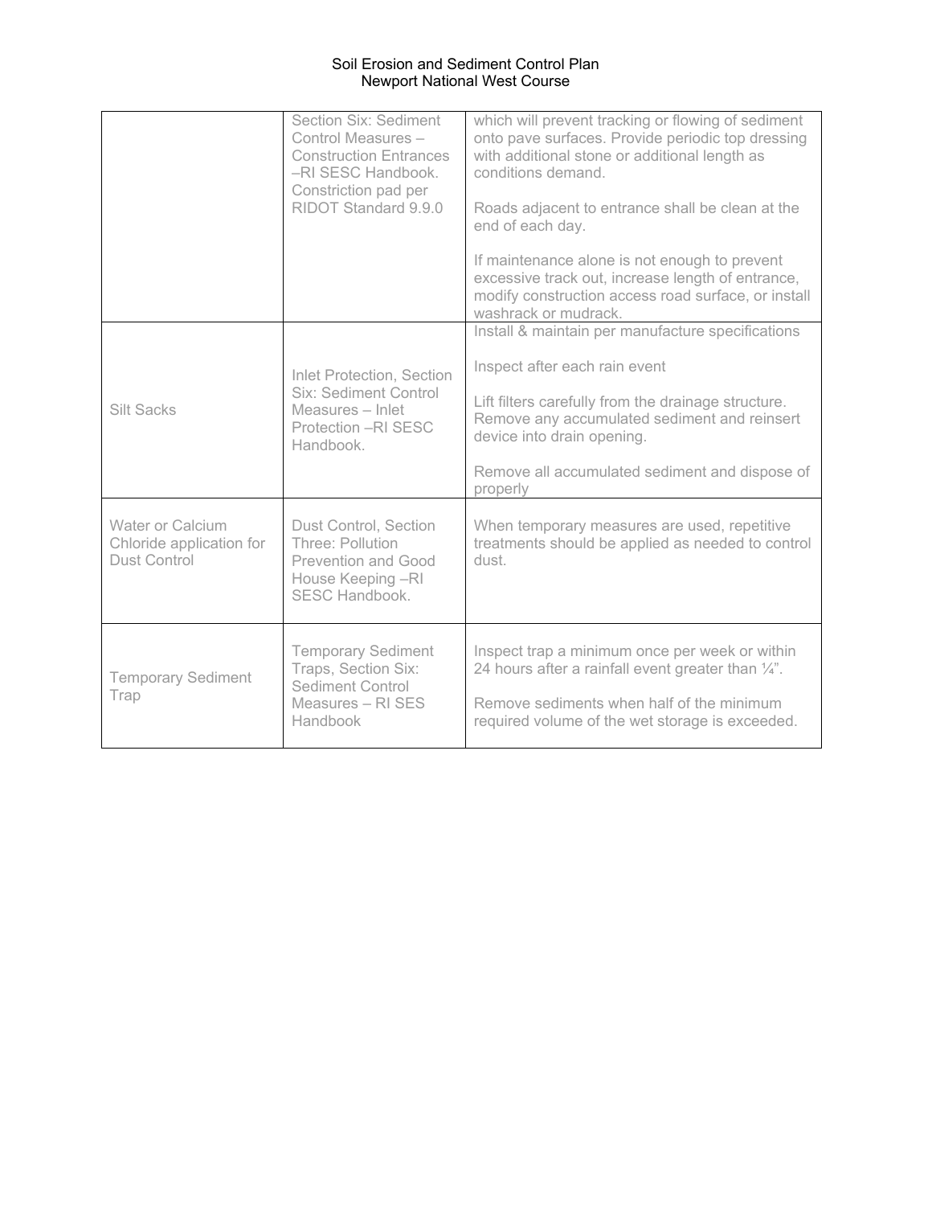| | | |
|---|---|---|
| | Section Six: Sediment Control Measures – Construction Entrances –RI SESC Handbook. Constriction pad per RIDOT Standard 9.9.0 | which will prevent tracking or flowing of sediment onto pave surfaces. Provide periodic top dressing with additional stone or additional length as conditions demand.<br><br>Roads adjacent to entrance shall be clean at the end of each day.<br><br>If maintenance alone is not enough to prevent excessive track out, increase length of entrance, modify construction access road surface, or install washrack or mudrack. |
| Silt Sacks | Inlet Protection, Section Six: Sediment Control Measures – Inlet Protection –RI SESC Handbook. | Install & maintain per manufacture specifications<br><br>Inspect after each rain event<br><br>Lift filters carefully from the drainage structure. Remove any accumulated sediment and reinsert device into drain opening.<br><br>Remove all accumulated sediment and dispose of properly |
| Water or Calcium Chloride application for Dust Control | Dust Control, Section Three: Pollution Prevention and Good House Keeping –RI SESC Handbook. | When temporary measures are used, repetitive treatments should be applied as needed to control dust. |
| Temporary Sediment Trap | Temporary Sediment Traps, Section Six: Sediment Control Measures – RI SES Handbook | Inspect trap a minimum once per week or within 24 hours after a rainfall event greater than ¼".<br><br>Remove sediments when half of the minimum required volume of the wet storage is exceeded. |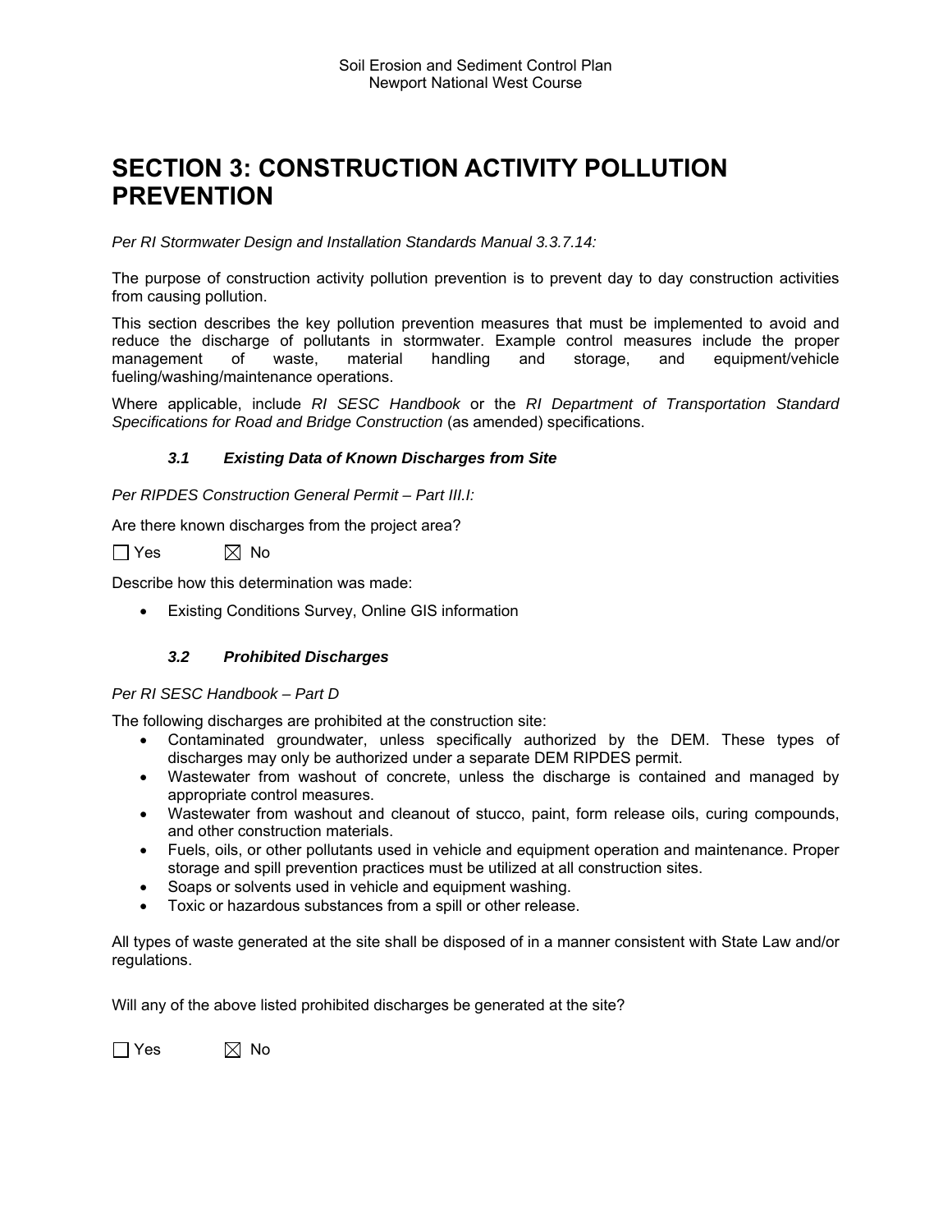# SECTION 3: CONSTRUCTION ACTIVITY POLLUTION PREVENTION

*Per RI Stormwater Design and Installation Standards Manual 3.3.7.14:*

The purpose of construction activity pollution prevention is to prevent day to day construction activities from causing pollution.

This section describes the key pollution prevention measures that must be implemented to avoid and reduce the discharge of pollutants in stormwater. Example control measures include the proper management of waste, material handling and storage, and equipment/vehicle fueling/washing/maintenance operations.

Where applicable, include *RI SESC Handbook* or the *RI Department of Transportation Standard Specifications for Road and Bridge Construction* (as amended) specifications.

### *3.1 Existing Data of Known Discharges from Site*

*Per RIPDES Construction General Permit – Part III.I:*

Are there known discharges from the project area?

☐ Yes ☒ No

Describe how this determination was made:

- Existing Conditions Survey, Online GIS information

### *3.2 Prohibited Discharges*

*Per RI SESC Handbook – Part D*

The following discharges are prohibited at the construction site:

- Contaminated groundwater, unless specifically authorized by the DEM. These types of discharges may only be authorized under a separate DEM RIPDES permit.
- Wastewater from washout of concrete, unless the discharge is contained and managed by appropriate control measures.
- Wastewater from washout and cleanout of stucco, paint, form release oils, curing compounds, and other construction materials.
- Fuels, oils, or other pollutants used in vehicle and equipment operation and maintenance. Proper storage and spill prevention practices must be utilized at all construction sites.
- Soaps or solvents used in vehicle and equipment washing.
- Toxic or hazardous substances from a spill or other release.

All types of waste generated at the site shall be disposed of in a manner consistent with State Law and/or regulations.

Will any of the above listed prohibited discharges be generated at the site?

☐ Yes ☒ No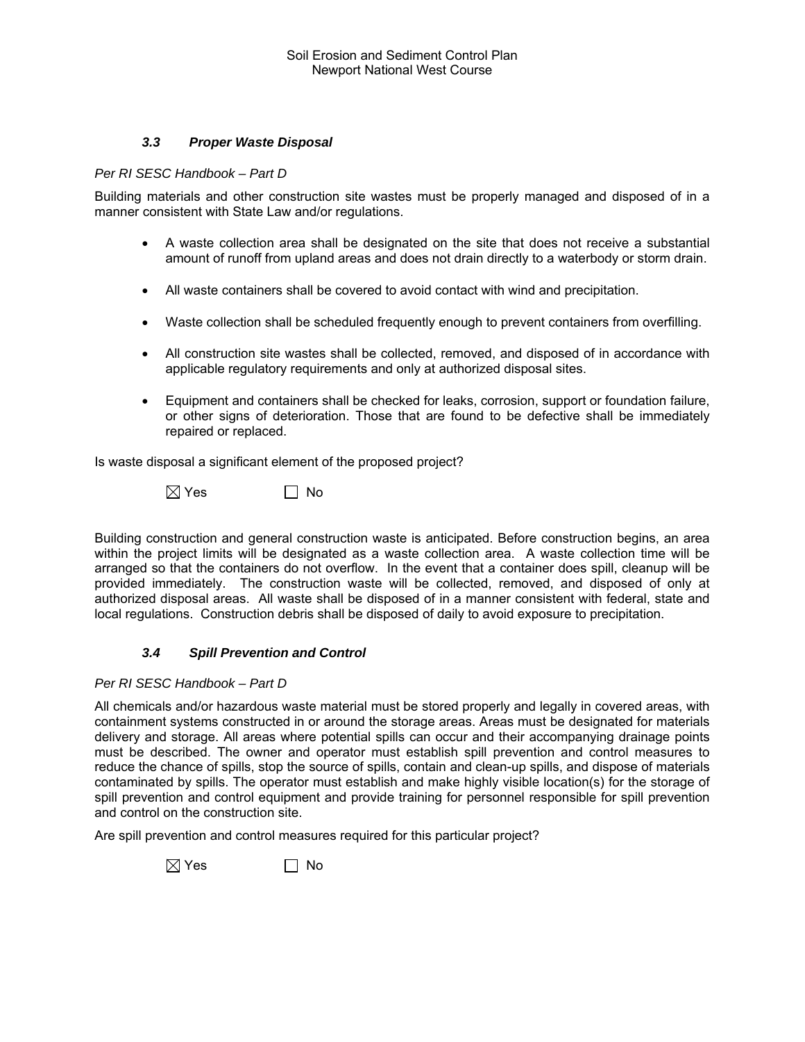### *3.3 Proper Waste Disposal*

*Per RI SESC Handbook – Part D*

Building materials and other construction site wastes must be properly managed and disposed of in a manner consistent with State Law and/or regulations.

- A waste collection area shall be designated on the site that does not receive a substantial amount of runoff from upland areas and does not drain directly to a waterbody or storm drain.
- All waste containers shall be covered to avoid contact with wind and precipitation.
- Waste collection shall be scheduled frequently enough to prevent containers from overfilling.
- All construction site wastes shall be collected, removed, and disposed of in accordance with applicable regulatory requirements and only at authorized disposal sites.
- Equipment and containers shall be checked for leaks, corrosion, support or foundation failure, or other signs of deterioration. Those that are found to be defective shall be immediately repaired or replaced.

Is waste disposal a significant element of the proposed project?

☒ Yes ☐ No

Building construction and general construction waste is anticipated. Before construction begins, an area within the project limits will be designated as a waste collection area. A waste collection time will be arranged so that the containers do not overflow. In the event that a container does spill, cleanup will be provided immediately. The construction waste will be collected, removed, and disposed of only at authorized disposal areas. All waste shall be disposed of in a manner consistent with federal, state and local regulations. Construction debris shall be disposed of daily to avoid exposure to precipitation.

### *3.4 Spill Prevention and Control*

*Per RI SESC Handbook – Part D*

All chemicals and/or hazardous waste material must be stored properly and legally in covered areas, with containment systems constructed in or around the storage areas. Areas must be designated for materials delivery and storage. All areas where potential spills can occur and their accompanying drainage points must be described. The owner and operator must establish spill prevention and control measures to reduce the chance of spills, stop the source of spills, contain and clean-up spills, and dispose of materials contaminated by spills. The operator must establish and make highly visible location(s) for the storage of spill prevention and control equipment and provide training for personnel responsible for spill prevention and control on the construction site.

Are spill prevention and control measures required for this particular project?

☒ Yes ☐ No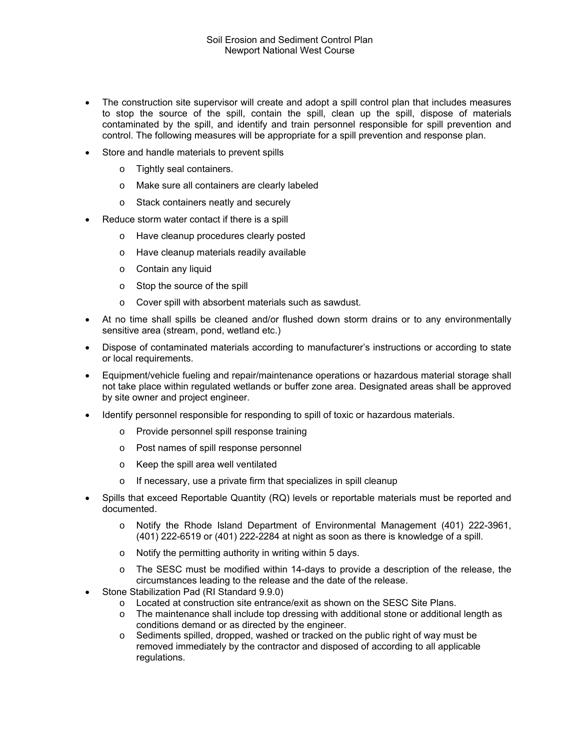- The construction site supervisor will create and adopt a spill control plan that includes measures to stop the source of the spill, contain the spill, clean up the spill, dispose of materials contaminated by the spill, and identify and train personnel responsible for spill prevention and control. The following measures will be appropriate for a spill prevention and response plan.
- Store and handle materials to prevent spills
  - Tightly seal containers.
  - Make sure all containers are clearly labeled
  - Stack containers neatly and securely
- Reduce storm water contact if there is a spill
  - Have cleanup procedures clearly posted
  - Have cleanup materials readily available
  - Contain any liquid
  - Stop the source of the spill
  - Cover spill with absorbent materials such as sawdust.
- At no time shall spills be cleaned and/or flushed down storm drains or to any environmentally sensitive area (stream, pond, wetland etc.)
- Dispose of contaminated materials according to manufacturer's instructions or according to state or local requirements.
- Equipment/vehicle fueling and repair/maintenance operations or hazardous material storage shall not take place within regulated wetlands or buffer zone area. Designated areas shall be approved by site owner and project engineer.
- Identify personnel responsible for responding to spill of toxic or hazardous materials.
  - Provide personnel spill response training
  - Post names of spill response personnel
  - Keep the spill area well ventilated
  - If necessary, use a private firm that specializes in spill cleanup
- Spills that exceed Reportable Quantity (RQ) levels or reportable materials must be reported and documented.
  - Notify the Rhode Island Department of Environmental Management (401) 222-3961, (401) 222-6519 or (401) 222-2284 at night as soon as there is knowledge of a spill.
  - Notify the permitting authority in writing within 5 days.
  - The SESC must be modified within 14-days to provide a description of the release, the circumstances leading to the release and the date of the release.
- Stone Stabilization Pad (RI Standard 9.9.0)
  - Located at construction site entrance/exit as shown on the SESC Site Plans.
  - The maintenance shall include top dressing with additional stone or additional length as conditions demand or as directed by the engineer.
  - Sediments spilled, dropped, washed or tracked on the public right of way must be removed immediately by the contractor and disposed of according to all applicable regulations.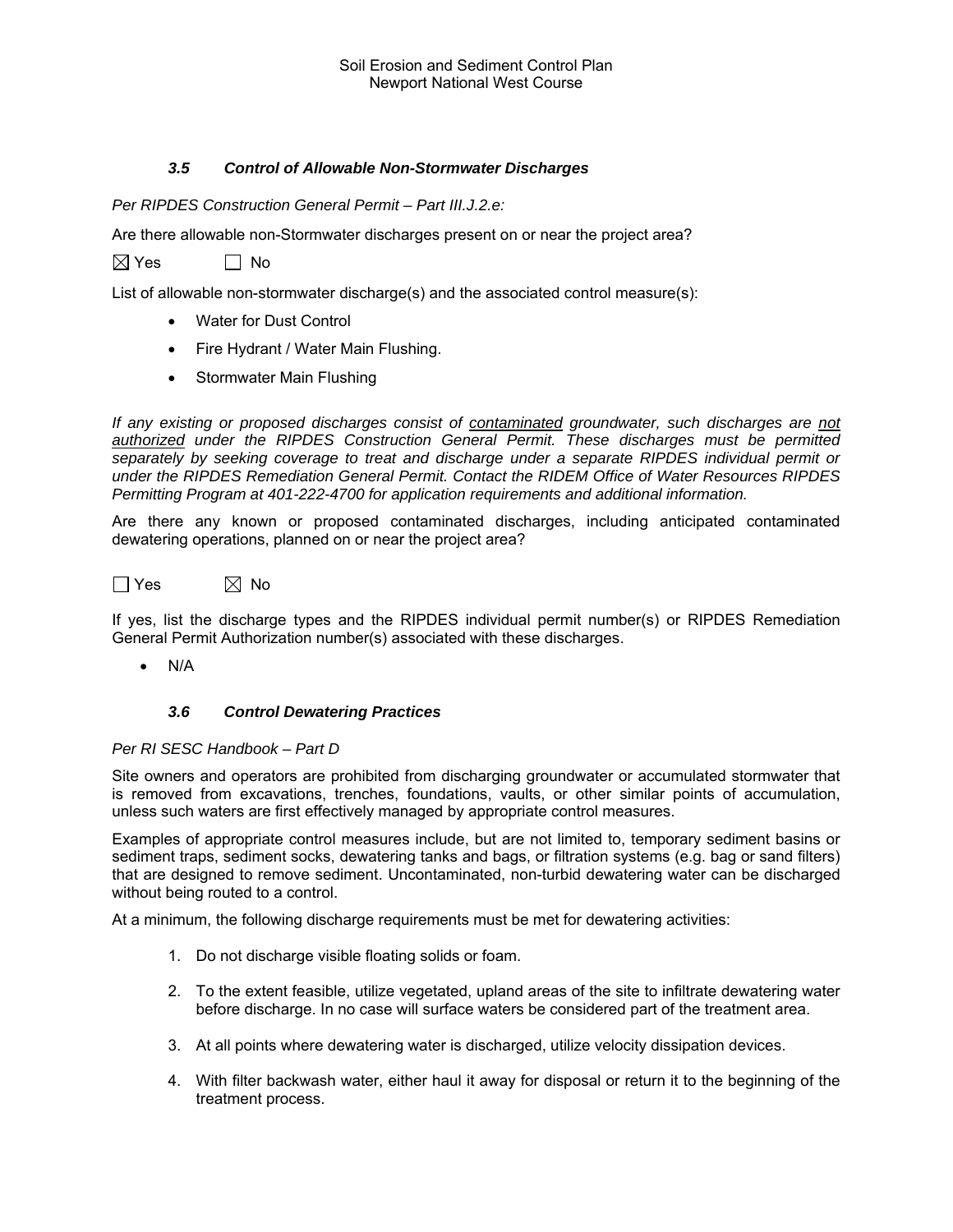### *3.5 Control of Allowable Non-Stormwater Discharges*

*Per RIPDES Construction General Permit – Part III.J.2.e:*

Are there allowable non-Stormwater discharges present on or near the project area?

☒ Yes ☐ No

List of allowable non-stormwater discharge(s) and the associated control measure(s):

- Water for Dust Control
- Fire Hydrant / Water Main Flushing.
- Stormwater Main Flushing

*If any existing or proposed discharges consist of <u>contaminated</u> groundwater, such discharges are <u>not authorized</u> under the RIPDES Construction General Permit. These discharges must be permitted separately by seeking coverage to treat and discharge under a separate RIPDES individual permit or under the RIPDES Remediation General Permit. Contact the RIDEM Office of Water Resources RIPDES Permitting Program at 401-222-4700 for application requirements and additional information.*

Are there any known or proposed contaminated discharges, including anticipated contaminated dewatering operations, planned on or near the project area?

☐ Yes ☒ No

If yes, list the discharge types and the RIPDES individual permit number(s) or RIPDES Remediation General Permit Authorization number(s) associated with these discharges.

- N/A

### *3.6 Control Dewatering Practices*

*Per RI SESC Handbook – Part D*

Site owners and operators are prohibited from discharging groundwater or accumulated stormwater that is removed from excavations, trenches, foundations, vaults, or other similar points of accumulation, unless such waters are first effectively managed by appropriate control measures.

Examples of appropriate control measures include, but are not limited to, temporary sediment basins or sediment traps, sediment socks, dewatering tanks and bags, or filtration systems (e.g. bag or sand filters) that are designed to remove sediment. Uncontaminated, non-turbid dewatering water can be discharged without being routed to a control.

At a minimum, the following discharge requirements must be met for dewatering activities:

1. Do not discharge visible floating solids or foam.
2. To the extent feasible, utilize vegetated, upland areas of the site to infiltrate dewatering water before discharge. In no case will surface waters be considered part of the treatment area.
3. At all points where dewatering water is discharged, utilize velocity dissipation devices.
4. With filter backwash water, either haul it away for disposal or return it to the beginning of the treatment process.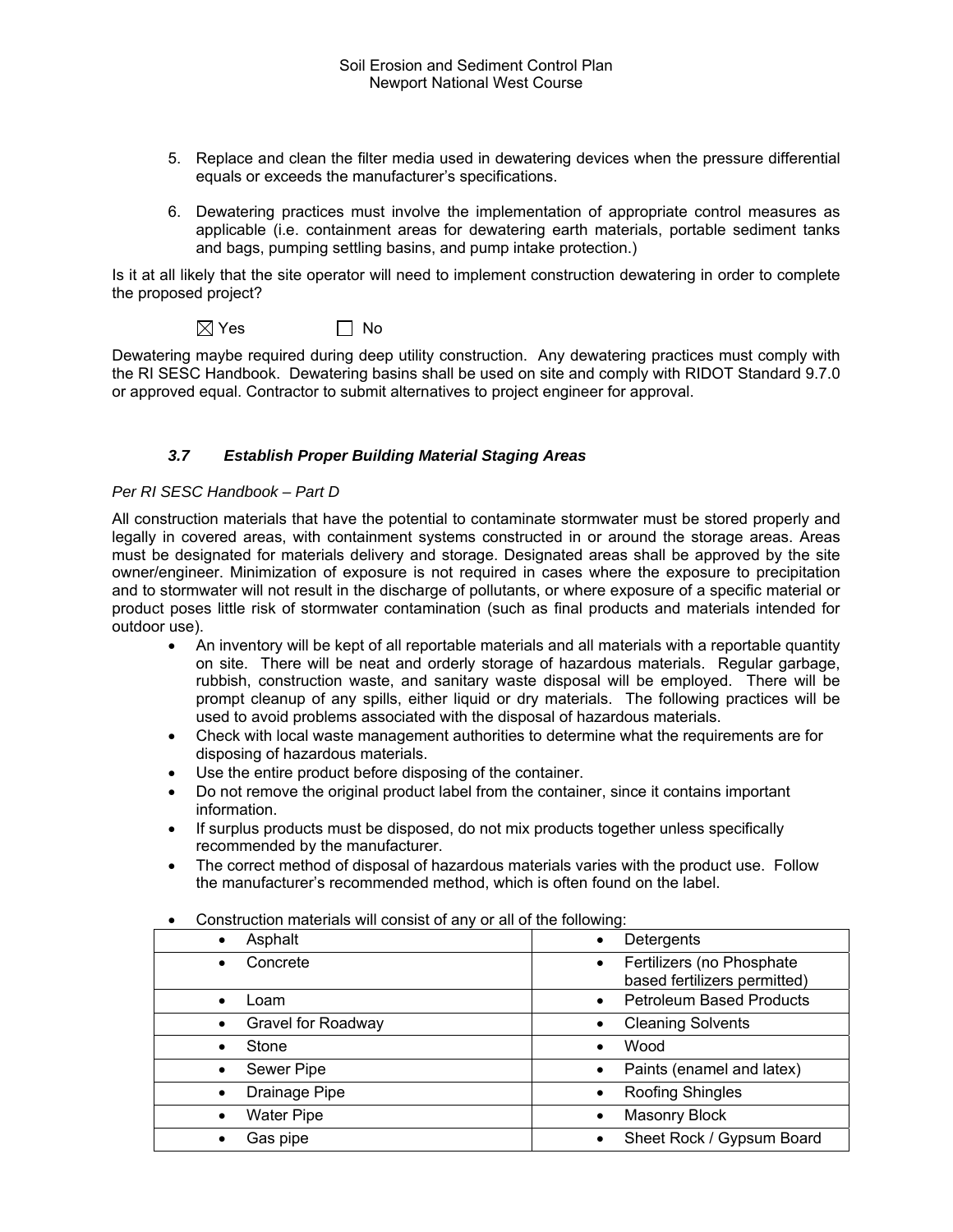5. Replace and clean the filter media used in dewatering devices when the pressure differential equals or exceeds the manufacturer's specifications.

6. Dewatering practices must involve the implementation of appropriate control measures as applicable (i.e. containment areas for dewatering earth materials, portable sediment tanks and bags, pumping settling basins, and pump intake protection.)

Is it at all likely that the site operator will need to implement construction dewatering in order to complete the proposed project?

☒ Yes ☐ No

Dewatering maybe required during deep utility construction. Any dewatering practices must comply with the RI SESC Handbook. Dewatering basins shall be used on site and comply with RIDOT Standard 9.7.0 or approved equal. Contractor to submit alternatives to project engineer for approval.

### *3.7 Establish Proper Building Material Staging Areas*

*Per RI SESC Handbook – Part D*

All construction materials that have the potential to contaminate stormwater must be stored properly and legally in covered areas, with containment systems constructed in or around the storage areas. Areas must be designated for materials delivery and storage. Designated areas shall be approved by the site owner/engineer. Minimization of exposure is not required in cases where the exposure to precipitation and to stormwater will not result in the discharge of pollutants, or where exposure of a specific material or product poses little risk of stormwater contamination (such as final products and materials intended for outdoor use).

- An inventory will be kept of all reportable materials and all materials with a reportable quantity on site. There will be neat and orderly storage of hazardous materials. Regular garbage, rubbish, construction waste, and sanitary waste disposal will be employed. There will be prompt cleanup of any spills, either liquid or dry materials. The following practices will be used to avoid problems associated with the disposal of hazardous materials.
- Check with local waste management authorities to determine what the requirements are for disposing of hazardous materials.
- Use the entire product before disposing of the container.
- Do not remove the original product label from the container, since it contains important information.
- If surplus products must be disposed, do not mix products together unless specifically recommended by the manufacturer.
- The correct method of disposal of hazardous materials varies with the product use. Follow the manufacturer's recommended method, which is often found on the label.
- Construction materials will consist of any or all of the following:

| | |
|---|---|
| • Asphalt | • Detergents |
| • Concrete | • Fertilizers (no Phosphate based fertilizers permitted) |
| • Loam | • Petroleum Based Products |
| • Gravel for Roadway | • Cleaning Solvents |
| • Stone | • Wood |
| • Sewer Pipe | • Paints (enamel and latex) |
| • Drainage Pipe | • Roofing Shingles |
| • Water Pipe | • Masonry Block |
| • Gas pipe | • Sheet Rock / Gypsum Board |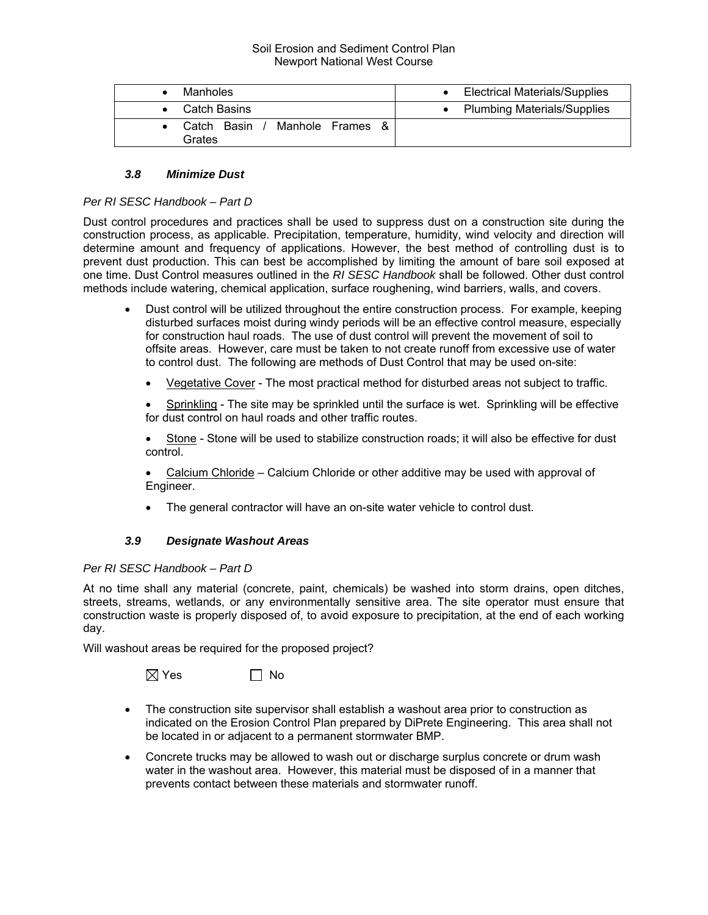| • Manholes | • Electrical Materials/Supplies |
|---|---|
| • Catch Basins | • Plumbing Materials/Supplies |
| • Catch Basin / Manhole Frames & Grates | |

### *3.8 Minimize Dust*

*Per RI SESC Handbook – Part D*

Dust control procedures and practices shall be used to suppress dust on a construction site during the construction process, as applicable. Precipitation, temperature, humidity, wind velocity and direction will determine amount and frequency of applications. However, the best method of controlling dust is to prevent dust production. This can best be accomplished by limiting the amount of bare soil exposed at one time. Dust Control measures outlined in the *RI SESC Handbook* shall be followed. Other dust control methods include watering, chemical application, surface roughening, wind barriers, walls, and covers.

- Dust control will be utilized throughout the entire construction process. For example, keeping disturbed surfaces moist during windy periods will be an effective control measure, especially for construction haul roads. The use of dust control will prevent the movement of soil to offsite areas. However, care must be taken to not create runoff from excessive use of water to control dust. The following are methods of Dust Control that may be used on-site:
    - Vegetative Cover - The most practical method for disturbed areas not subject to traffic.
    - Sprinkling - The site may be sprinkled until the surface is wet. Sprinkling will be effective for dust control on haul roads and other traffic routes.
    - Stone - Stone will be used to stabilize construction roads; it will also be effective for dust control.
    - Calcium Chloride – Calcium Chloride or other additive may be used with approval of Engineer.
    - The general contractor will have an on-site water vehicle to control dust.

### *3.9 Designate Washout Areas*

*Per RI SESC Handbook – Part D*

At no time shall any material (concrete, paint, chemicals) be washed into storm drains, open ditches, streets, streams, wetlands, or any environmentally sensitive area. The site operator must ensure that construction waste is properly disposed of, to avoid exposure to precipitation, at the end of each working day.

Will washout areas be required for the proposed project?

☒ Yes ☐ No

- The construction site supervisor shall establish a washout area prior to construction as indicated on the Erosion Control Plan prepared by DiPrete Engineering. This area shall not be located in or adjacent to a permanent stormwater BMP.
- Concrete trucks may be allowed to wash out or discharge surplus concrete or drum wash water in the washout area. However, this material must be disposed of in a manner that prevents contact between these materials and stormwater runoff.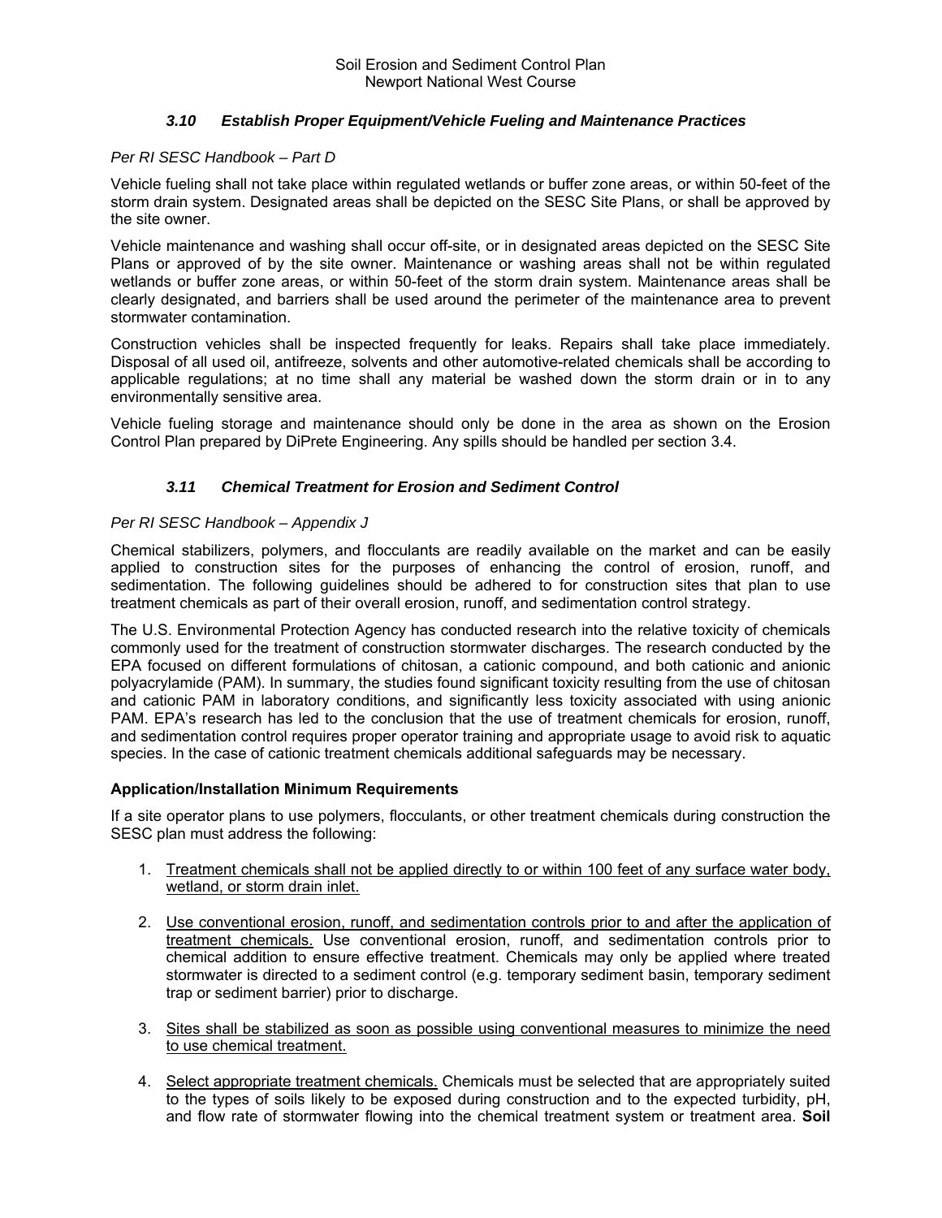### *3.10 Establish Proper Equipment/Vehicle Fueling and Maintenance Practices*

*Per RI SESC Handbook – Part D*

Vehicle fueling shall not take place within regulated wetlands or buffer zone areas, or within 50-feet of the storm drain system. Designated areas shall be depicted on the SESC Site Plans, or shall be approved by the site owner.

Vehicle maintenance and washing shall occur off-site, or in designated areas depicted on the SESC Site Plans or approved of by the site owner. Maintenance or washing areas shall not be within regulated wetlands or buffer zone areas, or within 50-feet of the storm drain system. Maintenance areas shall be clearly designated, and barriers shall be used around the perimeter of the maintenance area to prevent stormwater contamination.

Construction vehicles shall be inspected frequently for leaks. Repairs shall take place immediately. Disposal of all used oil, antifreeze, solvents and other automotive-related chemicals shall be according to applicable regulations; at no time shall any material be washed down the storm drain or in to any environmentally sensitive area.

Vehicle fueling storage and maintenance should only be done in the area as shown on the Erosion Control Plan prepared by DiPrete Engineering. Any spills should be handled per section 3.4.

### *3.11 Chemical Treatment for Erosion and Sediment Control*

*Per RI SESC Handbook – Appendix J*

Chemical stabilizers, polymers, and flocculants are readily available on the market and can be easily applied to construction sites for the purposes of enhancing the control of erosion, runoff, and sedimentation. The following guidelines should be adhered to for construction sites that plan to use treatment chemicals as part of their overall erosion, runoff, and sedimentation control strategy.

The U.S. Environmental Protection Agency has conducted research into the relative toxicity of chemicals commonly used for the treatment of construction stormwater discharges. The research conducted by the EPA focused on different formulations of chitosan, a cationic compound, and both cationic and anionic polyacrylamide (PAM). In summary, the studies found significant toxicity resulting from the use of chitosan and cationic PAM in laboratory conditions, and significantly less toxicity associated with using anionic PAM. EPA's research has led to the conclusion that the use of treatment chemicals for erosion, runoff, and sedimentation control requires proper operator training and appropriate usage to avoid risk to aquatic species. In the case of cationic treatment chemicals additional safeguards may be necessary.

**Application/Installation Minimum Requirements**

If a site operator plans to use polymers, flocculants, or other treatment chemicals during construction the SESC plan must address the following:

1. <u>Treatment chemicals shall not be applied directly to or within 100 feet of any surface water body, wetland, or storm drain inlet.</u>

2. <u>Use conventional erosion, runoff, and sedimentation controls prior to and after the application of treatment chemicals.</u> Use conventional erosion, runoff, and sedimentation controls prior to chemical addition to ensure effective treatment. Chemicals may only be applied where treated stormwater is directed to a sediment control (e.g. temporary sediment basin, temporary sediment trap or sediment barrier) prior to discharge.

3. <u>Sites shall be stabilized as soon as possible using conventional measures to minimize the need to use chemical treatment.</u>

4. <u>Select appropriate treatment chemicals.</u> Chemicals must be selected that are appropriately suited to the types of soils likely to be exposed during construction and to the expected turbidity, pH, and flow rate of stormwater flowing into the chemical treatment system or treatment area. **Soil**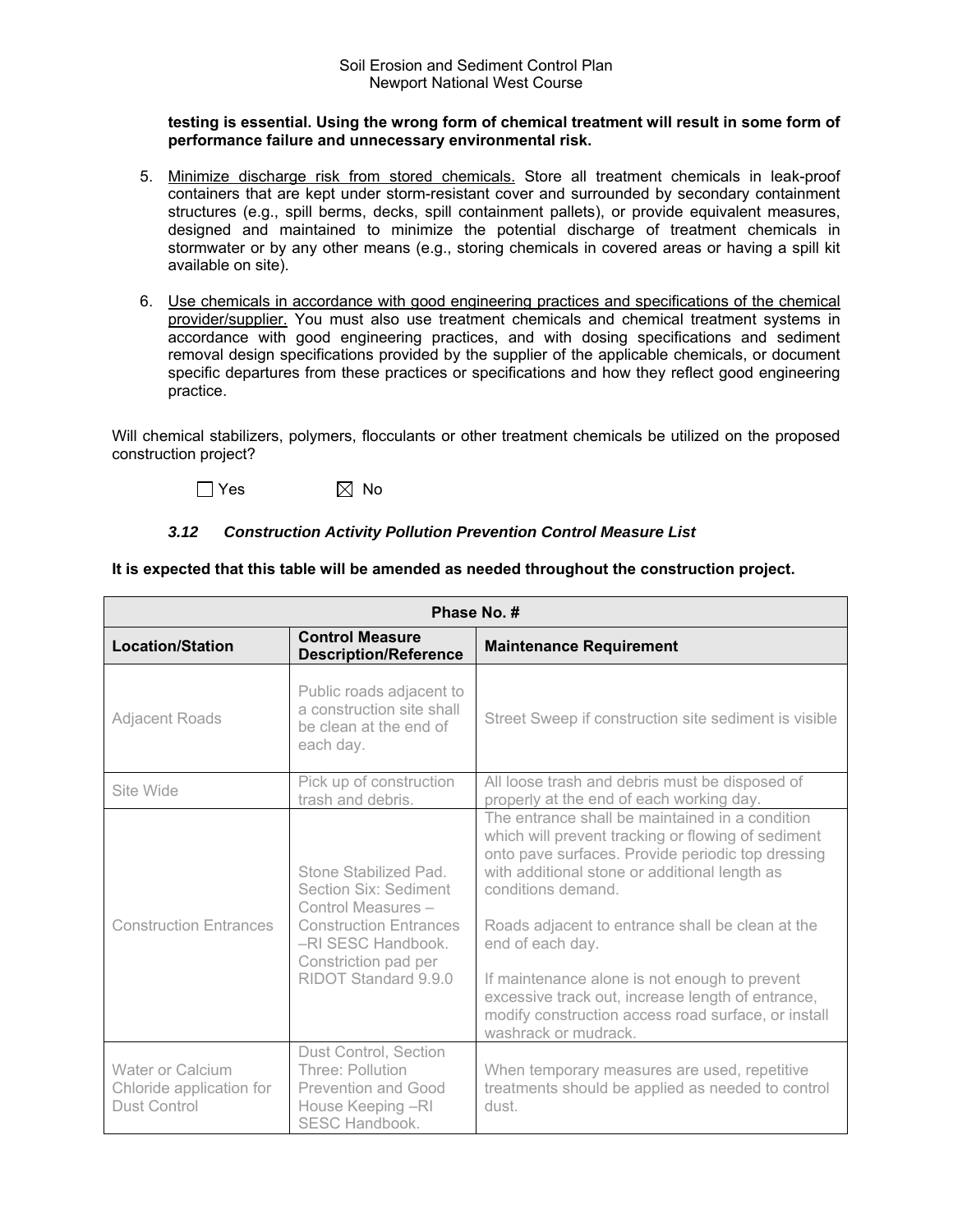**testing is essential. Using the wrong form of chemical treatment will result in some form of performance failure and unnecessary environmental risk.**

5. Minimize discharge risk from stored chemicals. Store all treatment chemicals in leak-proof containers that are kept under storm-resistant cover and surrounded by secondary containment structures (e.g., spill berms, decks, spill containment pallets), or provide equivalent measures, designed and maintained to minimize the potential discharge of treatment chemicals in stormwater or by any other means (e.g., storing chemicals in covered areas or having a spill kit available on site).

6. Use chemicals in accordance with good engineering practices and specifications of the chemical provider/supplier. You must also use treatment chemicals and chemical treatment systems in accordance with good engineering practices, and with dosing specifications and sediment removal design specifications provided by the supplier of the applicable chemicals, or document specific departures from these practices or specifications and how they reflect good engineering practice.

Will chemical stabilizers, polymers, flocculants or other treatment chemicals be utilized on the proposed construction project?

☐ Yes ☒ No

### *3.12 Construction Activity Pollution Prevention Control Measure List*

**It is expected that this table will be amended as needed throughout the construction project.**

| Phase No. # | | |
|---|---|---|
| **Location/Station** | **Control Measure Description/Reference** | **Maintenance Requirement** |
| Adjacent Roads | Public roads adjacent to a construction site shall be clean at the end of each day. | Street Sweep if construction site sediment is visible |
| Site Wide | Pick up of construction trash and debris. | All loose trash and debris must be disposed of properly at the end of each working day. |
| Construction Entrances | Stone Stabilized Pad. Section Six: Sediment Control Measures – Construction Entrances –RI SESC Handbook. Constriction pad per RIDOT Standard 9.9.0 | The entrance shall be maintained in a condition which will prevent tracking or flowing of sediment onto pave surfaces. Provide periodic top dressing with additional stone or additional length as conditions demand.<br><br>Roads adjacent to entrance shall be clean at the end of each day.<br><br>If maintenance alone is not enough to prevent excessive track out, increase length of entrance, modify construction access road surface, or install washrack or mudrack. |
| Water or Calcium Chloride application for Dust Control | Dust Control, Section Three: Pollution Prevention and Good House Keeping –RI SESC Handbook. | When temporary measures are used, repetitive treatments should be applied as needed to control dust. |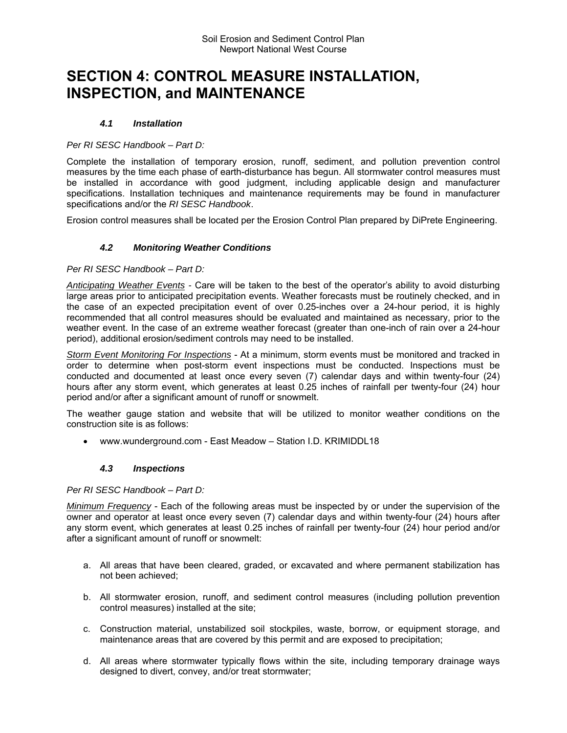# SECTION 4: CONTROL MEASURE INSTALLATION, INSPECTION, and MAINTENANCE

### *4.1 Installation*

*Per RI SESC Handbook – Part D:*

Complete the installation of temporary erosion, runoff, sediment, and pollution prevention control measures by the time each phase of earth-disturbance has begun. All stormwater control measures must be installed in accordance with good judgment, including applicable design and manufacturer specifications. Installation techniques and maintenance requirements may be found in manufacturer specifications and/or the *RI SESC Handbook*.

Erosion control measures shall be located per the Erosion Control Plan prepared by DiPrete Engineering.

### *4.2 Monitoring Weather Conditions*

*Per RI SESC Handbook – Part D:*

<u>*Anticipating Weather Events*</u> - Care will be taken to the best of the operator's ability to avoid disturbing large areas prior to anticipated precipitation events. Weather forecasts must be routinely checked, and in the case of an expected precipitation event of over 0.25-inches over a 24-hour period, it is highly recommended that all control measures should be evaluated and maintained as necessary, prior to the weather event. In the case of an extreme weather forecast (greater than one-inch of rain over a 24-hour period), additional erosion/sediment controls may need to be installed.

<u>*Storm Event Monitoring For Inspections*</u> - At a minimum, storm events must be monitored and tracked in order to determine when post-storm event inspections must be conducted. Inspections must be conducted and documented at least once every seven (7) calendar days and within twenty-four (24) hours after any storm event, which generates at least 0.25 inches of rainfall per twenty-four (24) hour period and/or after a significant amount of runoff or snowmelt.

The weather gauge station and website that will be utilized to monitor weather conditions on the construction site is as follows:

- www.wunderground.com - East Meadow – Station I.D. KRIMIDDL18

### *4.3 Inspections*

*Per RI SESC Handbook – Part D:*

<u>*Minimum Frequency*</u> - Each of the following areas must be inspected by or under the supervision of the owner and operator at least once every seven (7) calendar days and within twenty-four (24) hours after any storm event, which generates at least 0.25 inches of rainfall per twenty-four (24) hour period and/or after a significant amount of runoff or snowmelt:

a. All areas that have been cleared, graded, or excavated and where permanent stabilization has not been achieved;

b. All stormwater erosion, runoff, and sediment control measures (including pollution prevention control measures) installed at the site;

c. Construction material, unstabilized soil stockpiles, waste, borrow, or equipment storage, and maintenance areas that are covered by this permit and are exposed to precipitation;

d. All areas where stormwater typically flows within the site, including temporary drainage ways designed to divert, convey, and/or treat stormwater;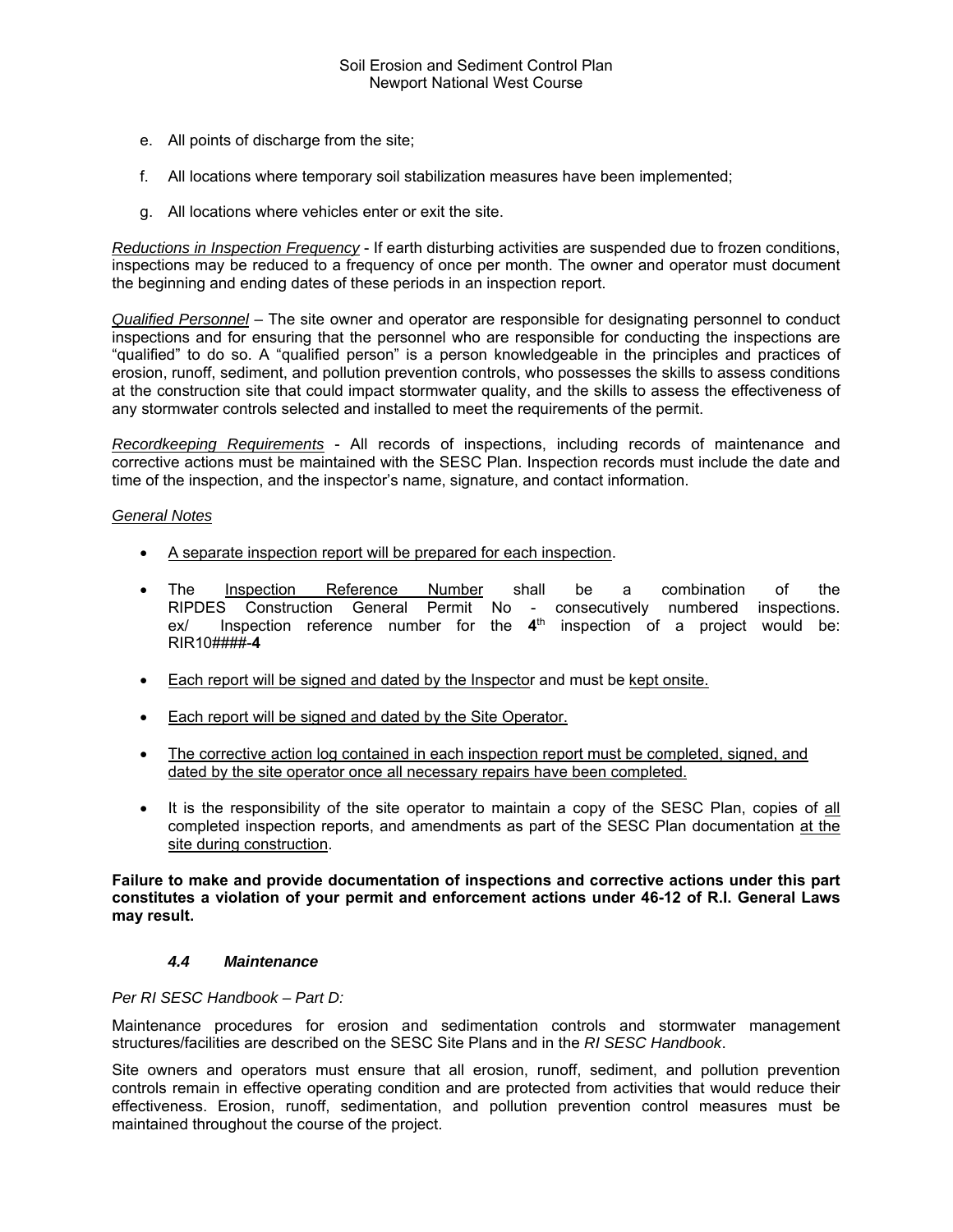e. All points of discharge from the site;

f. All locations where temporary soil stabilization measures have been implemented;

g. All locations where vehicles enter or exit the site.

*Reductions in Inspection Frequency* - If earth disturbing activities are suspended due to frozen conditions, inspections may be reduced to a frequency of once per month. The owner and operator must document the beginning and ending dates of these periods in an inspection report.

*Qualified Personnel* – The site owner and operator are responsible for designating personnel to conduct inspections and for ensuring that the personnel who are responsible for conducting the inspections are "qualified" to do so. A "qualified person" is a person knowledgeable in the principles and practices of erosion, runoff, sediment, and pollution prevention controls, who possesses the skills to assess conditions at the construction site that could impact stormwater quality, and the skills to assess the effectiveness of any stormwater controls selected and installed to meet the requirements of the permit.

*Recordkeeping Requirements* - All records of inspections, including records of maintenance and corrective actions must be maintained with the SESC Plan. Inspection records must include the date and time of the inspection, and the inspector's name, signature, and contact information.

*General Notes*

- A separate inspection report will be prepared for each inspection.
- The Inspection Reference Number shall be a combination of the RIPDES Construction General Permit No - consecutively numbered inspections. ex/ Inspection reference number for the **4**th inspection of a project would be: RIR10####-**4**
- Each report will be signed and dated by the Inspector and must be kept onsite.
- Each report will be signed and dated by the Site Operator.
- The corrective action log contained in each inspection report must be completed, signed, and dated by the site operator once all necessary repairs have been completed.
- It is the responsibility of the site operator to maintain a copy of the SESC Plan, copies of all completed inspection reports, and amendments as part of the SESC Plan documentation at the site during construction.

**Failure to make and provide documentation of inspections and corrective actions under this part constitutes a violation of your permit and enforcement actions under 46-12 of R.I. General Laws may result.**

### *4.4 Maintenance*

*Per RI SESC Handbook – Part D:*

Maintenance procedures for erosion and sedimentation controls and stormwater management structures/facilities are described on the SESC Site Plans and in the *RI SESC Handbook*.

Site owners and operators must ensure that all erosion, runoff, sediment, and pollution prevention controls remain in effective operating condition and are protected from activities that would reduce their effectiveness. Erosion, runoff, sedimentation, and pollution prevention control measures must be maintained throughout the course of the project.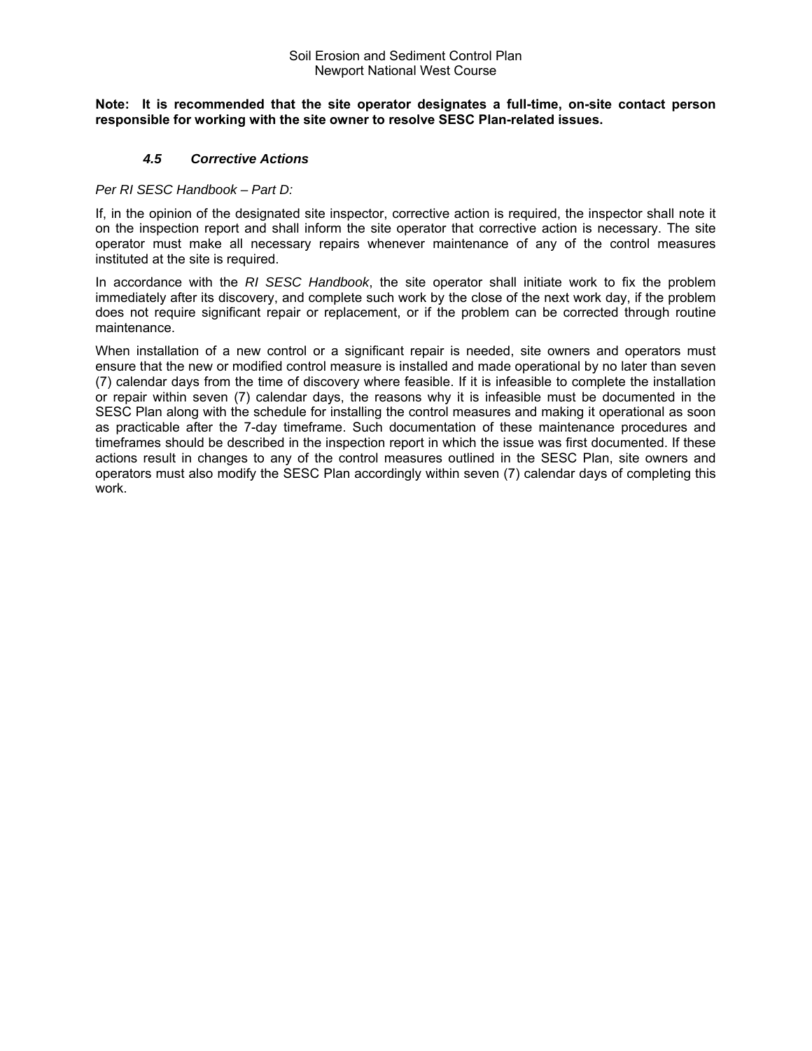**Note: It is recommended that the site operator designates a full-time, on-site contact person responsible for working with the site owner to resolve SESC Plan-related issues.**

### *4.5 Corrective Actions*

*Per RI SESC Handbook – Part D:*

If, in the opinion of the designated site inspector, corrective action is required, the inspector shall note it on the inspection report and shall inform the site operator that corrective action is necessary. The site operator must make all necessary repairs whenever maintenance of any of the control measures instituted at the site is required.

In accordance with the *RI SESC Handbook*, the site operator shall initiate work to fix the problem immediately after its discovery, and complete such work by the close of the next work day, if the problem does not require significant repair or replacement, or if the problem can be corrected through routine maintenance.

When installation of a new control or a significant repair is needed, site owners and operators must ensure that the new or modified control measure is installed and made operational by no later than seven (7) calendar days from the time of discovery where feasible. If it is infeasible to complete the installation or repair within seven (7) calendar days, the reasons why it is infeasible must be documented in the SESC Plan along with the schedule for installing the control measures and making it operational as soon as practicable after the 7-day timeframe. Such documentation of these maintenance procedures and timeframes should be described in the inspection report in which the issue was first documented. If these actions result in changes to any of the control measures outlined in the SESC Plan, site owners and operators must also modify the SESC Plan accordingly within seven (7) calendar days of completing this work.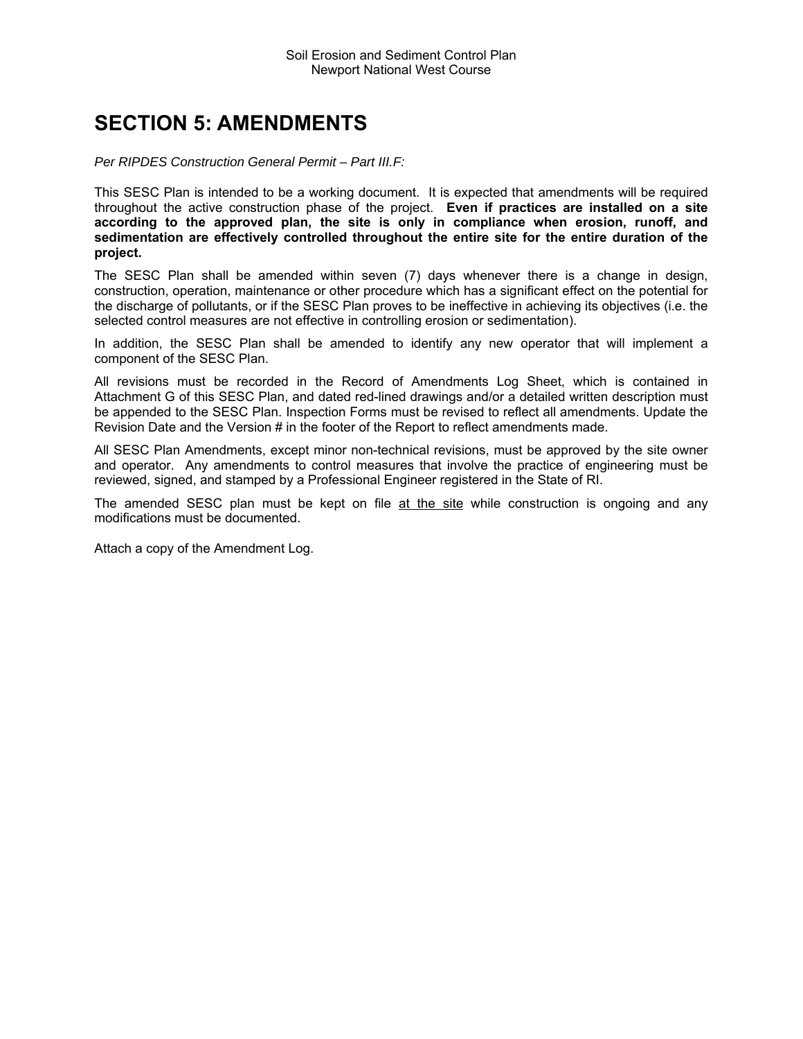# SECTION 5: AMENDMENTS

*Per RIPDES Construction General Permit – Part III.F:*

This SESC Plan is intended to be a working document. It is expected that amendments will be required throughout the active construction phase of the project. **Even if practices are installed on a site according to the approved plan, the site is only in compliance when erosion, runoff, and sedimentation are effectively controlled throughout the entire site for the entire duration of the project.**

The SESC Plan shall be amended within seven (7) days whenever there is a change in design, construction, operation, maintenance or other procedure which has a significant effect on the potential for the discharge of pollutants, or if the SESC Plan proves to be ineffective in achieving its objectives (i.e. the selected control measures are not effective in controlling erosion or sedimentation).

In addition, the SESC Plan shall be amended to identify any new operator that will implement a component of the SESC Plan.

All revisions must be recorded in the Record of Amendments Log Sheet, which is contained in Attachment G of this SESC Plan, and dated red-lined drawings and/or a detailed written description must be appended to the SESC Plan. Inspection Forms must be revised to reflect all amendments. Update the Revision Date and the Version # in the footer of the Report to reflect amendments made.

All SESC Plan Amendments, except minor non-technical revisions, must be approved by the site owner and operator. Any amendments to control measures that involve the practice of engineering must be reviewed, signed, and stamped by a Professional Engineer registered in the State of RI.

The amended SESC plan must be kept on file <u>at the site</u> while construction is ongoing and any modifications must be documented.

Attach a copy of the Amendment Log.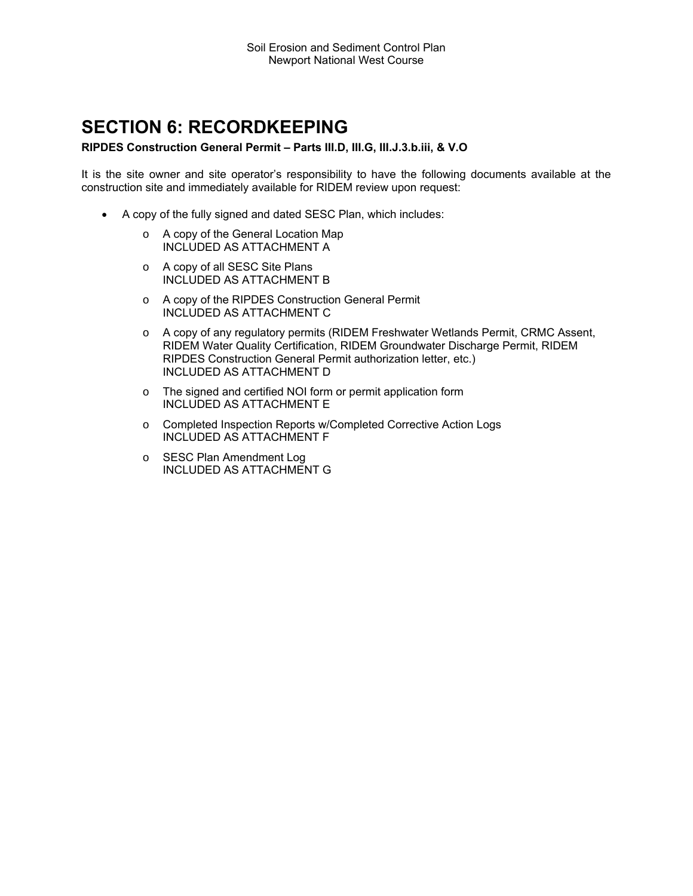# SECTION 6: RECORDKEEPING

**RIPDES Construction General Permit – Parts III.D, III.G, III.J.3.b.iii, & V.O**

It is the site owner and site operator's responsibility to have the following documents available at the construction site and immediately available for RIDEM review upon request:

- A copy of the fully signed and dated SESC Plan, which includes:
  - A copy of the General Location Map
    INCLUDED AS ATTACHMENT A
  - A copy of all SESC Site Plans
    INCLUDED AS ATTACHMENT B
  - A copy of the RIPDES Construction General Permit
    INCLUDED AS ATTACHMENT C
  - A copy of any regulatory permits (RIDEM Freshwater Wetlands Permit, CRMC Assent, RIDEM Water Quality Certification, RIDEM Groundwater Discharge Permit, RIDEM RIPDES Construction General Permit authorization letter, etc.)
    INCLUDED AS ATTACHMENT D
  - The signed and certified NOI form or permit application form
    INCLUDED AS ATTACHMENT E
  - Completed Inspection Reports w/Completed Corrective Action Logs
    INCLUDED AS ATTACHMENT F
  - SESC Plan Amendment Log
    INCLUDED AS ATTACHMENT G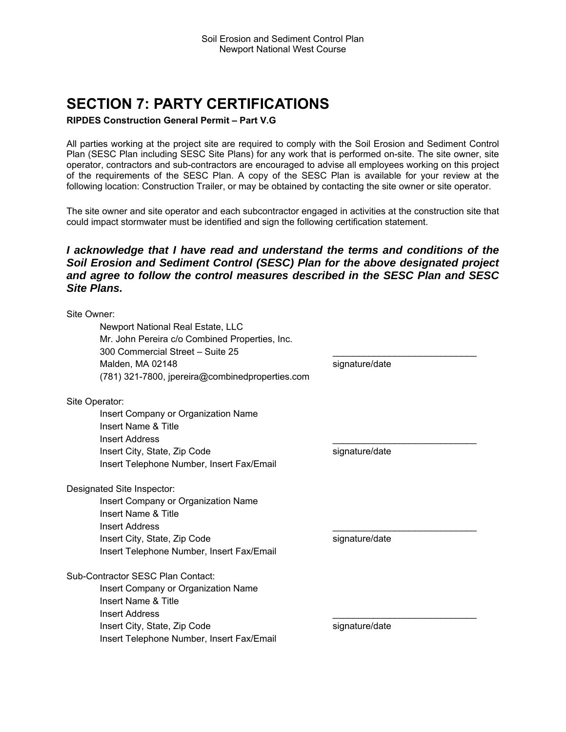# SECTION 7: PARTY CERTIFICATIONS

**RIPDES Construction General Permit – Part V.G**

All parties working at the project site are required to comply with the Soil Erosion and Sediment Control Plan (SESC Plan including SESC Site Plans) for any work that is performed on-site. The site owner, site operator, contractors and sub-contractors are encouraged to advise all employees working on this project of the requirements of the SESC Plan. A copy of the SESC Plan is available for your review at the following location: Construction Trailer, or may be obtained by contacting the site owner or site operator.

The site owner and site operator and each subcontractor engaged in activities at the construction site that could impact stormwater must be identified and sign the following certification statement.

***I acknowledge that I have read and understand the terms and conditions of the Soil Erosion and Sediment Control (SESC) Plan for the above designated project and agree to follow the control measures described in the SESC Plan and SESC Site Plans.***

Site Owner:

Newport National Real Estate, LLC
Mr. John Pereira c/o Combined Properties, Inc.
300 Commercial Street – Suite 25
Malden, MA 02148
(781) 321-7800, jpereira@combinedproperties.com

____________________________
signature/date

Site Operator:

Insert Company or Organization Name
Insert Name & Title
Insert Address
Insert City, State, Zip Code
Insert Telephone Number, Insert Fax/Email

____________________________
signature/date

Designated Site Inspector:

Insert Company or Organization Name
Insert Name & Title
Insert Address
Insert City, State, Zip Code
Insert Telephone Number, Insert Fax/Email

____________________________
signature/date

Sub-Contractor SESC Plan Contact:

Insert Company or Organization Name
Insert Name & Title
Insert Address
Insert City, State, Zip Code
Insert Telephone Number, Insert Fax/Email

____________________________
signature/date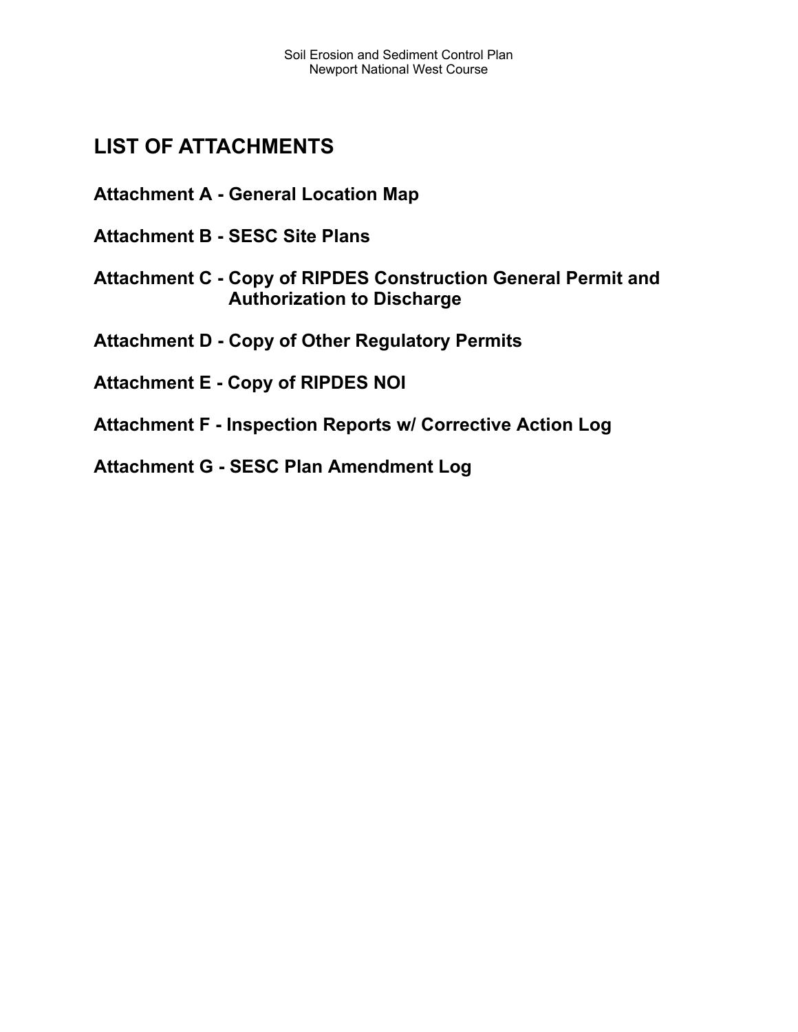## LIST OF ATTACHMENTS

**Attachment A - General Location Map**

**Attachment B - SESC Site Plans**

**Attachment C - Copy of RIPDES Construction General Permit and Authorization to Discharge**

**Attachment D - Copy of Other Regulatory Permits**

**Attachment E - Copy of RIPDES NOI**

**Attachment F - Inspection Reports w/ Corrective Action Log**

**Attachment G - SESC Plan Amendment Log**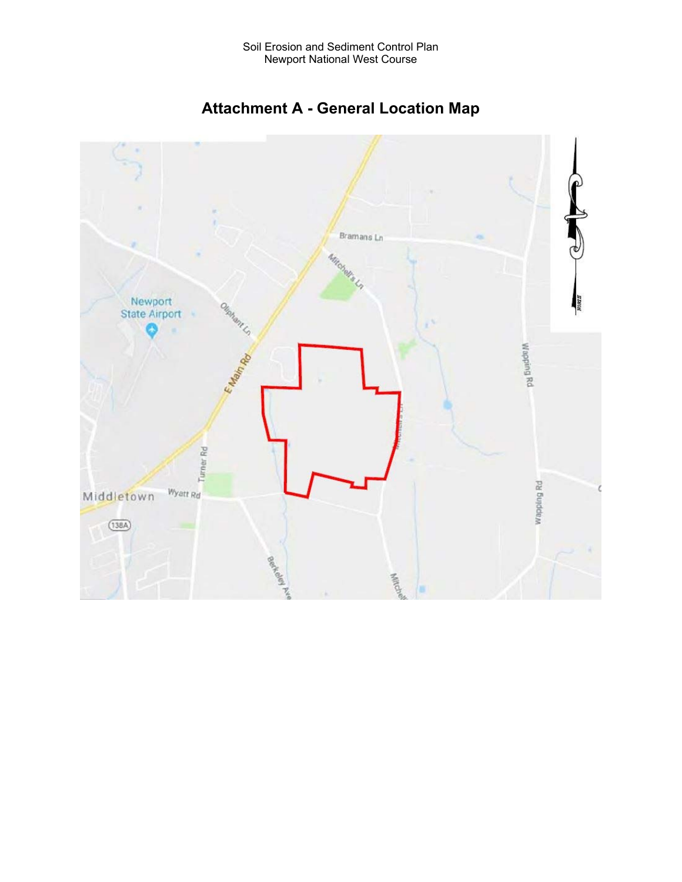# Attachment A - General Location Map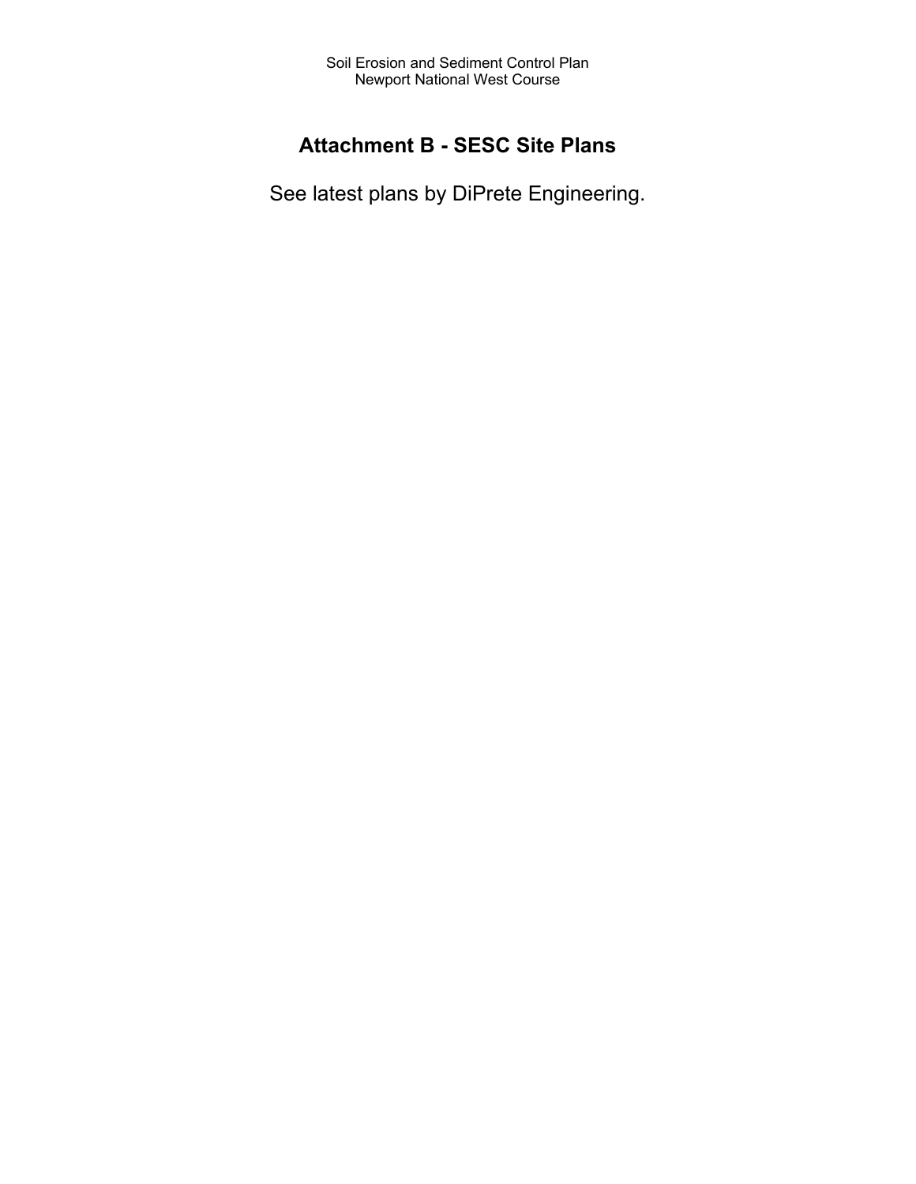# Attachment B - SESC Site Plans

See latest plans by DiPrete Engineering.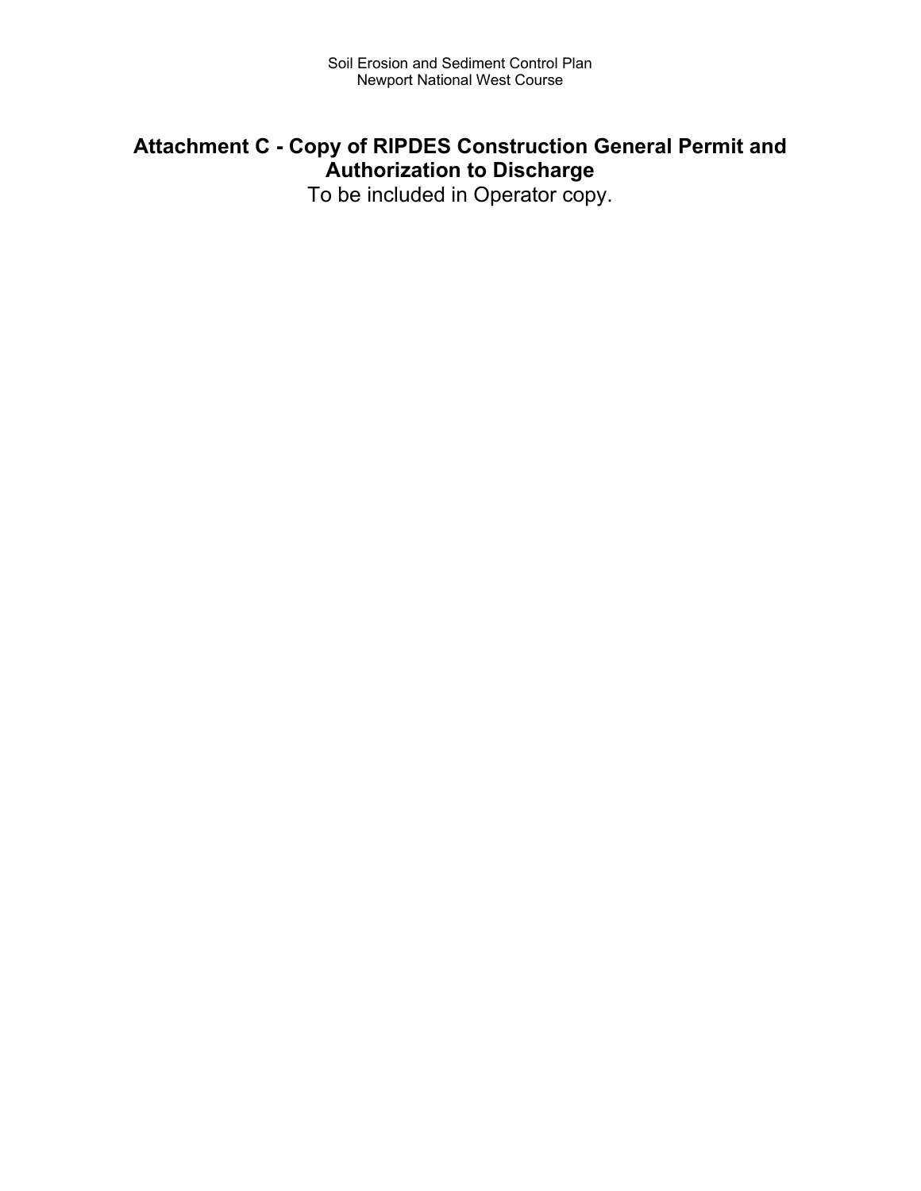# Attachment C - Copy of RIPDES Construction General Permit and Authorization to Discharge

To be included in Operator copy.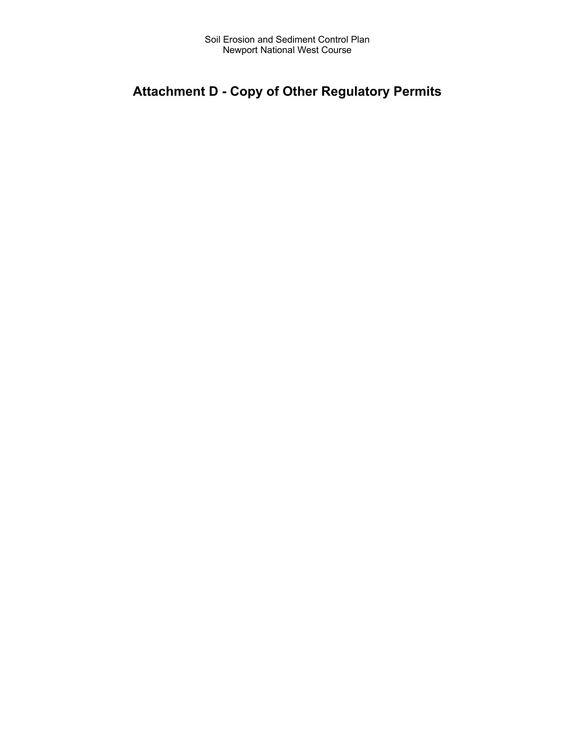Soil Erosion and Sediment Control Plan
Newport National West Course

# Attachment D - Copy of Other Regulatory Permits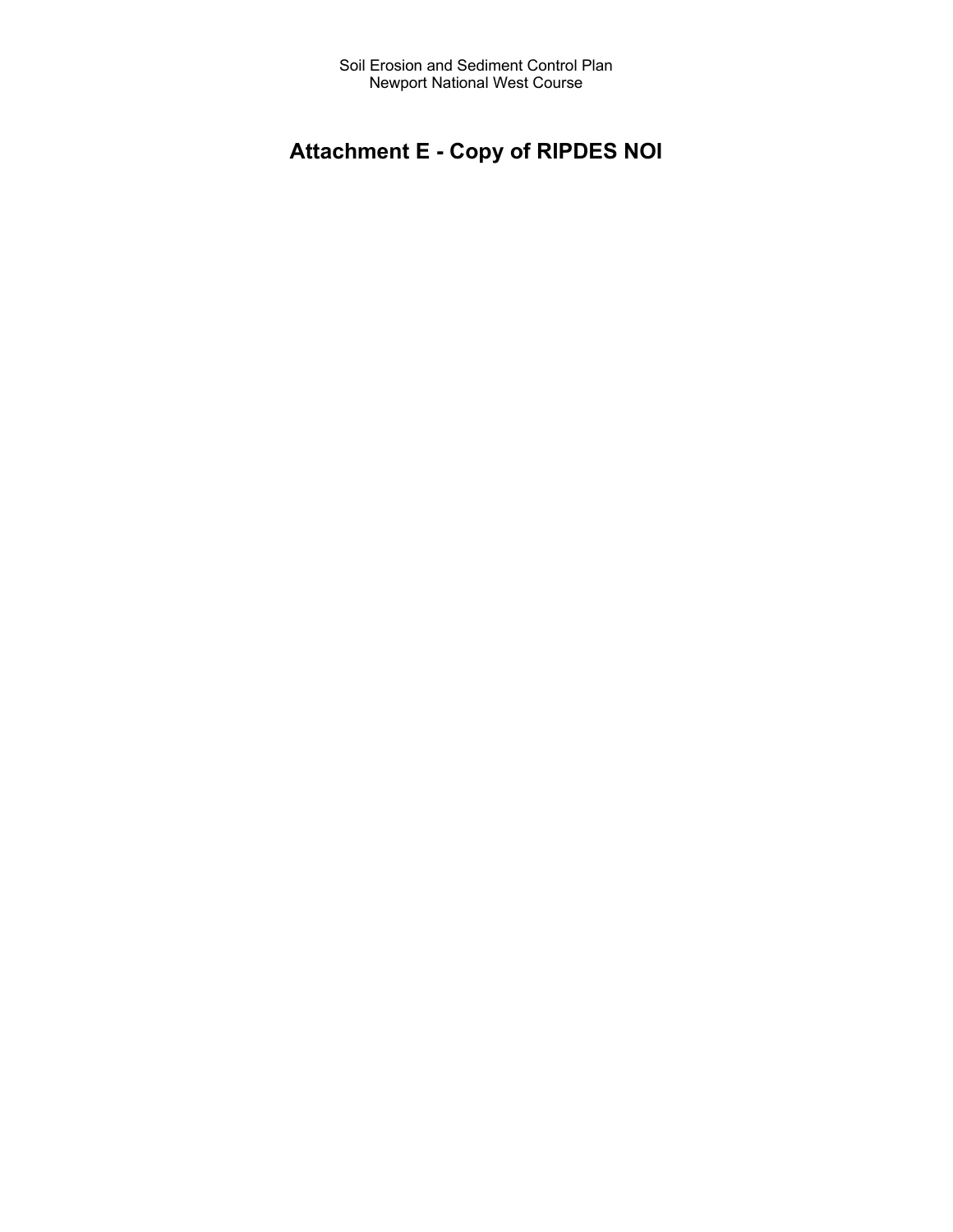# Attachment E - Copy of RIPDES NOI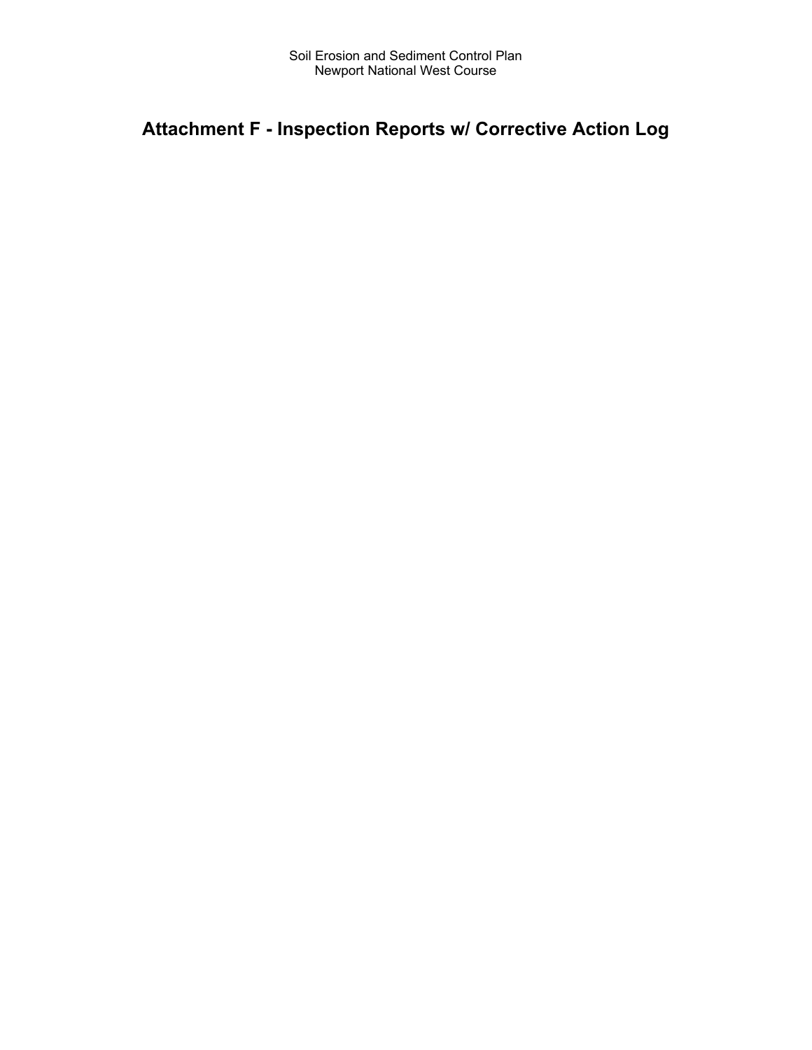Soil Erosion and Sediment Control Plan
Newport National West Course

# Attachment F - Inspection Reports w/ Corrective Action Log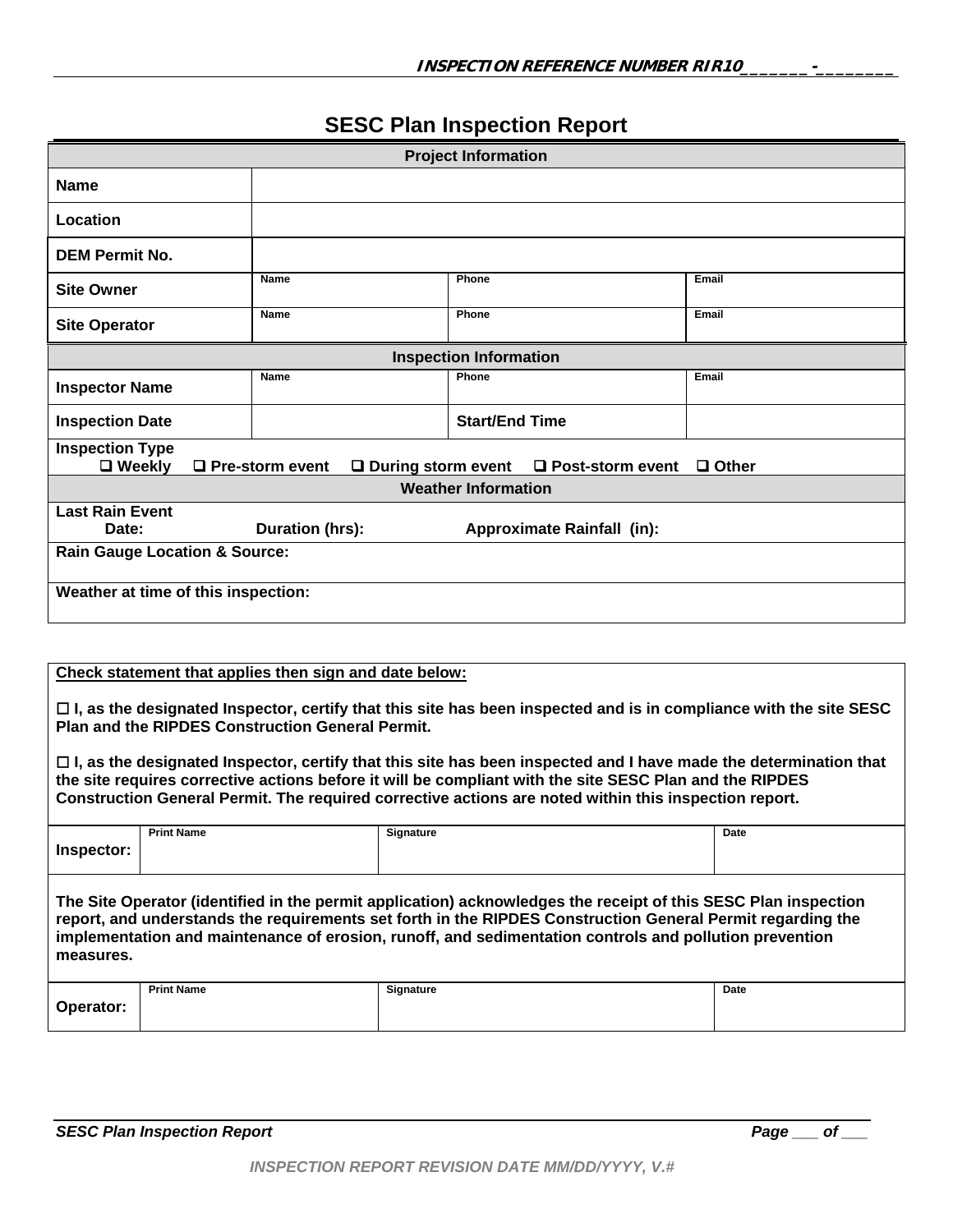**INSPECTION REFERENCE NUMBER RIR10______-_______**

# SESC Plan Inspection Report

| **Project Information** | | | |
|---|---|---|---|
| **Name** | | | |
| **Location** | | | |
| **DEM Permit No.** | | | |
| **Site Owner** | Name | Phone | Email |
| **Site Operator** | Name | Phone | Email |

| **Inspection Information** | | | |
|---|---|---|---|
| **Inspector Name** | Name | Phone | Email |
| **Inspection Date** | | **Start/End Time** | |

**Inspection Type**
❑ Weekly ❑ Pre-storm event ❑ During storm event ❑ Post-storm event ❑ Other

**Weather Information**

**Last Rain Event**
**Date:** **Duration (hrs):** **Approximate Rainfall (in):**

**Rain Gauge Location & Source:**

**Weather at time of this inspection:**

**Check statement that applies then sign and date below:**

☐ **I, as the designated Inspector, certify that this site has been inspected and is in compliance with the site SESC Plan and the RIPDES Construction General Permit.**

☐ **I, as the designated Inspector, certify that this site has been inspected and I have made the determination that the site requires corrective actions before it will be compliant with the site SESC Plan and the RIPDES Construction General Permit. The required corrective actions are noted within this inspection report.**

| | Print Name | Signature | Date |
|---|---|---|---|
| **Inspector:** | | | |

**The Site Operator (identified in the permit application) acknowledges the receipt of this SESC Plan inspection report, and understands the requirements set forth in the RIPDES Construction General Permit regarding the implementation and maintenance of erosion, runoff, and sedimentation controls and pollution prevention measures.**

| | Print Name | Signature | Date |
|---|---|---|---|
| **Operator:** | | | |

*INSPECTION REPORT REVISION DATE MM/DD/YYYY, V.#*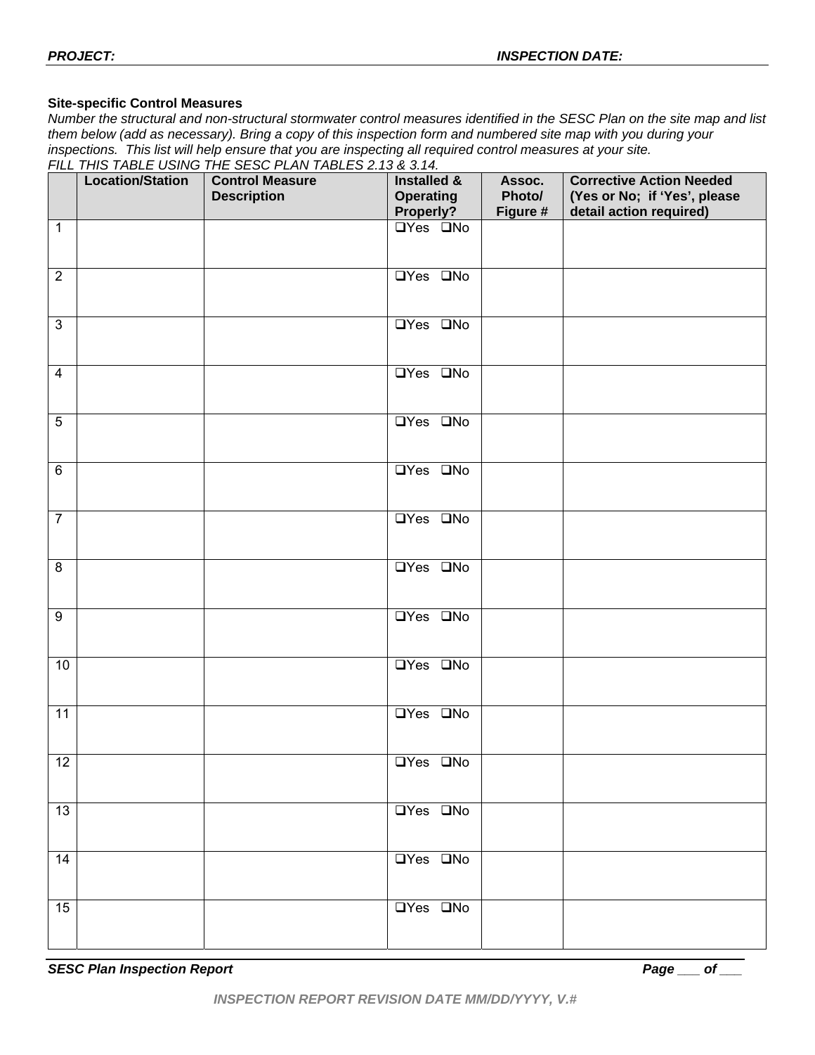***PROJECT:*** ***INSPECTION DATE:***

**Site-specific Control Measures**

*Number the structural and non-structural stormwater control measures identified in the SESC Plan on the site map and list them below (add as necessary). Bring a copy of this inspection form and numbered site map with you during your inspections. This list will help ensure that you are inspecting all required control measures at your site.*

*FILL THIS TABLE USING THE SESC PLAN TABLES 2.13 & 3.14.*

| | Location/Station | Control Measure Description | Installed & Operating Properly? | Assoc. Photo/ Figure # | Corrective Action Needed (Yes or No; if 'Yes', please detail action required) |
|---|---|---|---|---|---|
| 1 | | | ❑Yes ❑No | | |
| 2 | | | ❑Yes ❑No | | |
| 3 | | | ❑Yes ❑No | | |
| 4 | | | ❑Yes ❑No | | |
| 5 | | | ❑Yes ❑No | | |
| 6 | | | ❑Yes ❑No | | |
| 7 | | | ❑Yes ❑No | | |
| 8 | | | ❑Yes ❑No | | |
| 9 | | | ❑Yes ❑No | | |
| 10 | | | ❑Yes ❑No | | |
| 11 | | | ❑Yes ❑No | | |
| 12 | | | ❑Yes ❑No | | |
| 13 | | | ❑Yes ❑No | | |
| 14 | | | ❑Yes ❑No | | |
| 15 | | | ❑Yes ❑No | | |

***SESC Plan Inspection Report*** ***Page ___ of ___***

***INSPECTION REPORT REVISION DATE MM/DD/YYYY, V.#***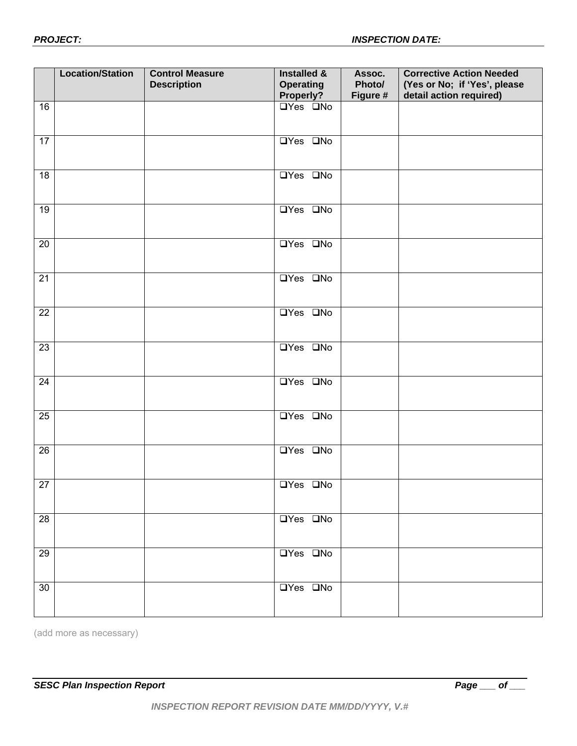**PROJECT:** **INSPECTION DATE:**

| | Location/Station | Control Measure Description | Installed & Operating Properly? | Assoc. Photo/ Figure # | Corrective Action Needed (Yes or No; if 'Yes', please detail action required) |
|---|---|---|---|---|---|
| 16 | | | ❑Yes ❑No | | |
| 17 | | | ❑Yes ❑No | | |
| 18 | | | ❑Yes ❑No | | |
| 19 | | | ❑Yes ❑No | | |
| 20 | | | ❑Yes ❑No | | |
| 21 | | | ❑Yes ❑No | | |
| 22 | | | ❑Yes ❑No | | |
| 23 | | | ❑Yes ❑No | | |
| 24 | | | ❑Yes ❑No | | |
| 25 | | | ❑Yes ❑No | | |
| 26 | | | ❑Yes ❑No | | |
| 27 | | | ❑Yes ❑No | | |
| 28 | | | ❑Yes ❑No | | |
| 29 | | | ❑Yes ❑No | | |
| 30 | | | ❑Yes ❑No | | |

(add more as necessary)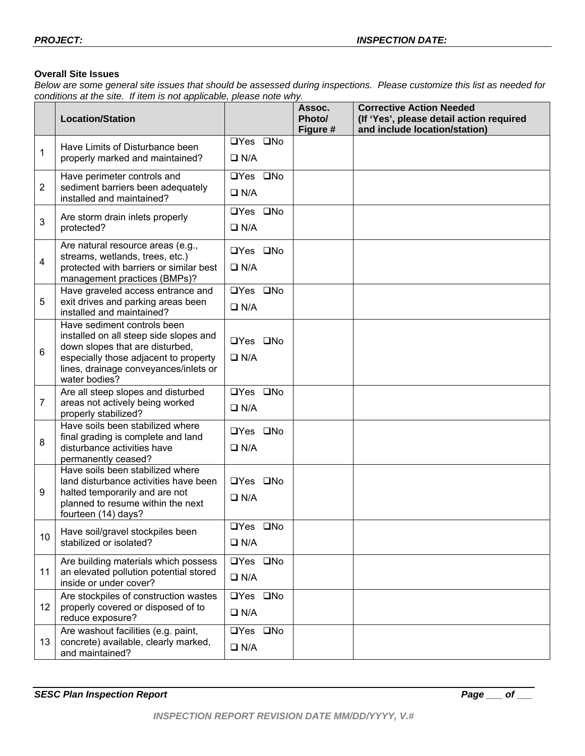***PROJECT:*** ***INSPECTION DATE:***

**Overall Site Issues**

*Below are some general site issues that should be assessed during inspections. Please customize this list as needed for conditions at the site. If item is not applicable, please note why.*

| | Location/Station | | Assoc. Photo/ Figure # | Corrective Action Needed (If 'Yes', please detail action required and include location/station) |
|---|---|---|---|---|
| 1 | Have Limits of Disturbance been properly marked and maintained? | ❑Yes ❑No ❑ N/A | | |
| 2 | Have perimeter controls and sediment barriers been adequately installed and maintained? | ❑Yes ❑No ❑ N/A | | |
| 3 | Are storm drain inlets properly protected? | ❑Yes ❑No ❑ N/A | | |
| 4 | Are natural resource areas (e.g., streams, wetlands, trees, etc.) protected with barriers or similar best management practices (BMPs)? | ❑Yes ❑No ❑ N/A | | |
| 5 | Have graveled access entrance and exit drives and parking areas been installed and maintained? | ❑Yes ❑No ❑ N/A | | |
| 6 | Have sediment controls been installed on all steep side slopes and down slopes that are disturbed, especially those adjacent to property lines, drainage conveyances/inlets or water bodies? | ❑Yes ❑No ❑ N/A | | |
| 7 | Are all steep slopes and disturbed areas not actively being worked properly stabilized? | ❑Yes ❑No ❑ N/A | | |
| 8 | Have soils been stabilized where final grading is complete and land disturbance activities have permanently ceased? | ❑Yes ❑No ❑ N/A | | |
| 9 | Have soils been stabilized where land disturbance activities have been halted temporarily and are not planned to resume within the next fourteen (14) days? | ❑Yes ❑No ❑ N/A | | |
| 10 | Have soil/gravel stockpiles been stabilized or isolated? | ❑Yes ❑No ❑ N/A | | |
| 11 | Are building materials which possess an elevated pollution potential stored inside or under cover? | ❑Yes ❑No ❑ N/A | | |
| 12 | Are stockpiles of construction wastes properly covered or disposed of to reduce exposure? | ❑Yes ❑No ❑ N/A | | |
| 13 | Are washout facilities (e.g. paint, concrete) available, clearly marked, and maintained? | ❑Yes ❑No ❑ N/A | | |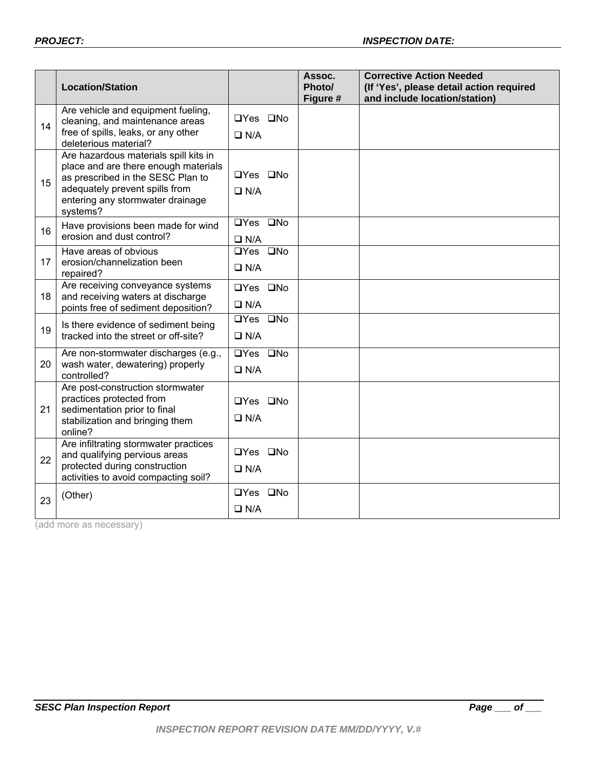**PROJECT:** **INSPECTION DATE:**

| | Location/Station | | Assoc. Photo/ Figure # | Corrective Action Needed (If 'Yes', please detail action required and include location/station) |
|---|---|---|---|---|
| 14 | Are vehicle and equipment fueling, cleaning, and maintenance areas free of spills, leaks, or any other deleterious material? | ❑Yes ❑No ❑ N/A | | |
| 15 | Are hazardous materials spill kits in place and are there enough materials as prescribed in the SESC Plan to adequately prevent spills from entering any stormwater drainage systems? | ❑Yes ❑No ❑ N/A | | |
| 16 | Have provisions been made for wind erosion and dust control? | ❑Yes ❑No ❑ N/A | | |
| 17 | Have areas of obvious erosion/channelization been repaired? | ❑Yes ❑No ❑ N/A | | |
| 18 | Are receiving conveyance systems and receiving waters at discharge points free of sediment deposition? | ❑Yes ❑No ❑ N/A | | |
| 19 | Is there evidence of sediment being tracked into the street or off-site? | ❑Yes ❑No ❑ N/A | | |
| 20 | Are non-stormwater discharges (e.g., wash water, dewatering) properly controlled? | ❑Yes ❑No ❑ N/A | | |
| 21 | Are post-construction stormwater practices protected from sedimentation prior to final stabilization and bringing them online? | ❑Yes ❑No ❑ N/A | | |
| 22 | Are infiltrating stormwater practices and qualifying pervious areas protected during construction activities to avoid compacting soil? | ❑Yes ❑No ❑ N/A | | |
| 23 | (Other) | ❑Yes ❑No ❑ N/A | | |

(add more as necessary)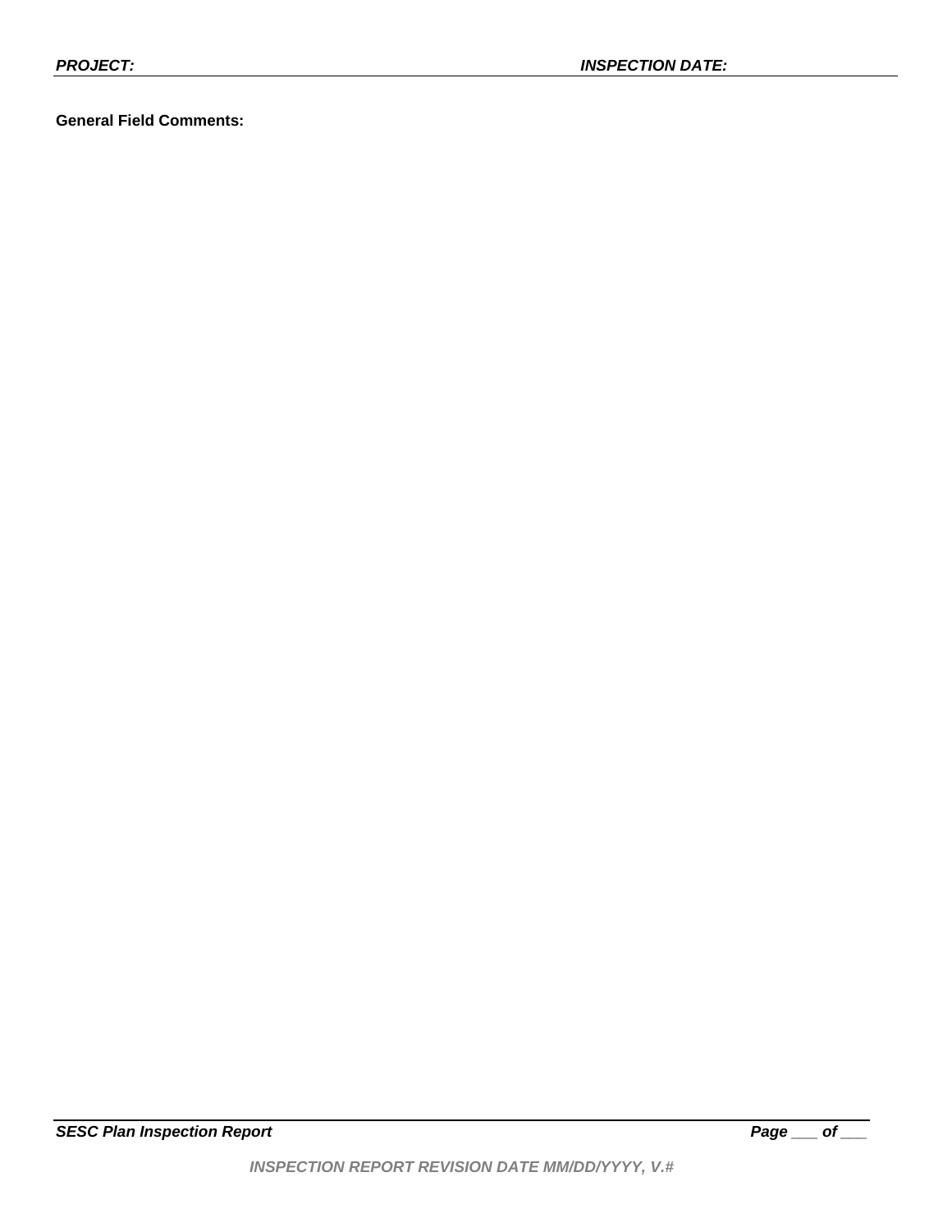***PROJECT:*** ***INSPECTION DATE:***

**General Field Comments:**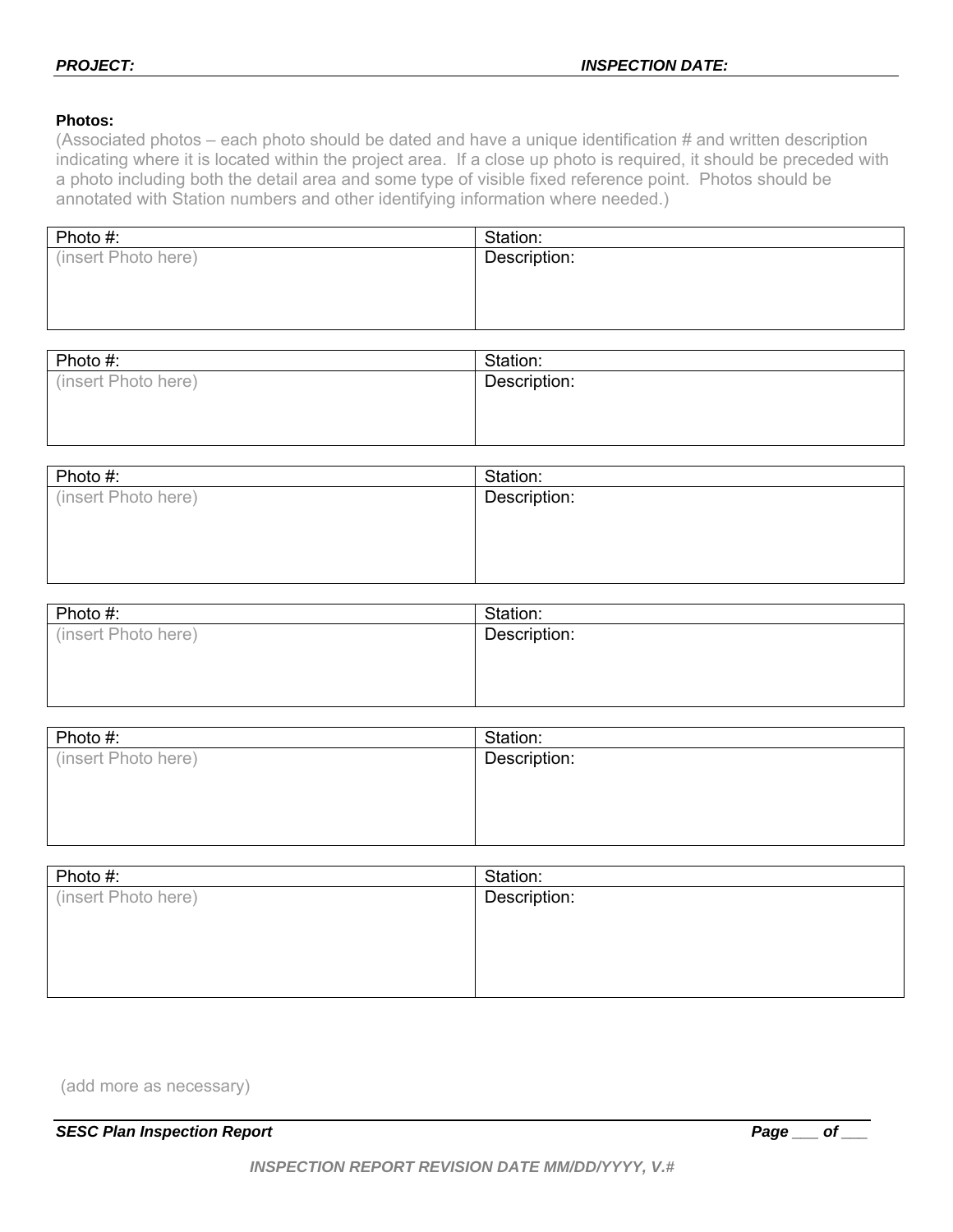**PROJECT:** **INSPECTION DATE:**

**Photos:**

(Associated photos – each photo should be dated and have a unique identification # and written description indicating where it is located within the project area. If a close up photo is required, it should be preceded with a photo including both the detail area and some type of visible fixed reference point. Photos should be annotated with Station numbers and other identifying information where needed.)

| Photo #: | Station: |
|---|---|
| (insert Photo here) | Description: |

| Photo #: | Station: |
|---|---|
| (insert Photo here) | Description: |

| Photo #: | Station: |
|---|---|
| (insert Photo here) | Description: |

| Photo #: | Station: |
|---|---|
| (insert Photo here) | Description: |

| Photo #: | Station: |
|---|---|
| (insert Photo here) | Description: |

| Photo #: | Station: |
|---|---|
| (insert Photo here) | Description: |

(add more as necessary)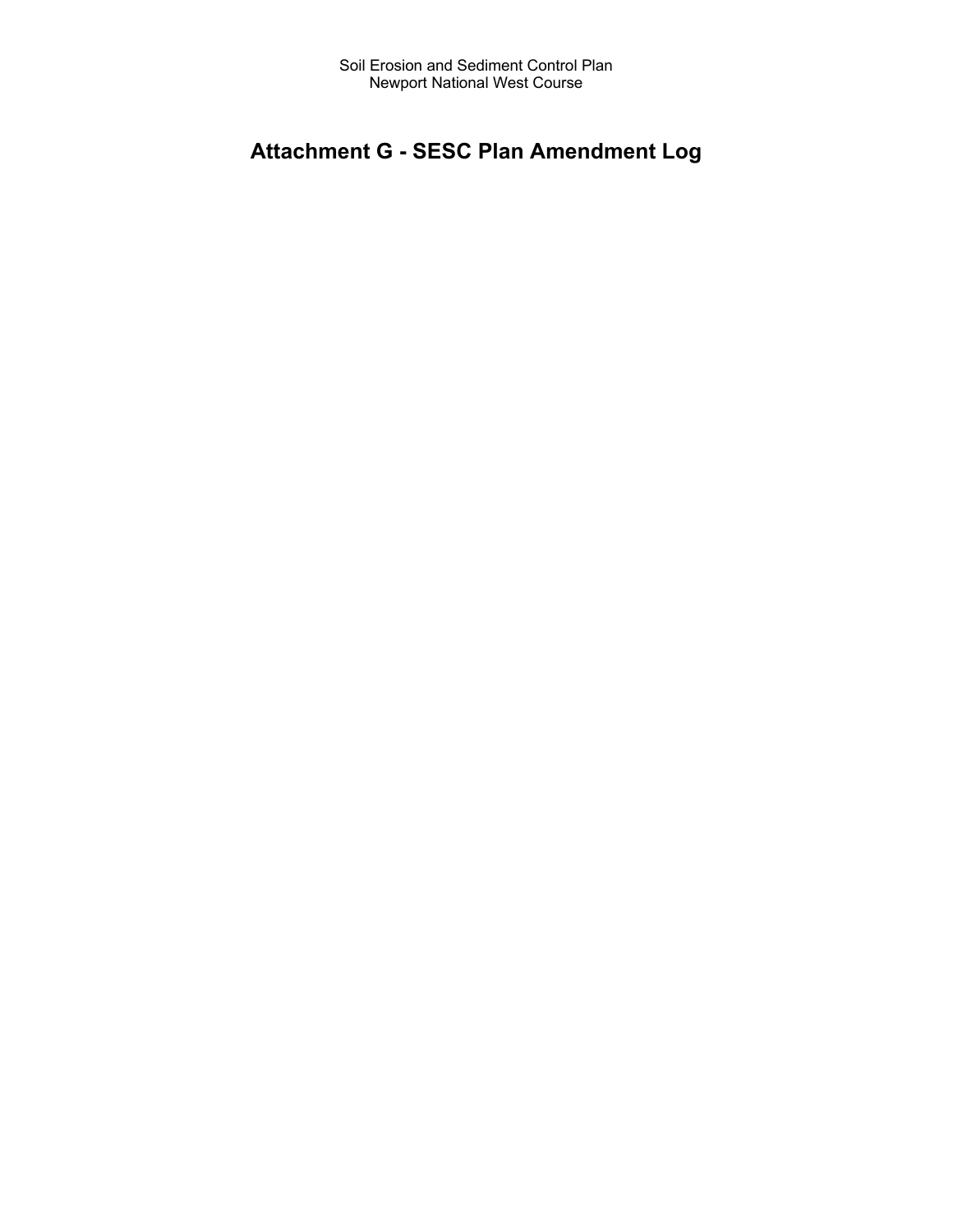Soil Erosion and Sediment Control Plan
Newport National West Course

# Attachment G - SESC Plan Amendment Log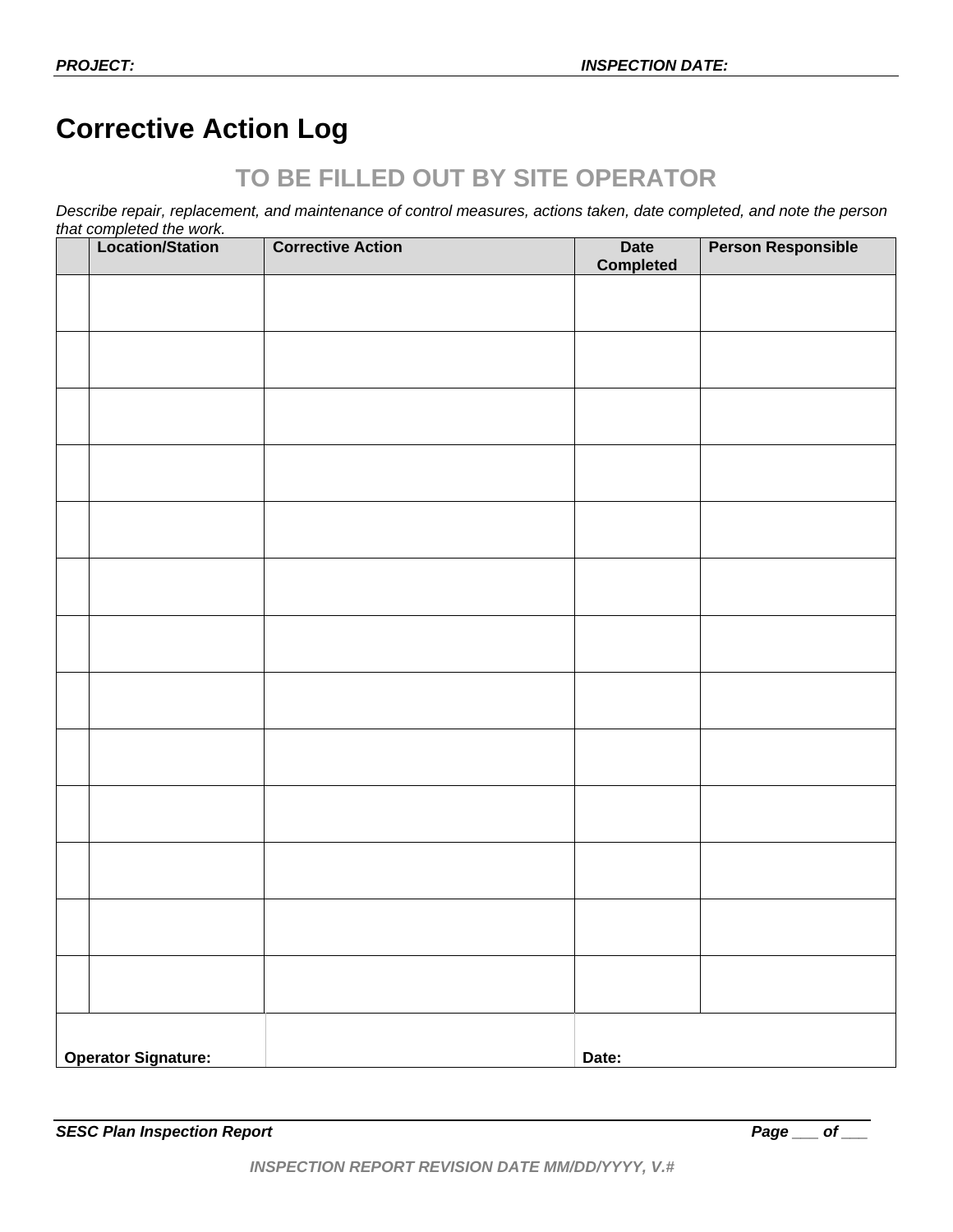**PROJECT:** **INSPECTION DATE:**

# Corrective Action Log

## TO BE FILLED OUT BY SITE OPERATOR

*Describe repair, replacement, and maintenance of control measures, actions taken, date completed, and note the person that completed the work.*

| | Location/Station | Corrective Action | Date Completed | Person Responsible |
|---|---|---|---|---|
| | | | | |
| | | | | |
| | | | | |
| | | | | |
| | | | | |
| | | | | |
| | | | | |
| | | | | |
| | | | | |
| | | | | |
| | | | | |
| | | | | |
| | | | | |
| **Operator Signature:** | | | **Date:** | |

***SESC Plan Inspection Report***

***INSPECTION REPORT REVISION DATE MM/DD/YYYY, V.#***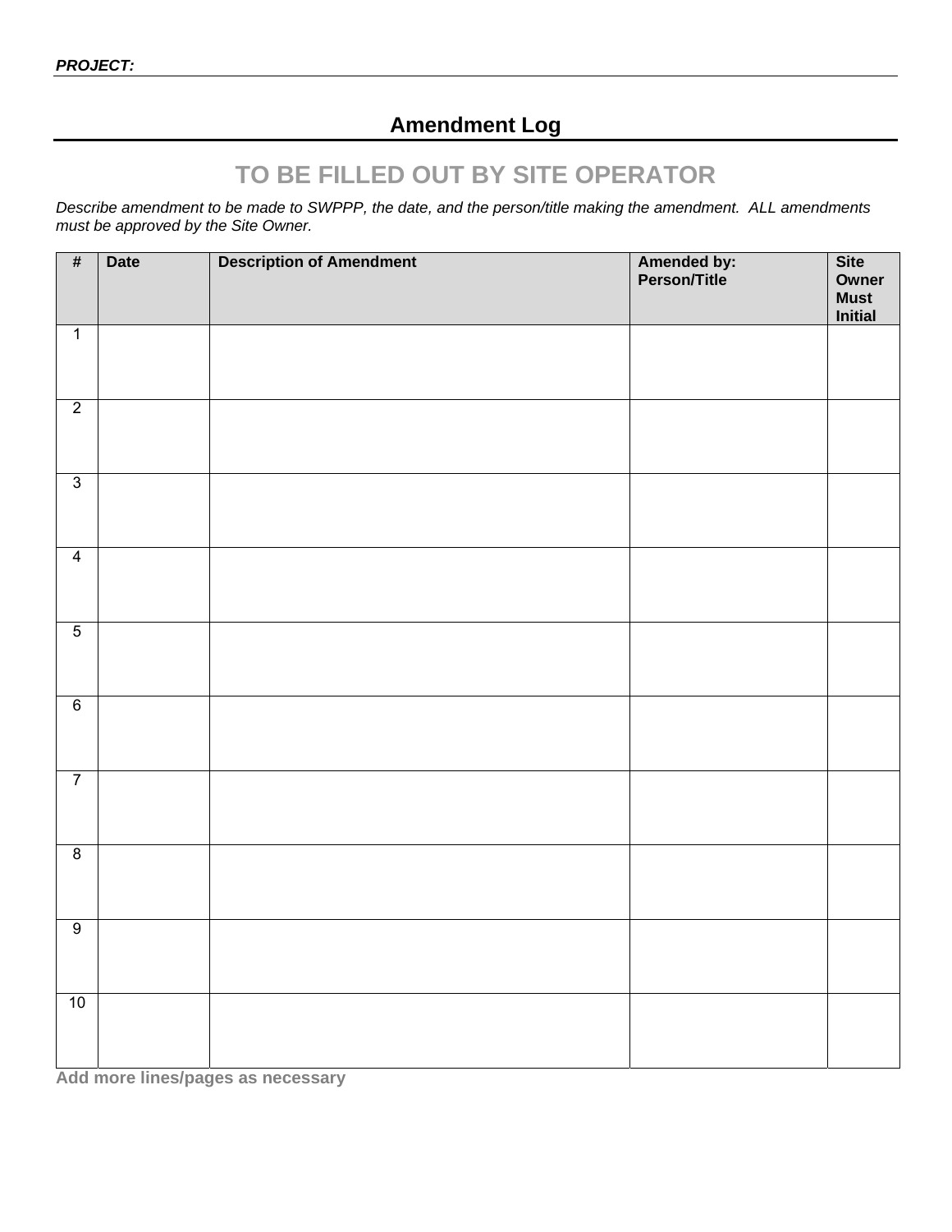**PROJECT:**

## Amendment Log

### TO BE FILLED OUT BY SITE OPERATOR

*Describe amendment to be made to SWPPP, the date, and the person/title making the amendment. ALL amendments must be approved by the Site Owner.*

| # | Date | Description of Amendment | Amended by: Person/Title | Site Owner Must Initial |
|---|---|---|---|---|
| 1 | | | | |
| 2 | | | | |
| 3 | | | | |
| 4 | | | | |
| 5 | | | | |
| 6 | | | | |
| 7 | | | | |
| 8 | | | | |
| 9 | | | | |
| 10 | | | | |

**Add more lines/pages as necessary**